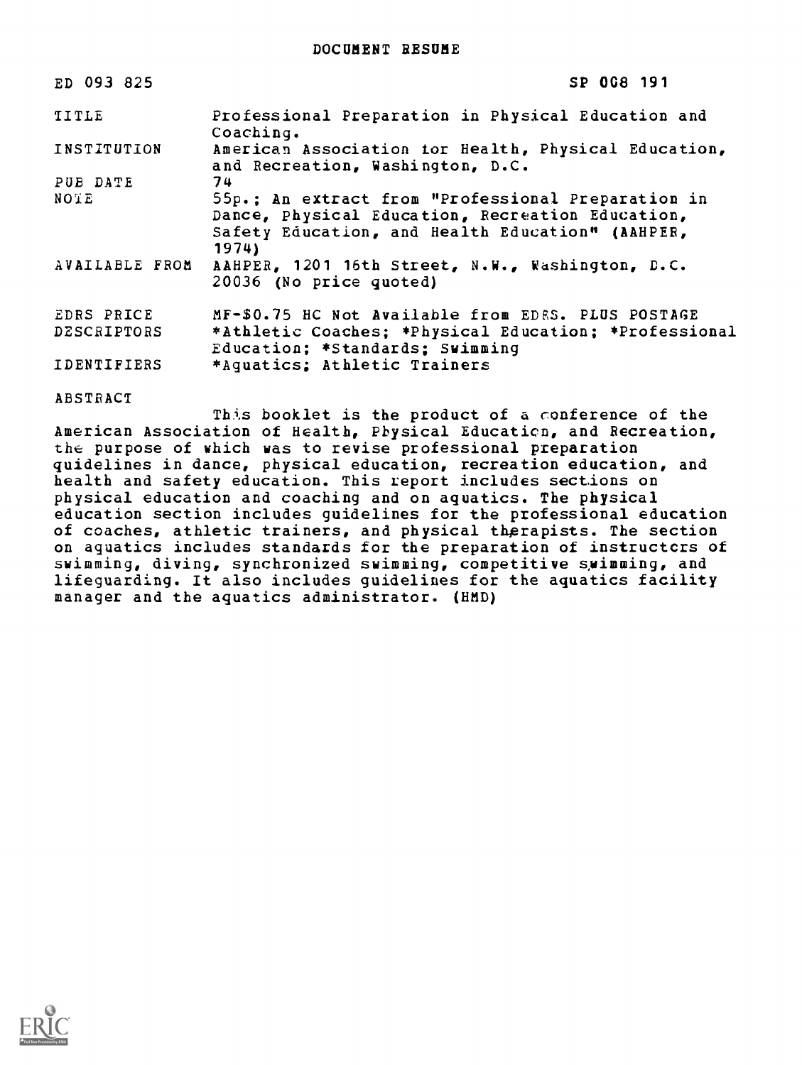# DOCUMENT RESUME

| | |
|---|---|
| ED 093 825 | SP 008 191 |
| TITLE | Professional Preparation in Physical Education and Coaching. |
| INSTITUTION | American Association for Health, Physical Education, and Recreation, Washington, D.C. |
| PUB DATE | 74 |
| NOTE | 55p.; An extract from "Professional Preparation in Dance, Physical Education, Recreation Education, Safety Education, and Health Education" (AAHPER, 1974) |
| AVAILABLE FROM | AAHPER, 1201 16th Street, N.W., Washington, D.C. 20036 (No price quoted) |
| EDRS PRICE | MF-$0.75 HC Not Available from EDRS. PLUS POSTAGE |
| DESCRIPTORS | *Athletic Coaches; *Physical Education; *Professional Education; *Standards; Swimming |
| IDENTIFIERS | *Aquatics; Athletic Trainers |

ABSTRACT

This booklet is the product of a conference of the American Association of Health, Physical Education, and Recreation, the purpose of which was to revise professional preparation guidelines in dance, physical education, recreation education, and health and safety education. This report includes sections on physical education and coaching and on aquatics. The physical education section includes guidelines for the professional education of coaches, athletic trainers, and physical therapists. The section on aquatics includes standards for the preparation of instructors of swimming, diving, synchronized swimming, competitive swimming, and lifeguarding. It also includes guidelines for the aquatics facility manager and the aquatics administrator. (HMD)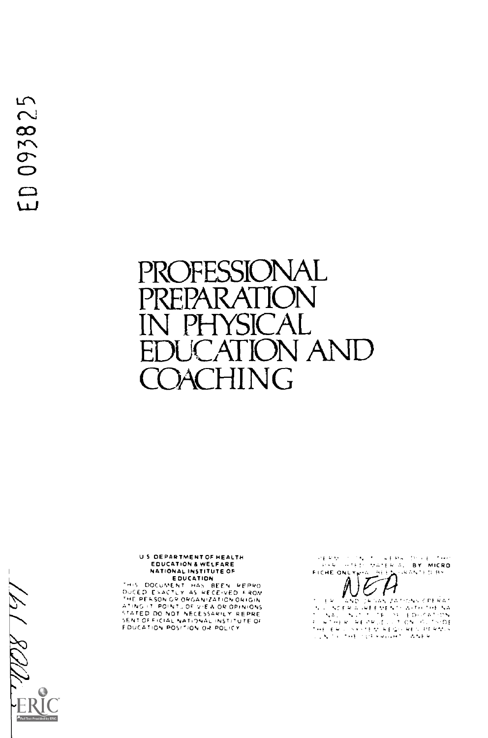ED 093825

# PROFESSIONAL PREPARATION IN PHYSICAL EDUCATION AND COACHING

U S DEPARTMENT OF HEALTH EDUCATION & WELFARE NATIONAL INSTITUTE OF EDUCATION

THIS DOCUMENT HAS BEEN REPRODUCED EXACTLY AS RECEIVED FROM THE PERSON OR ORGANIZATION ORIGINATING IT. POINTS OF VIEW OR OPINIONS STATED DO NOT NECESSARILY REPRESENT OFFICIAL NATIONAL INSTITUTE OF EDUCATION POSITION OR POLICY

PERMISSION TO REPRODUCE THIS COPYRIGHTED MATERIAL BY MICROFICHE ONLY HAS BEEN GRANTED BY

NEA

TO ERIC AND ORGANIZATIONS OPERATING UNDER AGREEMENTS WITH THE NATIONAL INSTITUTE OF EDUCATION. FURTHER REPRODUCTION OUTSIDE THE ERIC SYSTEM REQUIRES PERMISSION OF THE COPYRIGHT OWNER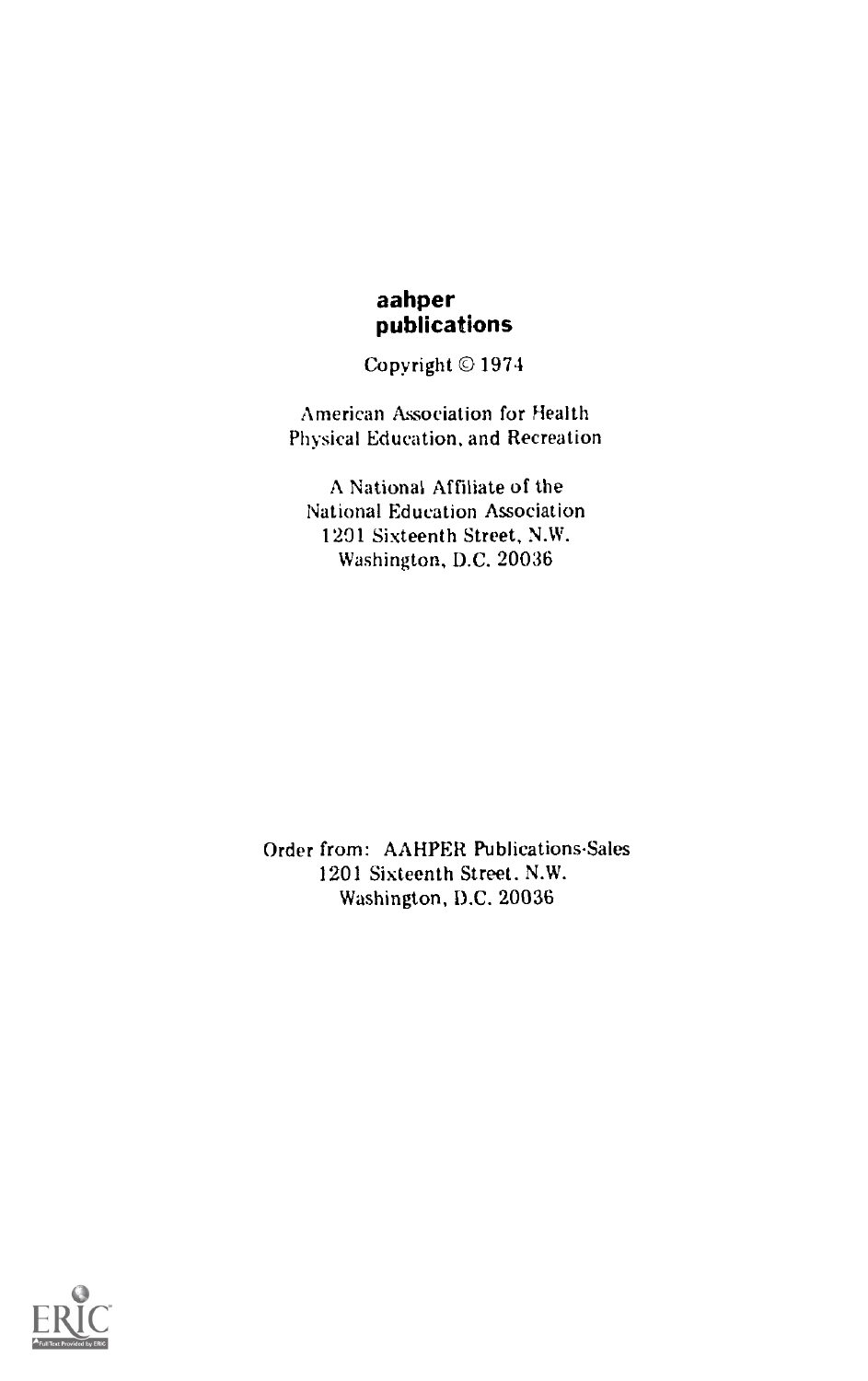**aahper publications**

Copyright © 1974

American Association for Health
Physical Education, and Recreation

A National Affiliate of the
National Education Association
1201 Sixteenth Street, N.W.
Washington, D.C. 20036

Order from: AAHPER Publications-Sales
1201 Sixteenth Street, N.W.
Washington, D.C. 20036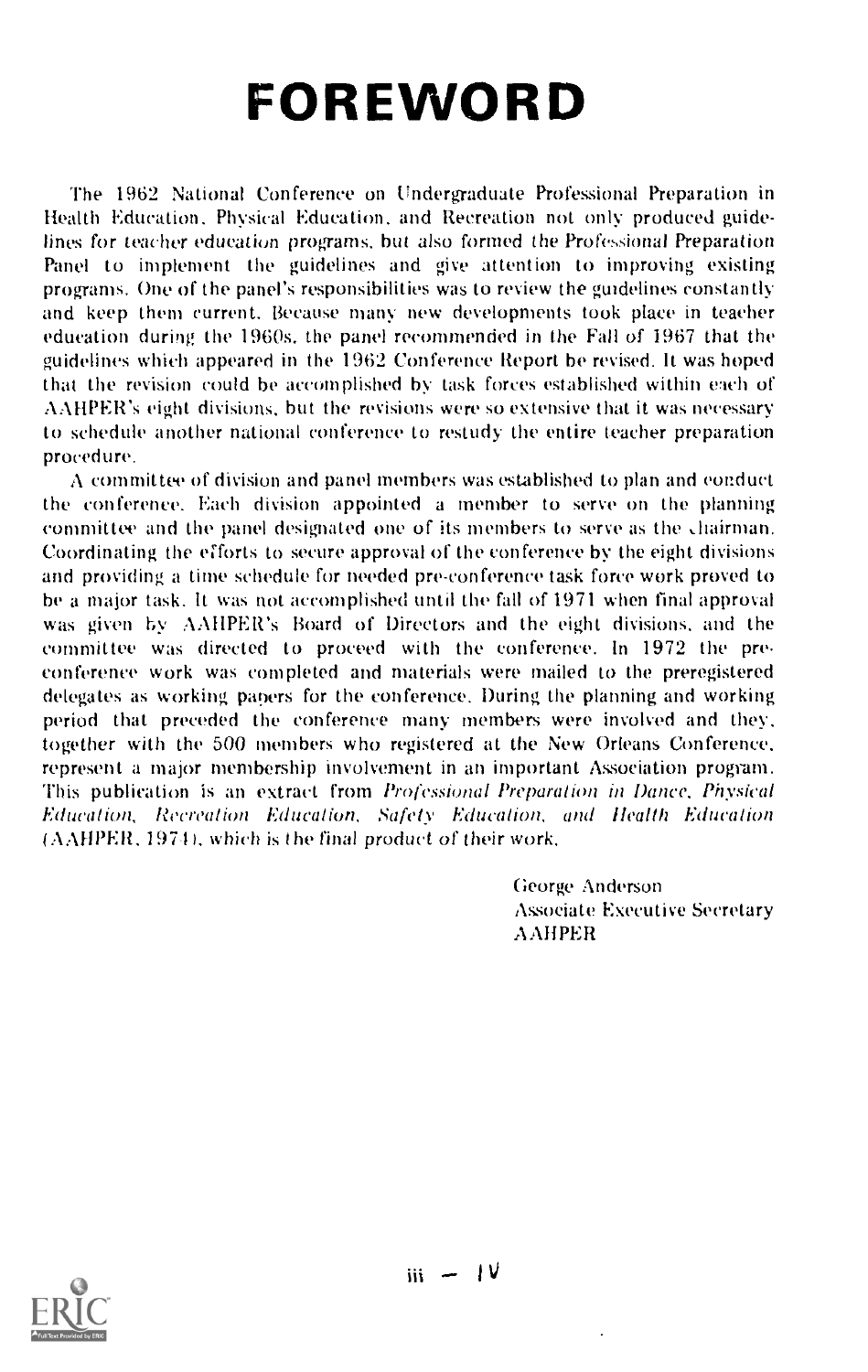# FOREWORD

The 1962 National Conference on Undergraduate Professional Preparation in Health Education, Physical Education, and Recreation not only produced guidelines for teacher education programs, but also formed the Professional Preparation Panel to implement the guidelines and give attention to improving existing programs. One of the panel's responsibilities was to review the guidelines constantly and keep them current. Because many new developments took place in teacher education during the 1960s, the panel recommended in the Fall of 1967 that the guidelines which appeared in the 1962 Conference Report be revised. It was hoped that the revision could be accomplished by task forces established within each of AAHPER's eight divisions, but the revisions were so extensive that it was necessary to schedule another national conference to restudy the entire teacher preparation procedure.

A committee of division and panel members was established to plan and conduct the conference. Each division appointed a member to serve on the planning committee and the panel designated one of its members to serve as the chairman. Coordinating the efforts to secure approval of the conference by the eight divisions and providing a time schedule for needed pre-conference task force work proved to be a major task. It was not accomplished until the fall of 1971 when final approval was given by AAHPER's Board of Directors and the eight divisions, and the committee was directed to proceed with the conference. In 1972 the pre-conference work was completed and materials were mailed to the preregistered delegates as working papers for the conference. During the planning and working period that preceded the conference many members were involved and they, together with the 500 members who registered at the New Orleans Conference, represent a major membership involvement in an important Association program. This publication is an extract from *Professional Preparation in Dance, Physical Education, Recreation Education, Safety Education, and Health Education* (AAHPER, 1974), which is the final product of their work.

George Anderson
Associate Executive Secretary
AAHPER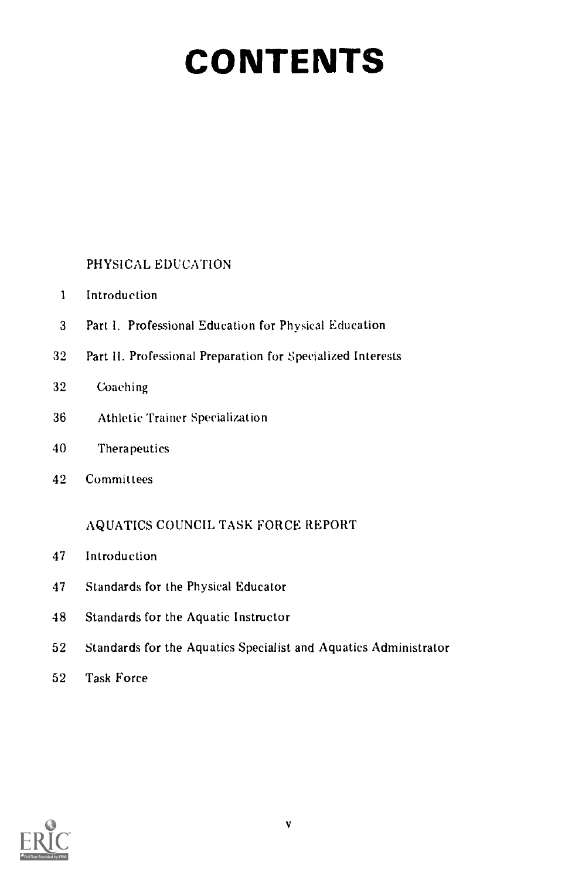# CONTENTS

PHYSICAL EDUCATION

| | |
|---|---|
| 1 | Introduction |
| 3 | Part I. Professional Education for Physical Education |
| 32 | Part II. Professional Preparation for Specialized Interests |
| 32 | Coaching |
| 36 | Athletic Trainer Specialization |
| 40 | Therapeutics |
| 42 | Committees |

AQUATICS COUNCIL TASK FORCE REPORT

| | |
|---|---|
| 47 | Introduction |
| 47 | Standards for the Physical Educator |
| 48 | Standards for the Aquatic Instructor |
| 52 | Standards for the Aquatics Specialist and Aquatics Administrator |
| 52 | Task Force |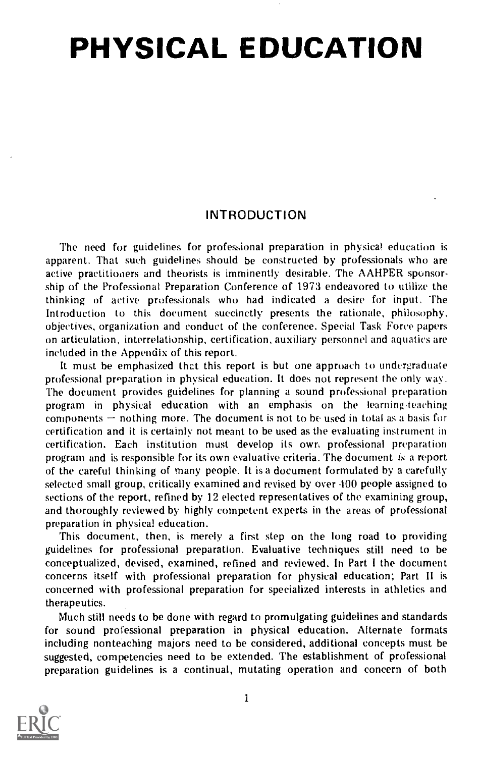# PHYSICAL EDUCATION

## INTRODUCTION

The need for guidelines for professional preparation in physical education is apparent. That such guidelines should be constructed by professionals who are active practitioners and theorists is imminently desirable. The AAHPER sponsorship of the Professional Preparation Conference of 1973 endeavored to utilize the thinking of active professionals who had indicated a desire for input. The Introduction to this document succinctly presents the rationale, philosophy, objectives, organization and conduct of the conference. Special Task Force papers on articulation, interrelationship, certification, auxiliary personnel and aquatics are included in the Appendix of this report.

It must be emphasized that this report is but one approach to undergraduate professional preparation in physical education. It does not represent the only way. The document provides guidelines for planning a sound professional preparation program in physical education with an emphasis on the learning-teaching components — nothing more. The document is not to be used in total as a basis for certification and it is certainly not meant to be used as the evaluating instrument in certification. Each institution must develop its own professional preparation program and is responsible for its own evaluative criteria. The document *is* a report of the careful thinking of many people. It is a document formulated by a carefully selected small group, critically examined and revised by over 400 people assigned to sections of the report, refined by 12 elected representatives of the examining group, and thoroughly reviewed by highly competent experts in the areas of professional preparation in physical education.

This document, then, is merely a first step on the long road to providing guidelines for professional preparation. Evaluative techniques still need to be conceptualized, devised, examined, refined and reviewed. In Part I the document concerns itself with professional preparation for physical education; Part II is concerned with professional preparation for specialized interests in athletics and therapeutics.

Much still needs to be done with regard to promulgating guidelines and standards for sound professional preparation in physical education. Alternate formats including nonteaching majors need to be considered, additional concepts must be suggested, competencies need to be extended. The establishment of professional preparation guidelines is a continual, mutating operation and concern of both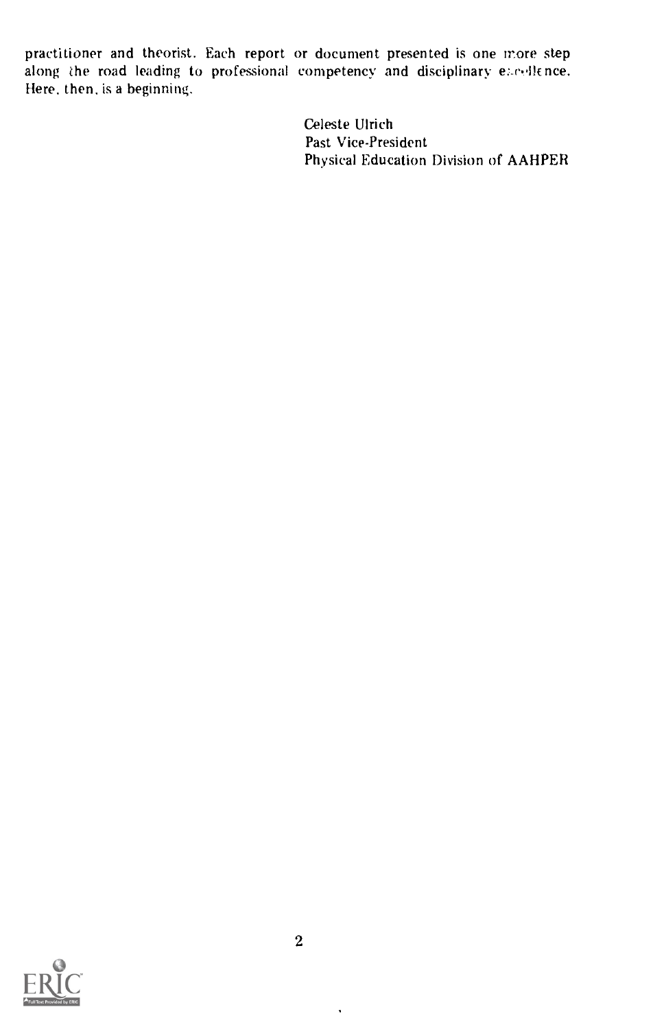practitioner and theorist. Each report or document presented is one more step along the road leading to professional competency and disciplinary excellence. Here, then, is a beginning.

Celeste Ulrich
Past Vice-President
Physical Education Division of AAHPER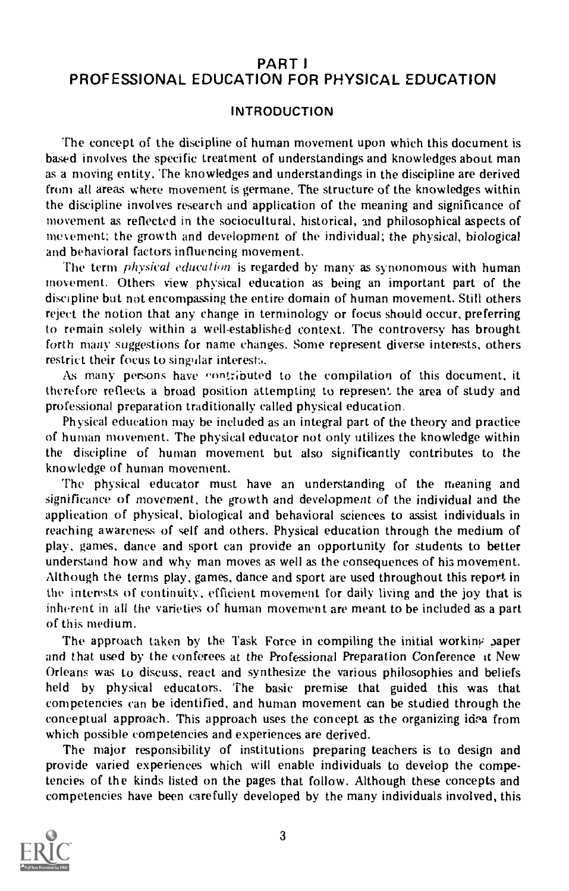# PART I
# PROFESSIONAL EDUCATION FOR PHYSICAL EDUCATION

## INTRODUCTION

The concept of the discipline of human movement upon which this document is based involves the specific treatment of understandings and knowledges about man as a moving entity. The knowledges and understandings in the discipline are derived from all areas where movement is germane. The structure of the knowledges within the discipline involves research and application of the meaning and significance of movement as reflected in the sociocultural, historical, and philosophical aspects of movement; the growth and development of the individual; the physical, biological and behavioral factors influencing movement.

The term *physical education* is regarded by many as synonomous with human movement. Others view physical education as being an important part of the discipline but not encompassing the entire domain of human movement. Still others reject the notion that any change in terminology or focus should occur, preferring to remain solely within a well-established context. The controversy has brought forth many suggestions for name changes. Some represent diverse interests, others restrict their focus to singular interests.

As many persons have contributed to the compilation of this document, it therefore reflects a broad position attempting to represent the area of study and professional preparation traditionally called physical education.

Physical education may be included as an integral part of the theory and practice of human movement. The physical educator not only utilizes the knowledge within the discipline of human movement but also significantly contributes to the knowledge of human movement.

The physical educator must have an understanding of the meaning and significance of movement, the growth and development of the individual and the application of physical, biological and behavioral sciences to assist individuals in reaching awareness of self and others. Physical education through the medium of play, games, dance and sport can provide an opportunity for students to better understand how and why man moves as well as the consequences of his movement. Although the terms play, games, dance and sport are used throughout this report in the interests of continuity, efficient movement for daily living and the joy that is inherent in all the varieties of human movement are meant to be included as a part of this medium.

The approach taken by the Task Force in compiling the initial working paper and that used by the conferees at the Professional Preparation Conference at New Orleans was to discuss, react and synthesize the various philosophies and beliefs held by physical educators. The basic premise that guided this was that competencies can be identified, and human movement can be studied through the conceptual approach. This approach uses the concept as the organizing idea from which possible competencies and experiences are derived.

The major responsibility of institutions preparing teachers is to design and provide varied experiences which will enable individuals to develop the competencies of the kinds listed on the pages that follow. Although these concepts and competencies have been carefully developed by the many individuals involved, this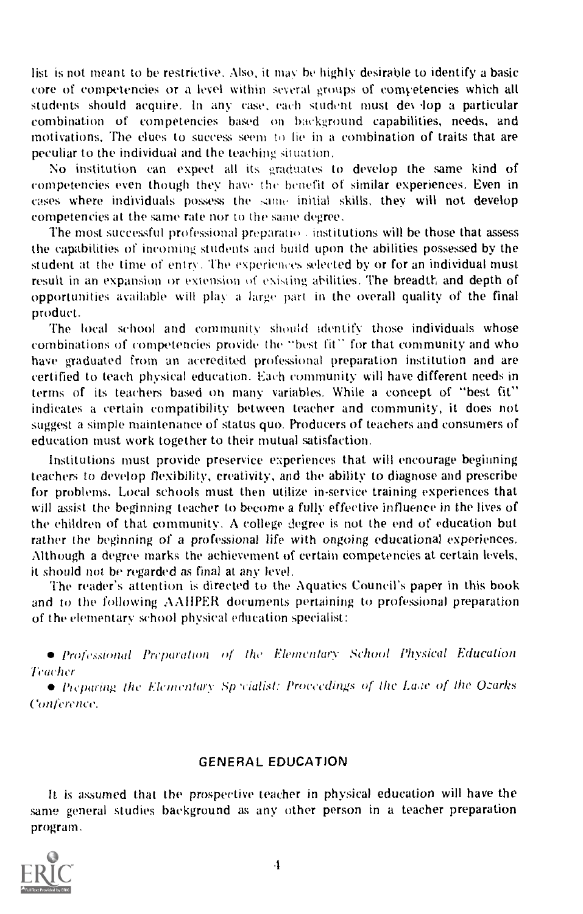list is not meant to be restrictive. Also, it may be highly desirable to identify a basic core of competencies or a level within several groups of competencies which all students should acquire. In any case, each student must develop a particular combination of competencies based on background capabilities, needs, and motivations. The clues to success seem to lie in a combination of traits that are peculiar to the individual and the teaching situation.

No institution can expect all its graduates to develop the same kind of competencies even though they have the benefit of similar experiences. Even in cases where individuals possess the same initial skills, they will not develop competencies at the same rate nor to the same degree.

The most successful professional preparation institutions will be those that assess the capabilities of incoming students and build upon the abilities possessed by the student at the time of entry. The experiences selected by or for an individual must result in an expansion or extension of existing abilities. The breadth and depth of opportunities available will play a large part in the overall quality of the final product.

The local school and community should identify those individuals whose combinations of competencies provide the "best fit" for that community and who have graduated from an accredited professional preparation institution and are certified to teach physical education. Each community will have different needs in terms of its teachers based on many variables. While a concept of "best fit" indicates a certain compatibility between teacher and community, it does not suggest a simple maintenance of status quo. Producers of teachers and consumers of education must work together to their mutual satisfaction.

Institutions must provide preservice experiences that will encourage beginning teachers to develop flexibility, creativity, and the ability to diagnose and prescribe for problems. Local schools must then utilize in-service training experiences that will assist the beginning teacher to become a fully effective influence in the lives of the children of that community. A college degree is not the end of education but rather the beginning of a professional life with ongoing educational experiences. Although a degree marks the achievement of certain competencies at certain levels, it should not be regarded as final at any level.

The reader's attention is directed to the Aquatics Council's paper in this book and to the following AAHPER documents pertaining to professional preparation of the elementary school physical education specialist:

- *Professional Preparation of the Elementary School Physical Education Teacher*
- *Preparing the Elementary Specialist: Proceedings of the Lake of the Ozarks Conference.*

## GENERAL EDUCATION

It is assumed that the prospective teacher in physical education will have the same general studies background as any other person in a teacher preparation program.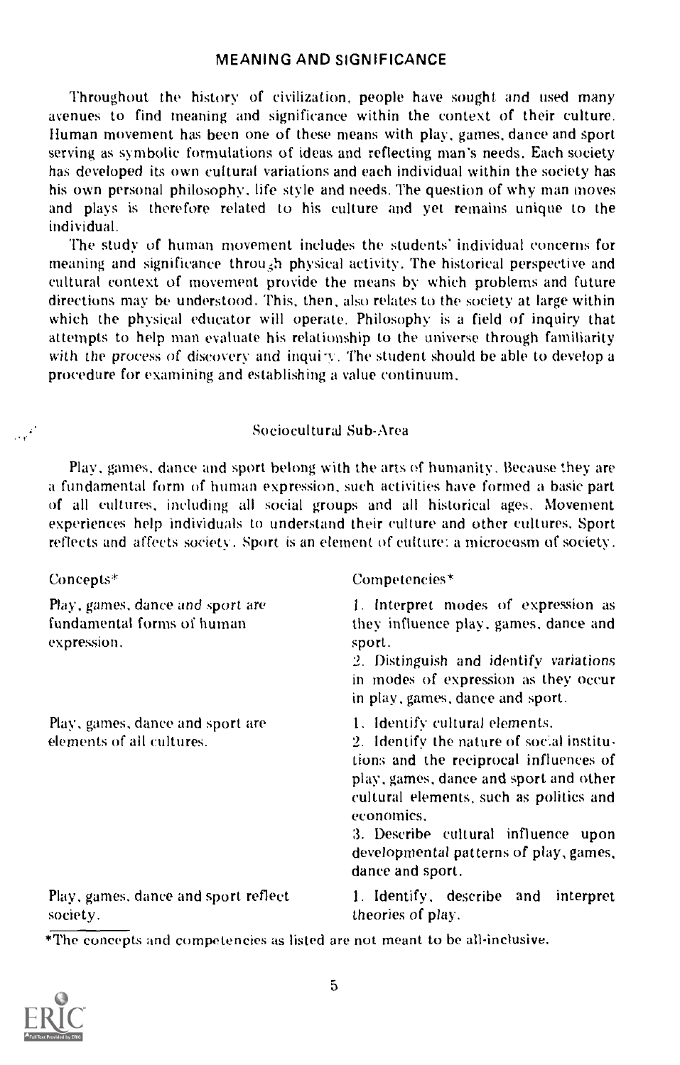## MEANING AND SIGNIFICANCE

Throughout the history of civilization, people have sought and used many avenues to find meaning and significance within the context of their culture. Human movement has been one of these means with play, games, dance and sport serving as symbolic formulations of ideas and reflecting man's needs. Each society has developed its own cultural variations and each individual within the society has his own personal philosophy, life style and needs. The question of why man moves and plays is therefore related to his culture and yet remains unique to the individual.

The study of human movement includes the students' individual concerns for meaning and significance through physical activity. The historical perspective and cultural context of movement provide the means by which problems and future directions may be understood. This, then, also relates to the society at large within which the physical educator will operate. Philosophy is a field of inquiry that attempts to help man evaluate his relationship to the universe through familiarity with the process of discovery and inquiry. The student should be able to develop a procedure for examining and establishing a value continuum.

### Sociocultural Sub-Area

Play, games, dance and sport belong with the arts of humanity. Because they are a fundamental form of human expression, such activities have formed a basic part of all cultures, including all social groups and all historical ages. Movement experiences help individuals to understand their culture and other cultures. Sport reflects and affects society. Sport is an element of culture: a microcosm of society.

| Concepts* | Competencies* |
|---|---|
| Play, games, dance and sport are fundamental forms of human expression. | 1. Interpret modes of expression as they influence play, games, dance and sport.<br>2. Distinguish and identify variations in modes of expression as they occur in play, games, dance and sport. |
| Play, games, dance and sport are elements of all cultures. | 1. Identify cultural elements.<br>2. Identify the nature of social institutions and the reciprocal influences of play, games, dance and sport and other cultural elements, such as politics and economics.<br>3. Describe cultural influence upon developmental patterns of play, games, dance and sport. |
| Play, games, dance and sport reflect society. | 1. Identify, describe and interpret theories of play. |

*The concepts and competencies as listed are not meant to be all-inclusive.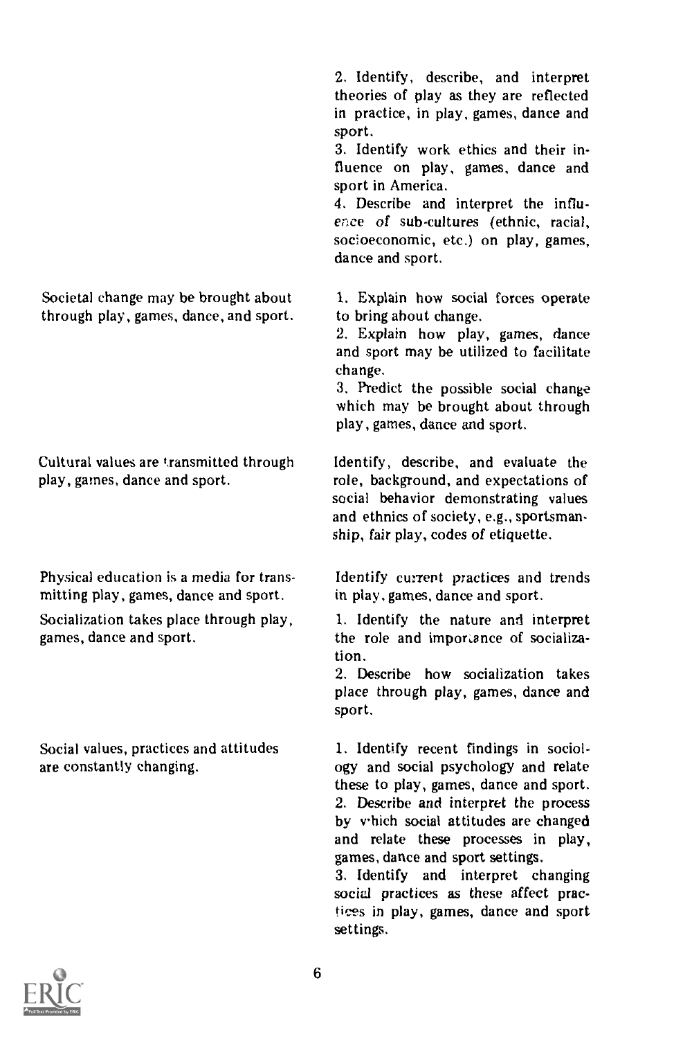| | |
|---|---|
| | 2. Identify, describe, and interpret theories of play as they are reflected in practice, in play, games, dance and sport.<br>3. Identify work ethics and their influence on play, games, dance and sport in America.<br>4. Describe and interpret the influence of sub-cultures (ethnic, racial, socioeconomic, etc.) on play, games, dance and sport. |
| Societal change may be brought about through play, games, dance, and sport. | 1. Explain how social forces operate to bring about change.<br>2. Explain how play, games, dance and sport may be utilized to facilitate change.<br>3. Predict the possible social change which may be brought about through play, games, dance and sport. |
| Cultural values are transmitted through play, games, dance and sport. | Identify, describe, and evaluate the role, background, and expectations of social behavior demonstrating values and ethnics of society, e.g., sportsmanship, fair play, codes of etiquette. |
| Physical education is a media for transmitting play, games, dance and sport. | Identify current practices and trends in play, games, dance and sport. |
| Socialization takes place through play, games, dance and sport. | 1. Identify the nature and interpret the role and importance of socialization.<br>2. Describe how socialization takes place through play, games, dance and sport. |
| Social values, practices and attitudes are constantly changing. | 1. Identify recent findings in sociology and social psychology and relate these to play, games, dance and sport.<br>2. Describe and interpret the process by which social attitudes are changed and relate these processes in play, games, dance and sport settings.<br>3. Identify and interpret changing social practices as these affect practices in play, games, dance and sport settings. |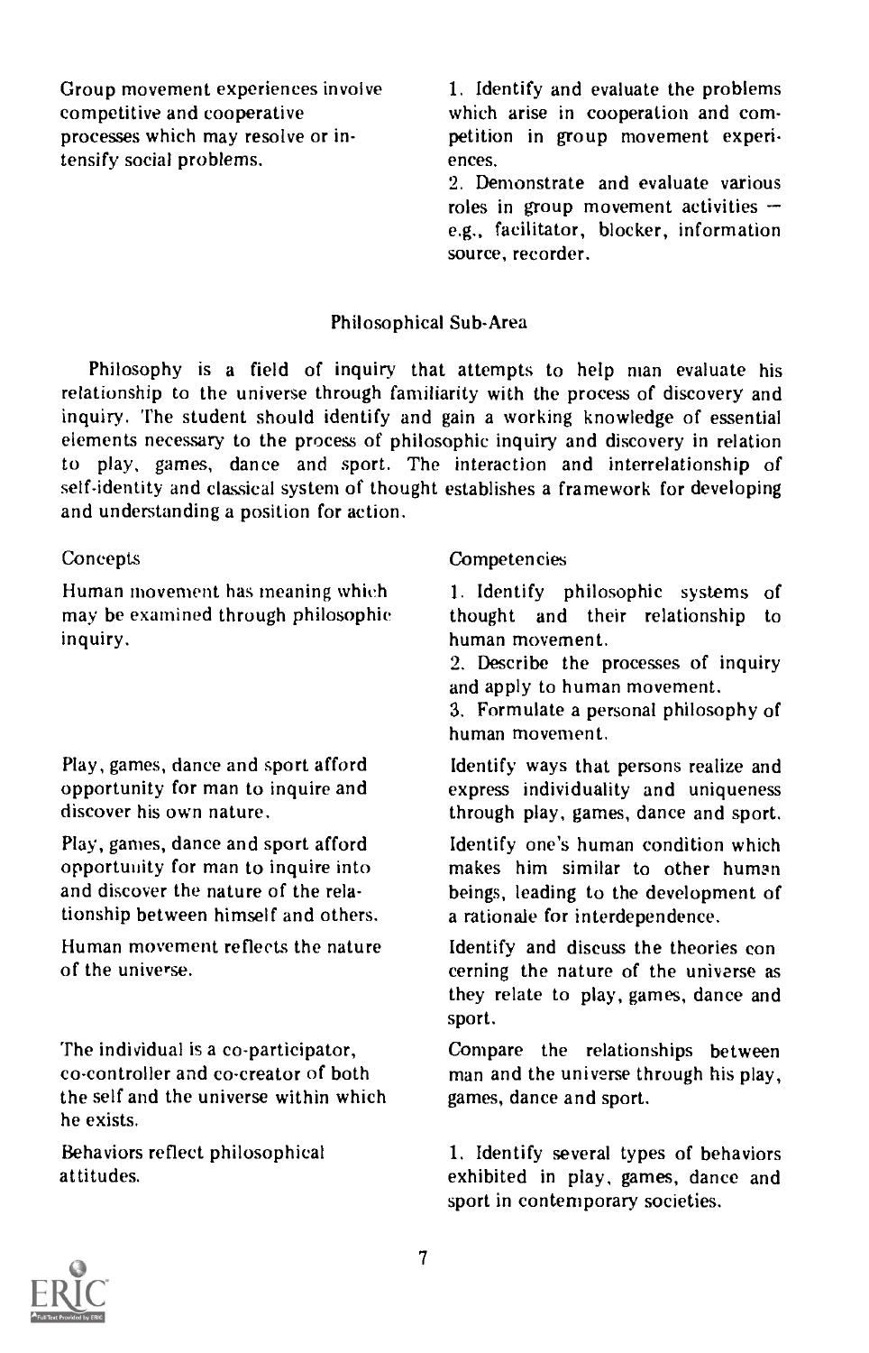| | |
|---|---|
| Group movement experiences involve competitive and cooperative processes which may resolve or intensify social problems. | 1. Identify and evaluate the problems which arise in cooperation and competition in group movement experiences.<br>2. Demonstrate and evaluate various roles in group movement activities — e.g., facilitator, blocker, information source, recorder. |

### Philosophical Sub-Area

Philosophy is a field of inquiry that attempts to help man evaluate his relationship to the universe through familiarity with the process of discovery and inquiry. The student should identify and gain a working knowledge of essential elements necessary to the process of philosophic inquiry and discovery in relation to play, games, dance and sport. The interaction and interrelationship of self-identity and classical system of thought establishes a framework for developing and understanding a position for action.

| Concepts | Competencies |
|---|---|
| Human movement has meaning which may be examined through philosophic inquiry. | 1. Identify philosophic systems of thought and their relationship to human movement.<br>2. Describe the processes of inquiry and apply to human movement.<br>3. Formulate a personal philosophy of human movement. |
| Play, games, dance and sport afford opportunity for man to inquire and discover his own nature. | Identify ways that persons realize and express individuality and uniqueness through play, games, dance and sport. |
| Play, games, dance and sport afford opportunity for man to inquire into and discover the nature of the relationship between himself and others. | Identify one's human condition which makes him similar to other human beings, leading to the development of a rationale for interdependence. |
| Human movement reflects the nature of the universe. | Identify and discuss the theories concerning the nature of the universe as they relate to play, games, dance and sport. |
| The individual is a co-participator, co-controller and co-creator of both the self and the universe within which he exists. | Compare the relationships between man and the universe through his play, games, dance and sport. |
| Behaviors reflect philosophical attitudes. | 1. Identify several types of behaviors exhibited in play, games, dance and sport in contemporary societies. |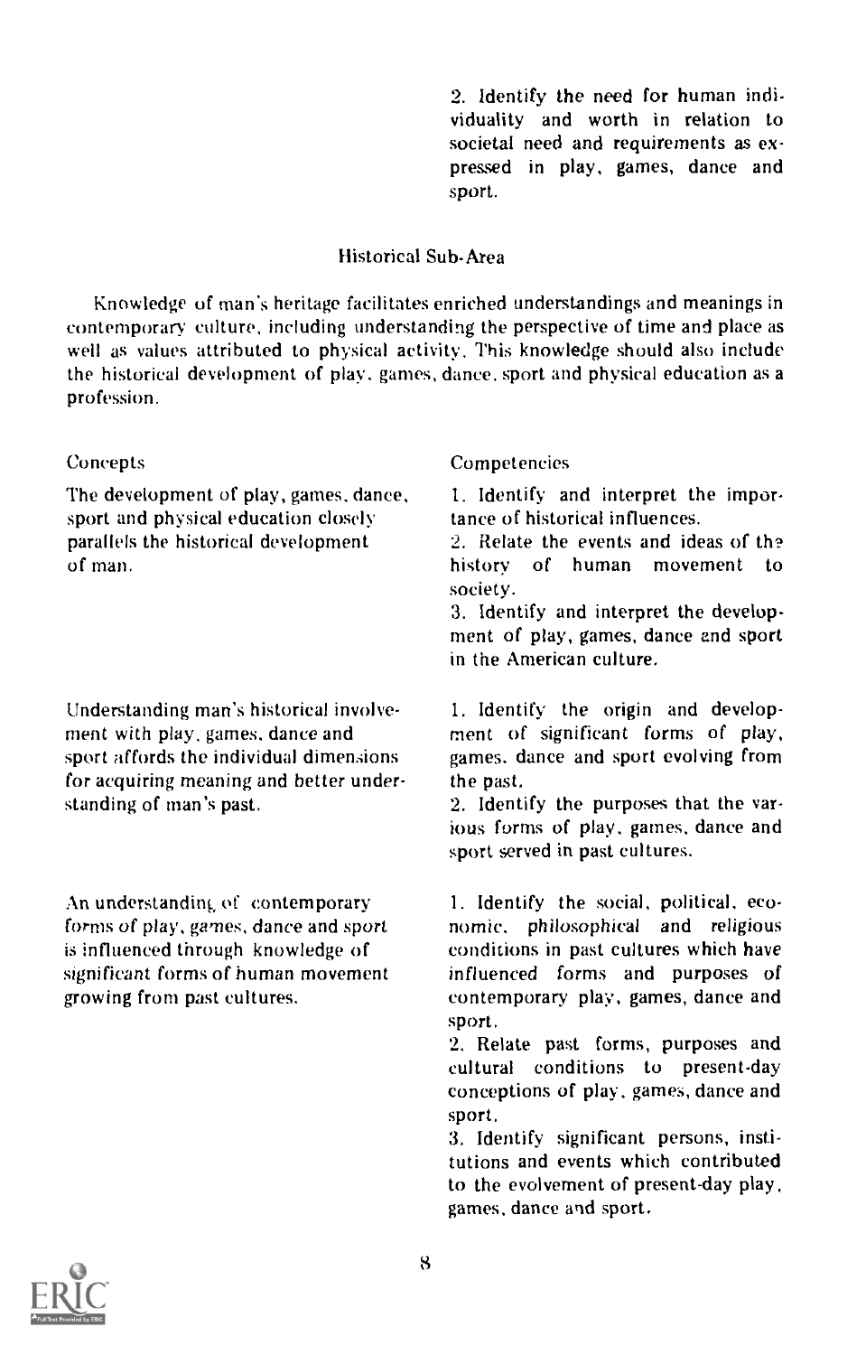2. Identify the need for human individuality and worth in relation to societal need and requirements as expressed in play, games, dance and sport.

### Historical Sub-Area

Knowledge of man's heritage facilitates enriched understandings and meanings in contemporary culture, including understanding the perspective of time and place as well as values attributed to physical activity. This knowledge should also include the historical development of play, games, dance, sport and physical education as a profession.

| Concepts | Competencies |
|---|---|
| The development of play, games, dance, sport and physical education closely parallels the historical development of man. | 1. Identify and interpret the importance of historical influences.<br>2. Relate the events and ideas of the history of human movement to society.<br>3. Identify and interpret the development of play, games, dance and sport in the American culture. |
| Understanding man's historical involvement with play, games, dance and sport affords the individual dimensions for acquiring meaning and better understanding of man's past. | 1. Identify the origin and development of significant forms of play, games, dance and sport evolving from the past.<br>2. Identify the purposes that the various forms of play, games, dance and sport served in past cultures. |
| An understanding of contemporary forms of play, games, dance and sport is influenced through knowledge of significant forms of human movement growing from past cultures. | 1. Identify the social, political, economic, philosophical and religious conditions in past cultures which have influenced forms and purposes of contemporary play, games, dance and sport.<br>2. Relate past forms, purposes and cultural conditions to present-day conceptions of play, games, dance and sport.<br>3. Identify significant persons, institutions and events which contributed to the evolvement of present-day play, games, dance and sport. |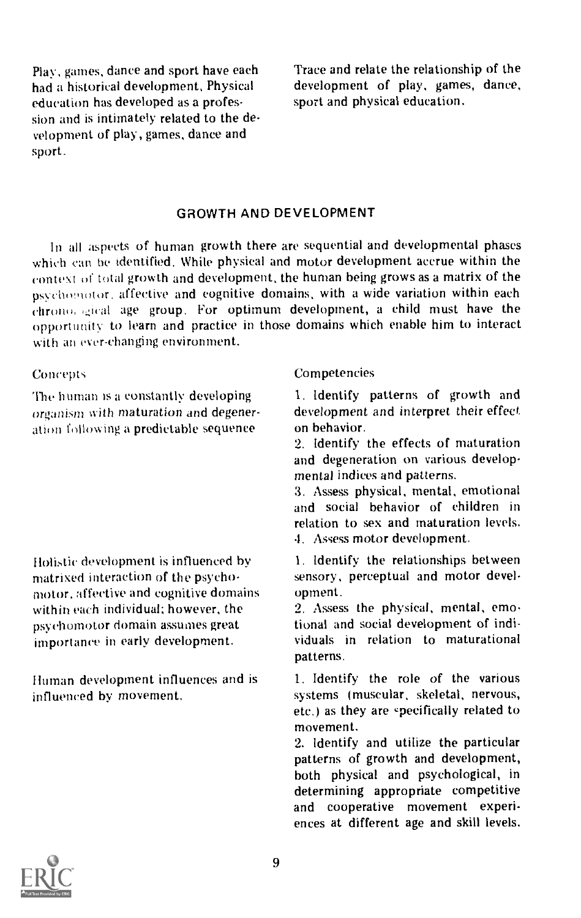| | |
|---|---|
| Play, games, dance and sport have each had a historical development. Physical education has developed as a profession and is intimately related to the development of play, games, dance and sport. | Trace and relate the relationship of the development of play, games, dance, sport and physical education. |

## GROWTH AND DEVELOPMENT

In all aspects of human growth there are sequential and developmental phases which can be identified. While physical and motor development accrue within the context of total growth and development, the human being grows as a matrix of the psychomotor, affective and cognitive domains, with a wide variation within each chronological age group. For optimum development, a child must have the opportunity to learn and practice in those domains which enable him to interact with an ever-changing environment.

| Concepts | Competencies |
|---|---|
| The human is a constantly developing organism with maturation and degeneration following a predictable sequence | 1. Identify patterns of growth and development and interpret their effect on behavior.<br>2. Identify the effects of maturation and degeneration on various developmental indices and patterns.<br>3. Assess physical, mental, emotional and social behavior of children in relation to sex and maturation levels.<br>4. Assess motor development. |
| Holistic development is influenced by matrixed interaction of the psychomotor, affective and cognitive domains within each individual; however, the psychomotor domain assumes great importance in early development. | 1. Identify the relationships between sensory, perceptual and motor development.<br>2. Assess the physical, mental, emotional and social development of individuals in relation to maturational patterns. |
| Human development influences and is influenced by movement. | 1. Identify the role of the various systems (muscular, skeletal, nervous, etc.) as they are specifically related to movement.<br>2. Identify and utilize the particular patterns of growth and development, both physical and psychological, in determining appropriate competitive and cooperative movement experiences at different age and skill levels. |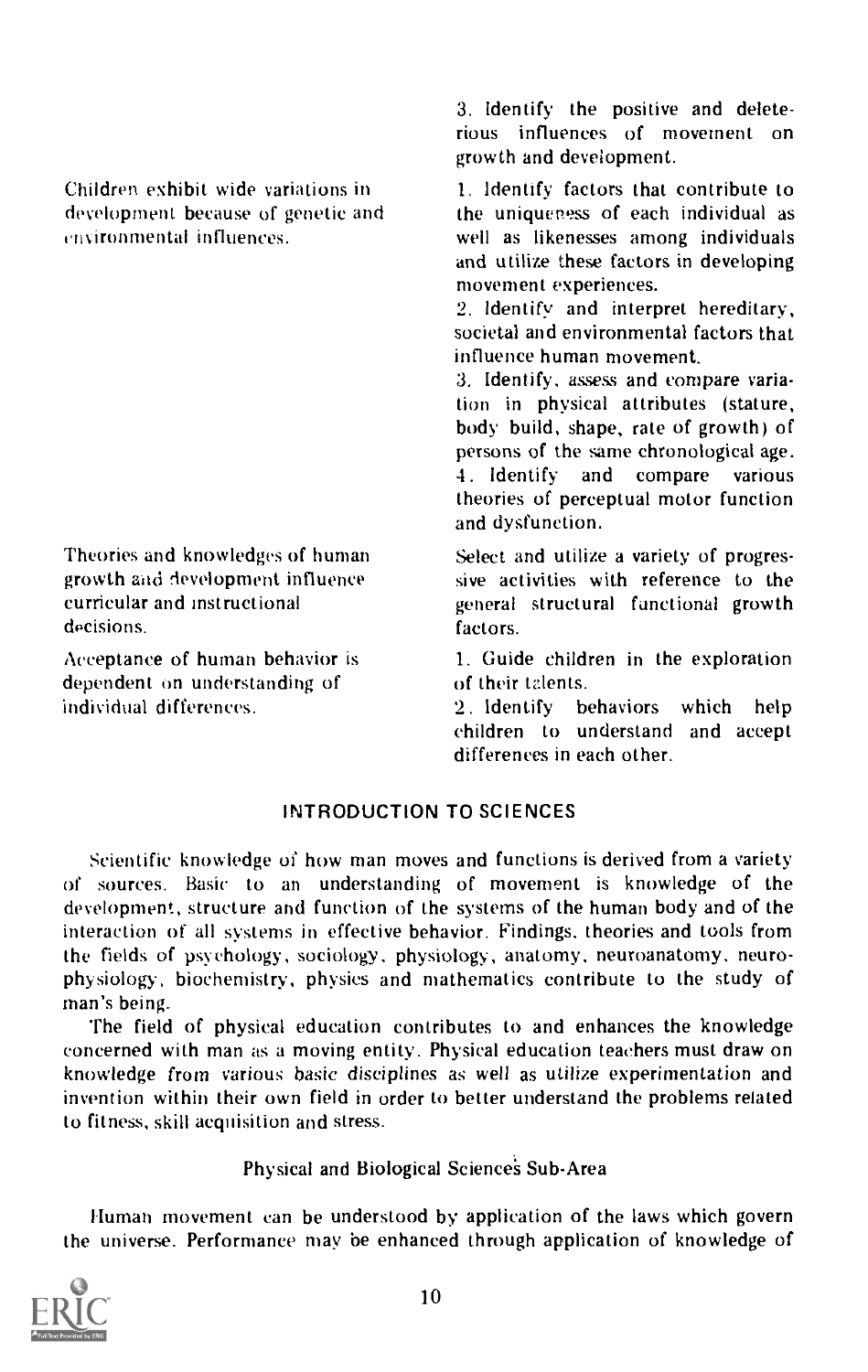| | |
|---|---|
| | 3. Identify the positive and deleterious influences of movement on growth and development. |
| Children exhibit wide variations in development because of genetic and environmental influences. | 1. Identify factors that contribute to the uniqueness of each individual as well as likenesses among individuals and utilize these factors in developing movement experiences.<br>2. Identify and interpret hereditary, societal and environmental factors that influence human movement.<br>3. Identify, assess and compare variation in physical attributes (stature, body build, shape, rate of growth) of persons of the same chronological age.<br>4. Identify and compare various theories of perceptual motor function and dysfunction. |
| Theories and knowledges of human growth and development influence curricular and instructional decisions. | Select and utilize a variety of progressive activities with reference to the general structural functional growth factors. |
| Acceptance of human behavior is dependent on understanding of individual differences. | 1. Guide children in the exploration of their talents.<br>2. Identify behaviors which help children to understand and accept differences in each other. |

## INTRODUCTION TO SCIENCES

Scientific knowledge of how man moves and functions is derived from a variety of sources. Basic to an understanding of movement is knowledge of the development, structure and function of the systems of the human body and of the interaction of all systems in effective behavior. Findings, theories and tools from the fields of psychology, sociology, physiology, anatomy, neuroanatomy, neurophysiology, biochemistry, physics and mathematics contribute to the study of man's being.

The field of physical education contributes to and enhances the knowledge concerned with man as a moving entity. Physical education teachers must draw on knowledge from various basic disciplines as well as utilize experimentation and invention within their own field in order to better understand the problems related to fitness, skill acquisition and stress.

### Physical and Biological Sciences Sub-Area

Human movement can be understood by application of the laws which govern the universe. Performance may be enhanced through application of knowledge of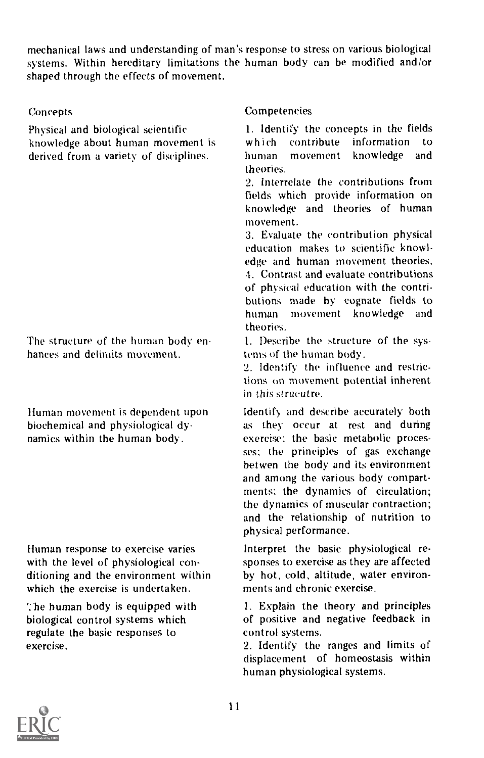mechanical laws and understanding of man's response to stress on various biological systems. Within hereditary limitations the human body can be modified and/or shaped through the effects of movement.

| Concepts | Competencies |
| --- | --- |
| Physical and biological scientific knowledge about human movement is derived from a variety of disciplines. | 1. Identify the concepts in the fields which contribute information to human movement knowledge and theories.<br>2. Interrelate the contributions from fields which provide information on knowledge and theories of human movement.<br>3. Evaluate the contribution physical education makes to scientific knowledge and human movement theories.<br>4. Contrast and evaluate contributions of physical education with the contributions made by cognate fields to human movement knowledge and theories. |
| The structure of the human body enhances and delimits movement. | 1. Describe the structure of the systems of the human body.<br>2. Identify the influence and restrictions on movement potential inherent in this strucutre. |
| Human movement is dependent upon biochemical and physiological dynamics within the human body. | Identify and describe accurately both as they occur at rest and during exercise: the basic metabolic processes; the principles of gas exchange betwen the body and its environment and among the various body compartments; the dynamics of circulation; the dynamics of muscular contraction; and the relationship of nutrition to physical performance. |
| Human response to exercise varies with the level of physiological conditioning and the environment within which the exercise is undertaken. | Interpret the basic physiological responses to exercise as they are affected by hot, cold, altitude, water environments and chronic exercise. |
| The human body is equipped with biological control systems which regulate the basic responses to exercise. | 1. Explain the theory and principles of positive and negative feedback in control systems.<br>2. Identify the ranges and limits of displacement of homeostasis within human physiological systems. |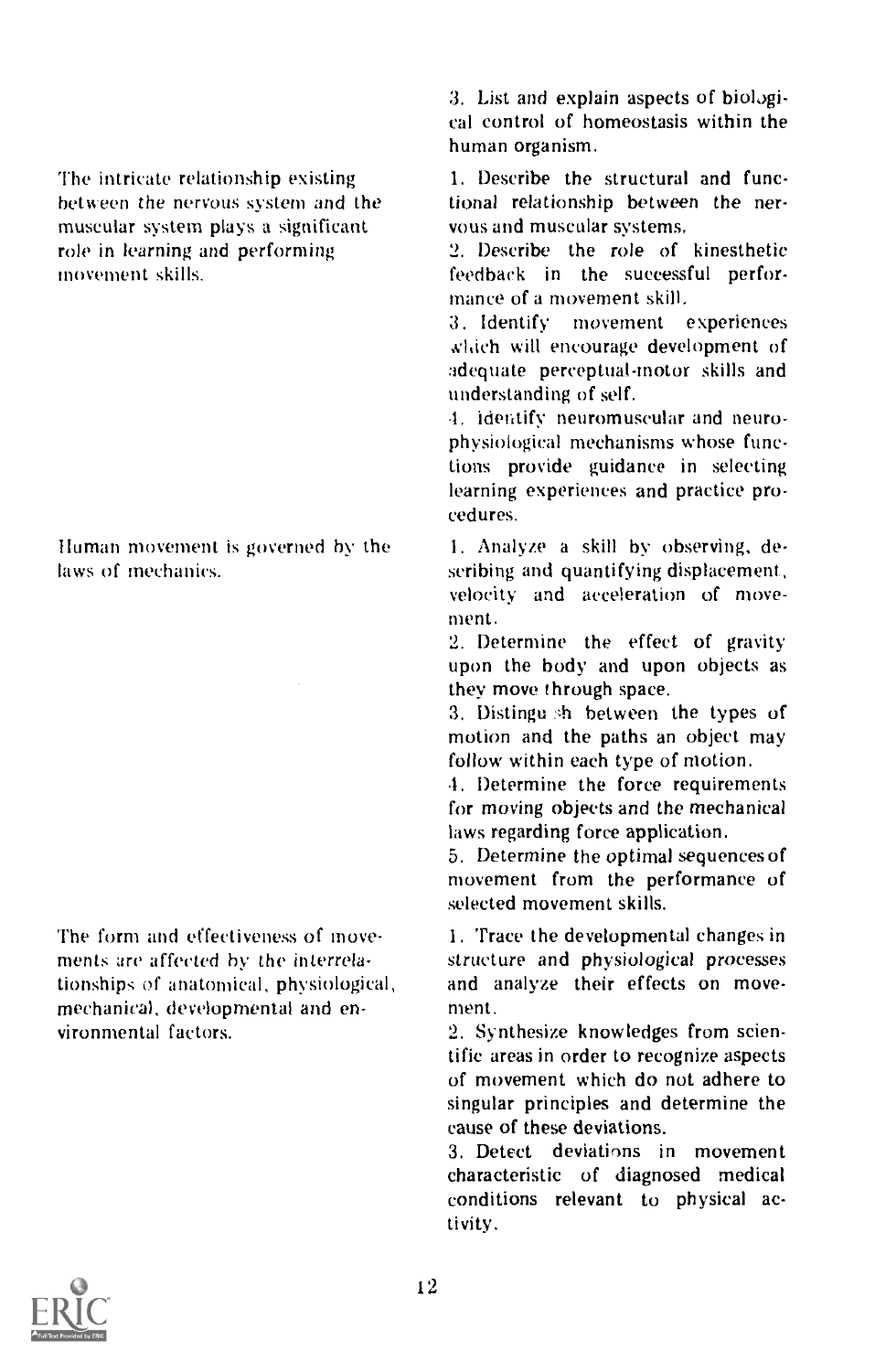| | |
|---|---|
| | 3. List and explain aspects of biological control of homeostasis within the human organism. |
| The intricate relationship existing between the nervous system and the muscular system plays a significant role in learning and performing movement skills. | 1. Describe the structural and functional relationship between the nervous and muscular systems.<br>2. Describe the role of kinesthetic feedback in the successful performance of a movement skill.<br>3. Identify movement experiences which will encourage development of adequate perceptual-motor skills and understanding of self.<br>4. Identify neuromuscular and neurophysiological mechanisms whose functions provide guidance in selecting learning experiences and practice procedures. |
| Human movement is governed by the laws of mechanics. | 1. Analyze a skill by observing, describing and quantifying displacement, velocity and acceleration of movement.<br>2. Determine the effect of gravity upon the body and upon objects as they move through space.<br>3. Distinguish between the types of motion and the paths an object may follow within each type of motion.<br>4. Determine the force requirements for moving objects and the mechanical laws regarding force application.<br>5. Determine the optimal sequences of movement from the performance of selected movement skills. |
| The form and effectiveness of movements are affected by the interrelationships of anatomical, physiological, mechanical, developmental and environmental factors. | 1. Trace the developmental changes in structure and physiological processes and analyze their effects on movement.<br>2. Synthesize knowledges from scientific areas in order to recognize aspects of movement which do not adhere to singular principles and determine the cause of these deviations.<br>3. Detect deviations in movement characteristic of diagnosed medical conditions relevant to physical activity. |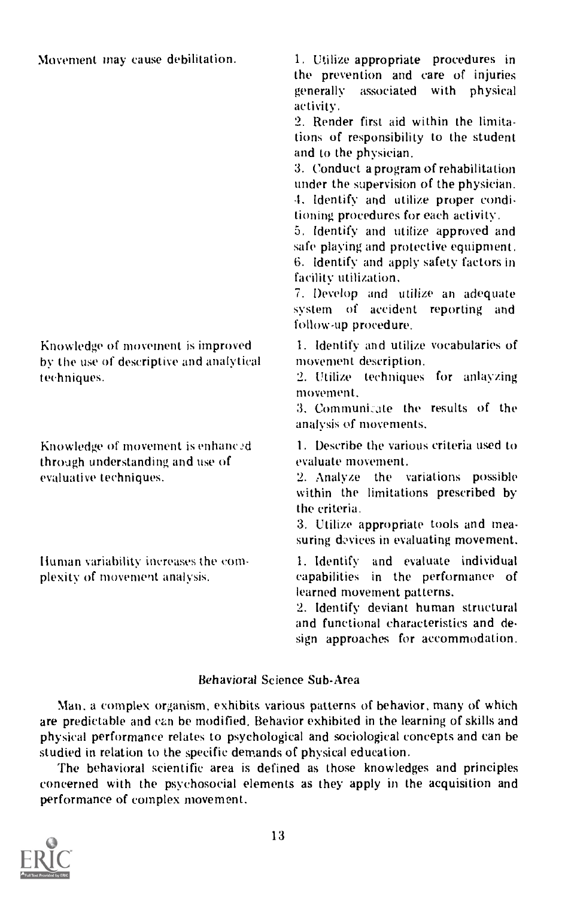| | |
|---|---|
| Movement may cause debilitation. | 1. Utilize appropriate procedures in the prevention and care of injuries generally associated with physical activity.<br>2. Render first aid within the limitations of responsibility to the student and to the physician.<br>3. Conduct a program of rehabilitation under the supervision of the physician.<br>4. Identify and utilize proper conditioning procedures for each activity.<br>5. Identify and utilize approved and safe playing and protective equipment.<br>6. Identify and apply safety factors in facility utilization.<br>7. Develop and utilize an adequate system of accident reporting and follow-up procedure. |
| Knowledge of movement is improved by the use of descriptive and analytical techniques. | 1. Identify and utilize vocabularies of movement description.<br>2. Utilize techniques for anlayzing movement.<br>3. Communicate the results of the analysis of movements. |
| Knowledge of movement is enhanced through understanding and use of evaluative techniques. | 1. Describe the various criteria used to evaluate movement.<br>2. Analyze the variations possible within the limitations prescribed by the criteria.<br>3. Utilize appropriate tools and measuring devices in evaluating movement. |
| Human variability increases the complexity of movement analysis. | 1. Identify and evaluate individual capabilities in the performance of learned movement patterns.<br>2. Identify deviant human structural and functional characteristics and design approaches for accommodation. |

## Behavioral Science Sub-Area

Man, a complex organism, exhibits various patterns of behavior, many of which are predictable and can be modified. Behavior exhibited in the learning of skills and physical performance relates to psychological and sociological concepts and can be studied in relation to the specific demands of physical education.

The behavioral scientific area is defined as those knowledges and principles concerned with the psychosocial elements as they apply in the acquisition and performance of complex movement.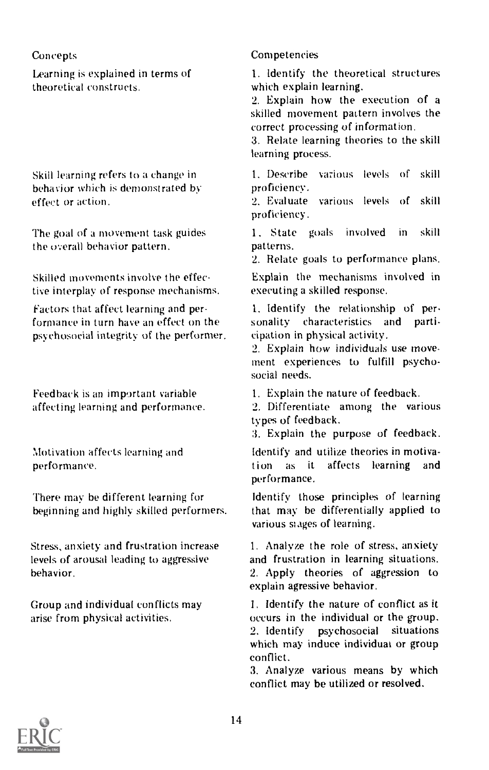| Concepts | Competencies |
|---|---|
| Learning is explained in terms of theoretical constructs. | 1. Identify the theoretical structures which explain learning.<br>2. Explain how the execution of a skilled movement pattern involves the correct processing of information.<br>3. Relate learning theories to the skill learning process. |
| Skill learning refers to a change in behavior which is demonstrated by effect or action. | 1. Describe various levels of skill proficiency.<br>2. Evaluate various levels of skill proficiency. |
| The goal of a movement task guides the overall behavior pattern. | 1. State goals involved in skill patterns.<br>2. Relate goals to performance plans. |
| Skilled movements involve the effective interplay of response mechanisms. | Explain the mechanisms involved in executing a skilled response. |
| Factors that affect learning and performance in turn have an effect on the psychosocial integrity of the performer. | 1. Identify the relationship of personality characteristics and participation in physical activity.<br>2. Explain how individuals use movement experiences to fulfill psychosocial needs. |
| Feedback is an important variable affecting learning and performance. | 1. Explain the nature of feedback.<br>2. Differentiate among the various types of feedback.<br>3. Explain the purpose of feedback. |
| Motivation affects learning and performance. | Identify and utilize theories in motivation as it affects learning and performance. |
| There may be different learning for beginning and highly skilled performers. | Identify those principles of learning that may be differentially applied to various stages of learning. |
| Stress, anxiety and frustration increase levels of arousal leading to aggressive behavior. | 1. Analyze the role of stress, anxiety and frustration in learning situations.<br>2. Apply theories of aggression to explain agressive behavior. |
| Group and individual conflicts may arise from physical activities. | 1. Identify the nature of conflict as it occurs in the individual or the group.<br>2. Identify psychosocial situations which may induce individual or group conflict.<br>3. Analyze various means by which conflict may be utilized or resolved. |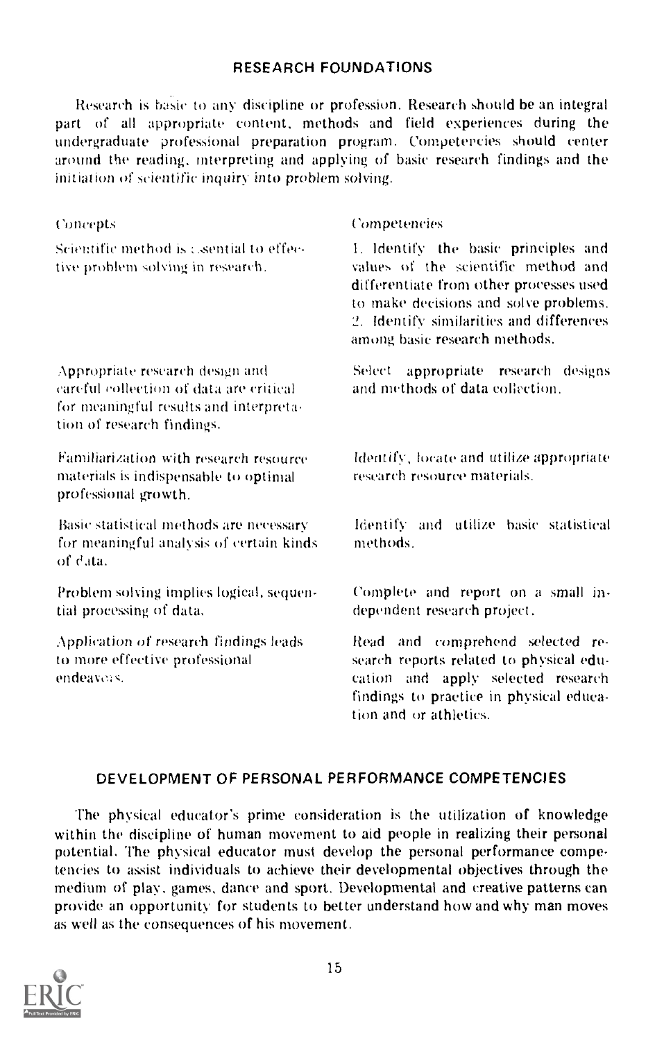## RESEARCH FOUNDATIONS

Research is basic to any discipline or profession. Research should be an integral part of all appropriate content, methods and field experiences during the undergraduate professional preparation program. Competencies should center around the reading, interpreting and applying of basic research findings and the initiation of scientific inquiry into problem solving.

| Concepts | Competencies |
|---|---|
| Scientific method is essential to effective problem solving in research. | 1. Identify the basic principles and values of the scientific method and differentiate from other processes used to make decisions and solve problems. 2. Identify similarities and differences among basic research methods. |
| Appropriate research design and careful collection of data are critical for meaningful results and interpretation of research findings. | Select appropriate research designs and methods of data collection. |
| Familiarization with research resource materials is indispensable to optimal professional growth. | Identify, locate and utilize appropriate research resource materials. |
| Basic statistical methods are necessary for meaningful analysis of certain kinds of data. | Identify and utilize basic statistical methods. |
| Problem solving implies logical, sequential processing of data. | Complete and report on a small independent research project. |
| Application of research findings leads to more effective professional endeavors. | Read and comprehend selected research reports related to physical education and apply selected research findings to practice in physical education and or athletics. |

## DEVELOPMENT OF PERSONAL PERFORMANCE COMPETENCIES

The physical educator's prime consideration is the utilization of knowledge within the discipline of human movement to aid people in realizing their personal potential. The physical educator must develop the personal performance competencies to assist individuals to achieve their developmental objectives through the medium of play, games, dance and sport. Developmental and creative patterns can provide an opportunity for students to better understand how and why man moves as well as the consequences of his movement.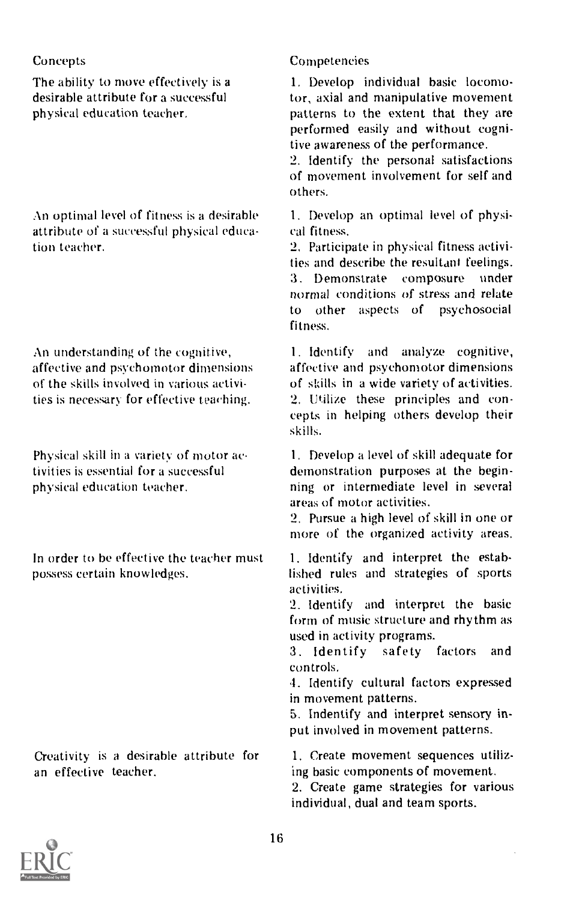| Concepts | Competencies |
| --- | --- |
| The ability to move effectively is a desirable attribute for a successful physical education teacher. | 1. Develop individual basic locomotor, axial and manipulative movement patterns to the extent that they are performed easily and without cognitive awareness of the performance.<br>2. Identify the personal satisfactions of movement involvement for self and others. |
| An optimal level of fitness is a desirable attribute of a successful physical education teacher. | 1. Develop an optimal level of physical fitness.<br>2. Participate in physical fitness activities and describe the resultant feelings.<br>3. Demonstrate composure under normal conditions of stress and relate to other aspects of psychosocial fitness. |
| An understanding of the cognitive, affective and psychomotor dimensions of the skills involved in various activities is necessary for effective teaching. | 1. Identify and analyze cognitive, affective and psychomotor dimensions of skills in a wide variety of activities.<br>2. Utilize these principles and concepts in helping others develop their skills. |
| Physical skill in a variety of motor activities is essential for a successful physical education teacher. | 1. Develop a level of skill adequate for demonstration purposes at the beginning or intermediate level in several areas of motor activities.<br>2. Pursue a high level of skill in one or more of the organized activity areas. |
| In order to be effective the teacher must possess certain knowledges. | 1. Identify and interpret the established rules and strategies of sports activities.<br>2. Identify and interpret the basic form of music structure and rhythm as used in activity programs.<br>3. Identify safety factors and controls.<br>4. Identify cultural factors expressed in movement patterns.<br>5. Indentify and interpret sensory input involved in movement patterns. |
| Creativity is a desirable attribute for an effective teacher. | 1. Create movement sequences utilizing basic components of movement.<br>2. Create game strategies for various individual, dual and team sports. |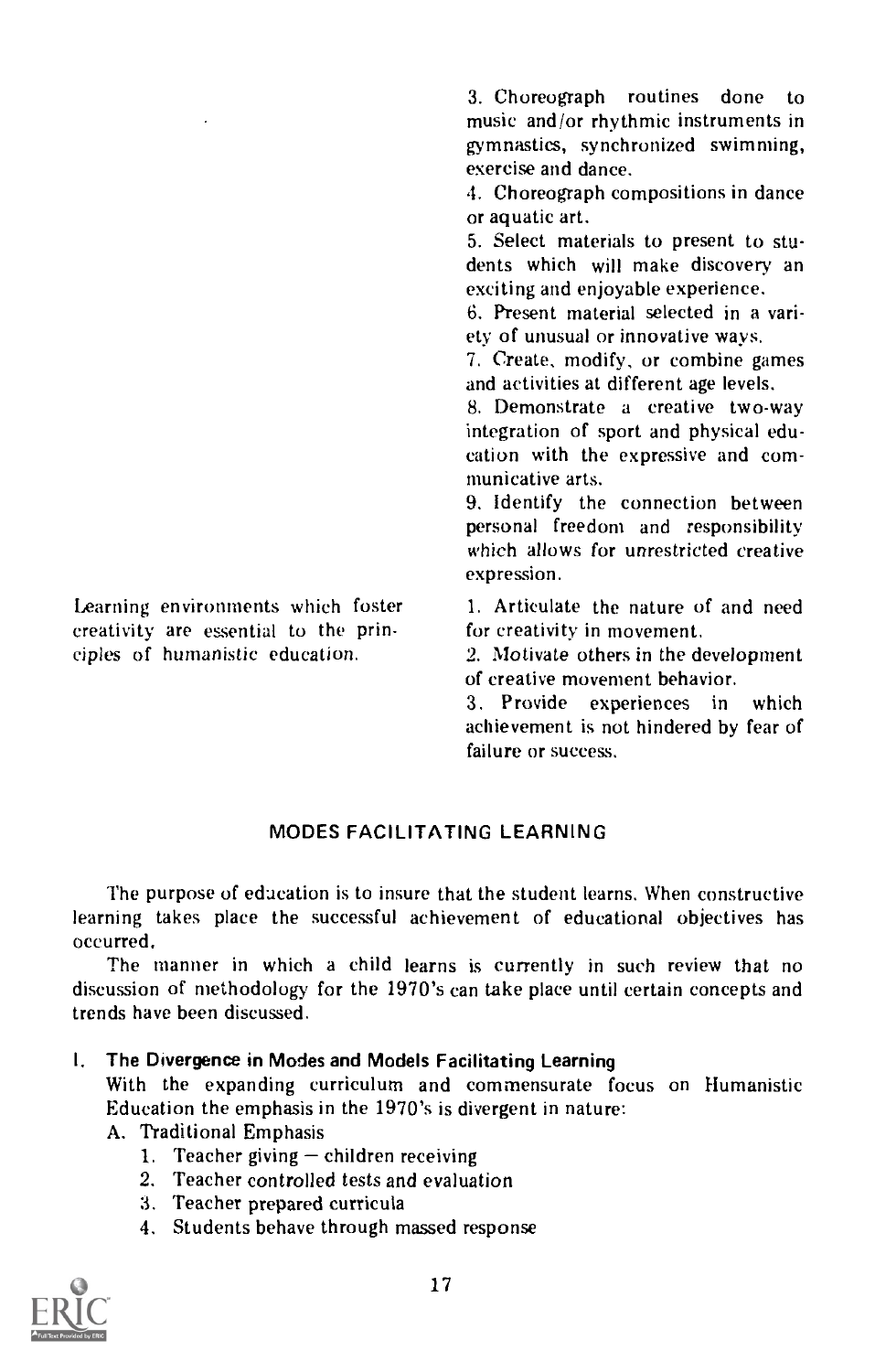3. Choreograph routines done to music and/or rhythmic instruments in gymnastics, synchronized swimming, exercise and dance.

4. Choreograph compositions in dance or aquatic art.

5. Select materials to present to students which will make discovery an exciting and enjoyable experience.

6. Present material selected in a variety of unusual or innovative ways.

7. Create, modify, or combine games and activities at different age levels.

8. Demonstrate a creative two-way integration of sport and physical education with the expressive and communicative arts.

9. Identify the connection between personal freedom and responsibility which allows for unrestricted creative expression.

Learning environments which foster creativity are essential to the principles of humanistic education.

1. Articulate the nature of and need for creativity in movement.

2. Motivate others in the development of creative movement behavior.

3. Provide experiences in which achievement is not hindered by fear of failure or success.

## MODES FACILITATING LEARNING

The purpose of education is to insure that the student learns. When constructive learning takes place the successful achievement of educational objectives has occurred.

The manner in which a child learns is currently in such review that no discussion of methodology for the 1970's can take place until certain concepts and trends have been discussed.

### I. The Divergence in Modes and Models Facilitating Learning

With the expanding curriculum and commensurate focus on Humanistic Education the emphasis in the 1970's is divergent in nature:

A. Traditional Emphasis

1. Teacher giving — children receiving
2. Teacher controlled tests and evaluation
3. Teacher prepared curricula
4. Students behave through massed response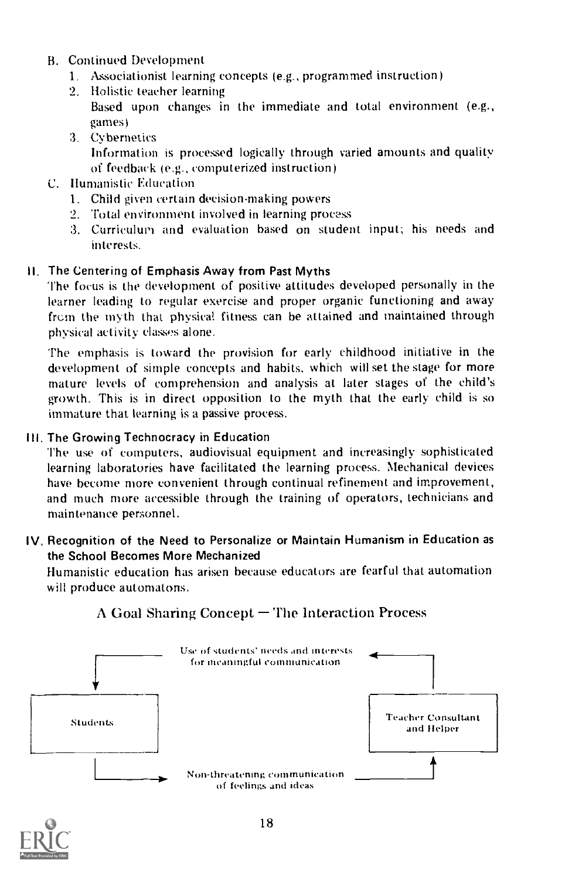B. Continued Development
   1. Associationist learning concepts (e.g., programmed instruction)
   2. Holistic teacher learning
      Based upon changes in the immediate and total environment (e.g., games)
   3. Cybernetics
      Information is processed logically through varied amounts and quality of feedback (e.g., computerized instruction)

C. Humanistic Education
   1. Child given certain decision-making powers
   2. Total environment involved in learning process
   3. Curriculum and evaluation based on student input; his needs and interests.

## II. The Centering of Emphasis Away from Past Myths

The focus is the development of positive attitudes developed personally in the learner leading to regular exercise and proper organic functioning and away from the myth that physical fitness can be attained and maintained through physical activity classes alone.

The emphasis is toward the provision for early childhood initiative in the development of simple concepts and habits, which will set the stage for more mature levels of comprehension and analysis at later stages of the child's growth. This is in direct opposition to the myth that the early child is so immature that learning is a passive process.

## III. The Growing Technocracy in Education

The use of computers, audiovisual equipment and increasingly sophisticated learning laboratories have facilitated the learning process. Mechanical devices have become more convenient through continual refinement and improvement, and much more accessible through the training of operators, technicians and maintenance personnel.

## IV. Recognition of the Need to Personalize or Maintain Humanism in Education as the School Becomes More Mechanized

Humanistic education has arisen because educators are fearful that automation will produce automatons.

### A Goal Sharing Concept — The Interaction Process

Use of students' needs and interests for meaningful communication

Students

Teacher Consultant and Helper

Non-threatening communication of feelings and ideas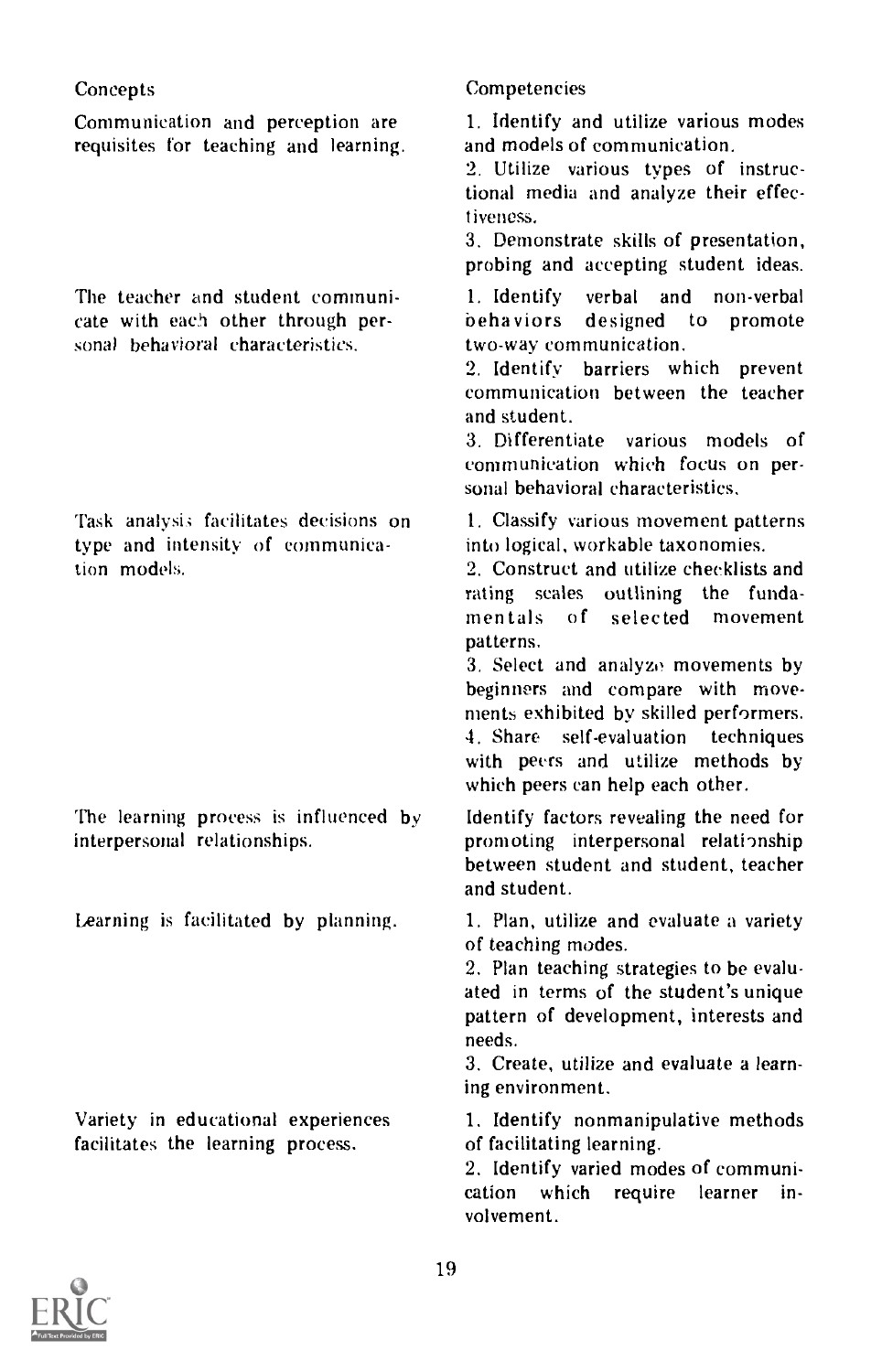| Concepts | Competencies |
|---|---|
| Communication and perception are requisites for teaching and learning. | 1. Identify and utilize various modes and models of communication.<br>2. Utilize various types of instructional media and analyze their effectiveness.<br>3. Demonstrate skills of presentation, probing and accepting student ideas. |
| The teacher and student communicate with each other through personal behavioral characteristics. | 1. Identify verbal and non-verbal behaviors designed to promote two-way communication.<br>2. Identify barriers which prevent communication between the teacher and student.<br>3. Differentiate various models of communication which focus on personal behavioral characteristics. |
| Task analysis facilitates decisions on type and intensity of communication models. | 1. Classify various movement patterns into logical, workable taxonomies.<br>2. Construct and utilize checklists and rating scales outlining the fundamentals of selected movement patterns.<br>3. Select and analyze movements by beginners and compare with movements exhibited by skilled performers.<br>4. Share self-evaluation techniques with peers and utilize methods by which peers can help each other. |
| The learning process is influenced by interpersonal relationships. | Identify factors revealing the need for promoting interpersonal relationship between student and student, teacher and student. |
| Learning is facilitated by planning. | 1. Plan, utilize and evaluate a variety of teaching modes.<br>2. Plan teaching strategies to be evaluated in terms of the student's unique pattern of development, interests and needs.<br>3. Create, utilize and evaluate a learning environment. |
| Variety in educational experiences facilitates the learning process. | 1. Identify nonmanipulative methods of facilitating learning.<br>2. Identify varied modes of communication which require learner involvement. |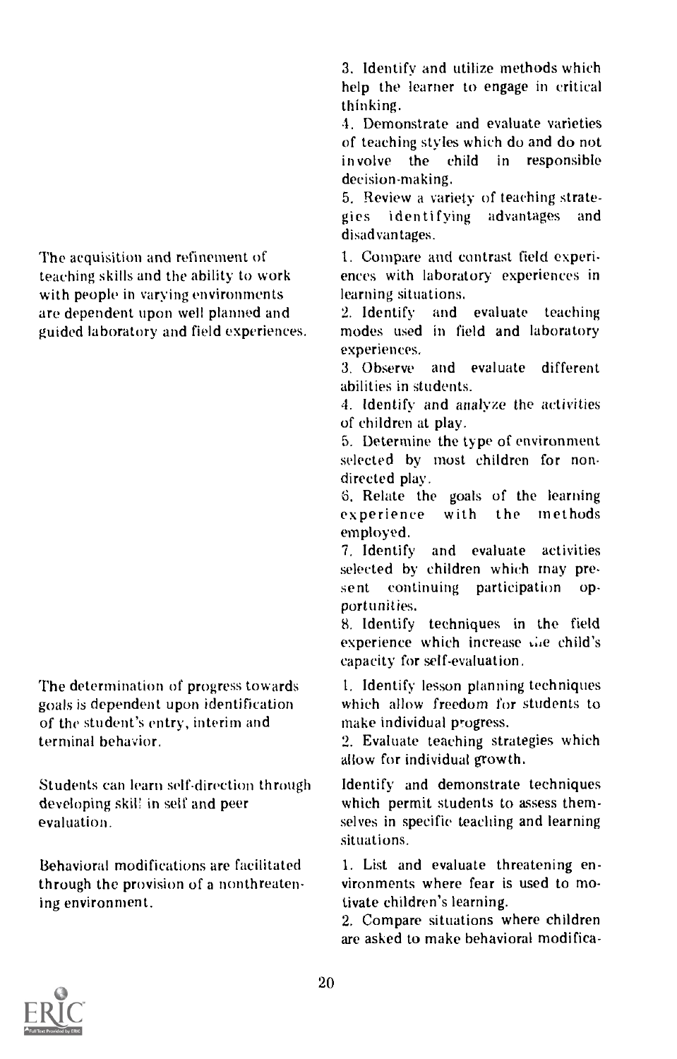| | |
|---|---|
| | 3. Identify and utilize methods which help the learner to engage in critical thinking.<br>4. Demonstrate and evaluate varieties of teaching styles which do and do not involve the child in responsible decision-making.<br>5. Review a variety of teaching strategies identifying advantages and disadvantages. |
| The acquisition and refinement of teaching skills and the ability to work with people in varying environments are dependent upon well planned and guided laboratory and field experiences. | 1. Compare and contrast field experiences with laboratory experiences in learning situations.<br>2. Identify and evaluate teaching modes used in field and laboratory experiences.<br>3. Observe and evaluate different abilities in students.<br>4. Identify and analyze the activities of children at play.<br>5. Determine the type of environment selected by most children for non-directed play.<br>6. Relate the goals of the learning experience with the methods employed.<br>7. Identify and evaluate activities selected by children which may present continuing participation opportunities.<br>8. Identify techniques in the field experience which increase the child's capacity for self-evaluation. |
| The determination of progress towards goals is dependent upon identification of the student's entry, interim and terminal behavior. | 1. Identify lesson planning techniques which allow freedom for students to make individual progress.<br>2. Evaluate teaching strategies which allow for individual growth. |
| Students can learn self-direction through developing skill in self and peer evaluation. | Identify and demonstrate techniques which permit students to assess themselves in specific teaching and learning situations. |
| Behavioral modifications are facilitated through the provision of a nonthreatening environment. | 1. List and evaluate threatening environments where fear is used to motivate children's learning.<br>2. Compare situations where children are asked to make behavioral modifica- |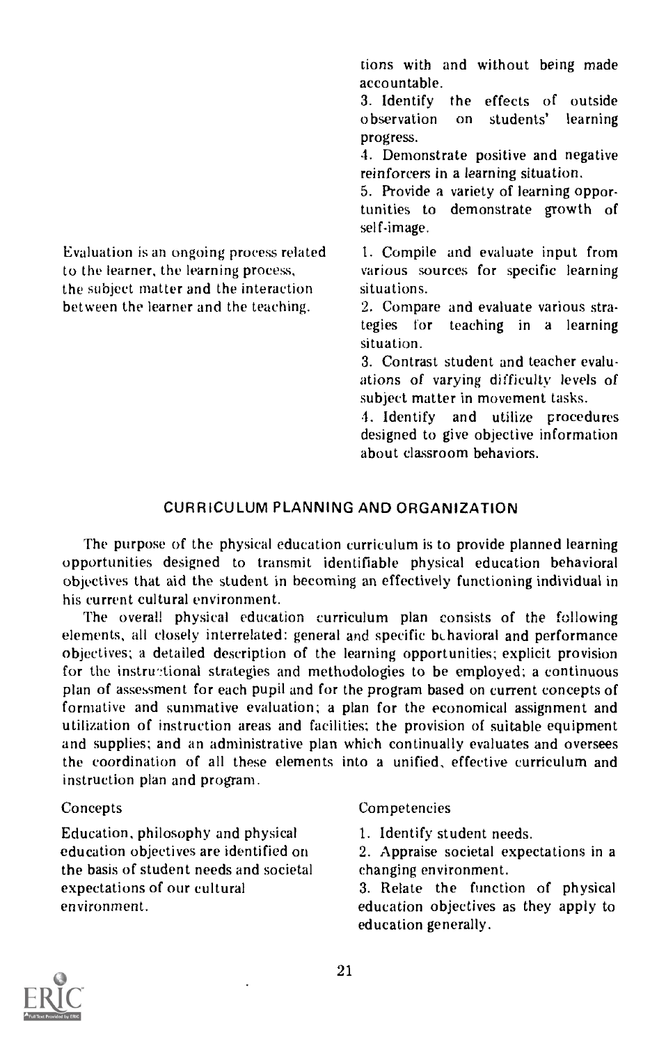tions with and without being made accountable.

3. Identify the effects of outside observation on students' learning progress.

4. Demonstrate positive and negative reinforcers in a learning situation.

5. Provide a variety of learning opportunities to demonstrate growth of self-image.

| | |
|---|---|
| Evaluation is an ongoing process related to the learner, the learning process, the subject matter and the interaction between the learner and the teaching. | 1. Compile and evaluate input from various sources for specific learning situations.<br>2. Compare and evaluate various strategies for teaching in a learning situation.<br>3. Contrast student and teacher evaluations of varying difficulty levels of subject matter in movement tasks.<br>4. Identify and utilize procedures designed to give objective information about classroom behaviors. |

## CURRICULUM PLANNING AND ORGANIZATION

The purpose of the physical education curriculum is to provide planned learning opportunities designed to transmit identifiable physical education behavioral objectives that aid the student in becoming an effectively functioning individual in his current cultural environment.

The overall physical education curriculum plan consists of the following elements, all closely interrelated: general and specific behavioral and performance objectives; a detailed description of the learning opportunities; explicit provision for the instructional strategies and methodologies to be employed; a continuous plan of assessment for each pupil and for the program based on current concepts of formative and summative evaluation; a plan for the economical assignment and utilization of instruction areas and facilities; the provision of suitable equipment and supplies; and an administrative plan which continually evaluates and oversees the coordination of all these elements into a unified, effective curriculum and instruction plan and program.

| Concepts | Competencies |
|---|---|
| Education, philosophy and physical education objectives are identified on the basis of student needs and societal expectations of our cultural environment. | 1. Identify student needs.<br>2. Appraise societal expectations in a changing environment.<br>3. Relate the function of physical education objectives as they apply to education generally. |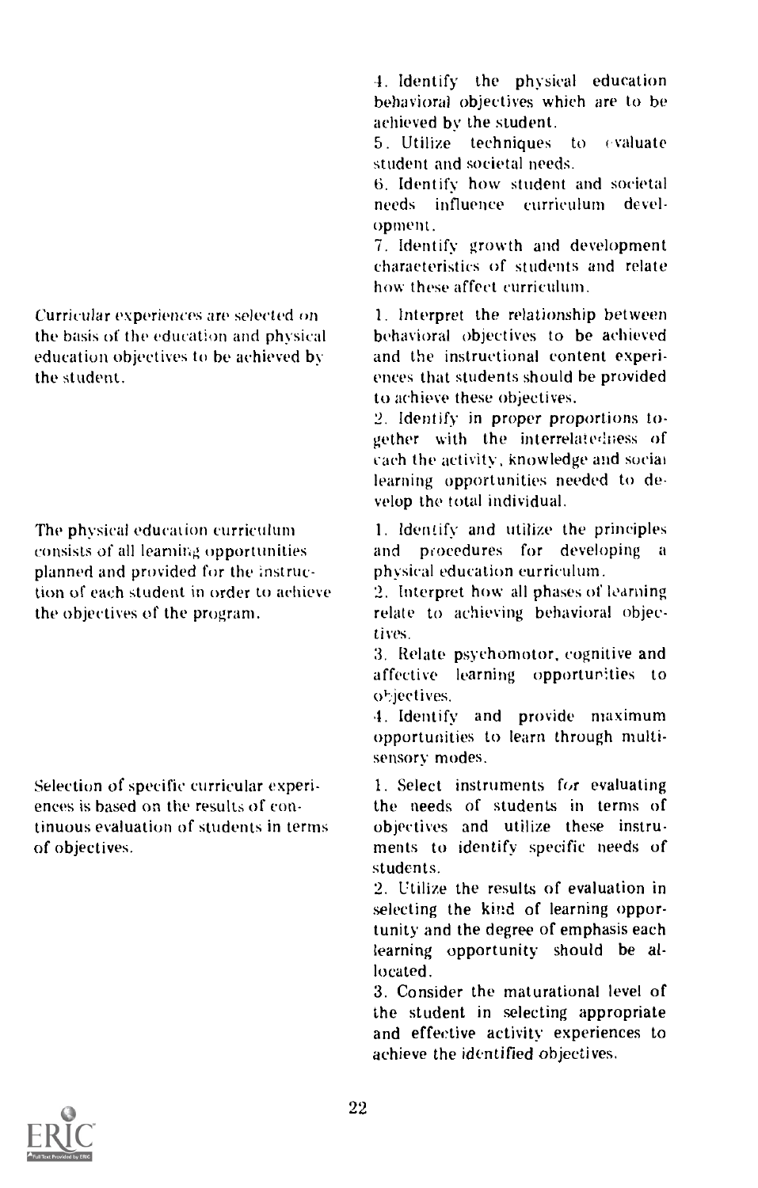| | |
|---|---|
| | 4. Identify the physical education behavioral objectives which are to be achieved by the student.<br>5. Utilize techniques to evaluate student and societal needs.<br>6. Identify how student and societal needs influence curriculum development.<br>7. Identify growth and development characteristics of students and relate how these affect curriculum. |
| Curricular experiences are selected on the basis of the education and physical education objectives to be achieved by the student. | 1. Interpret the relationship between behavioral objectives to be achieved and the instructional content experiences that students should be provided to achieve these objectives.<br>2. Identify in proper proportions together with the interrelatedness of each the activity, knowledge and social learning opportunities needed to develop the total individual. |
| The physical education curriculum consists of all learning opportunities planned and provided for the instruction of each student in order to achieve the objectives of the program. | 1. Identify and utilize the principles and procedures for developing a physical education curriculum.<br>2. Interpret how all phases of learning relate to achieving behavioral objectives.<br>3. Relate psychomotor, cognitive and affective learning opportunities to objectives.<br>4. Identify and provide maximum opportunities to learn through multisensory modes. |
| Selection of specific curricular experiences is based on the results of continuous evaluation of students in terms of objectives. | 1. Select instruments for evaluating the needs of students in terms of objectives and utilize these instruments to identify specific needs of students.<br>2. Utilize the results of evaluation in selecting the kind of learning opportunity and the degree of emphasis each learning opportunity should be allocated.<br>3. Consider the maturational level of the student in selecting appropriate and effective activity experiences to achieve the identified objectives. |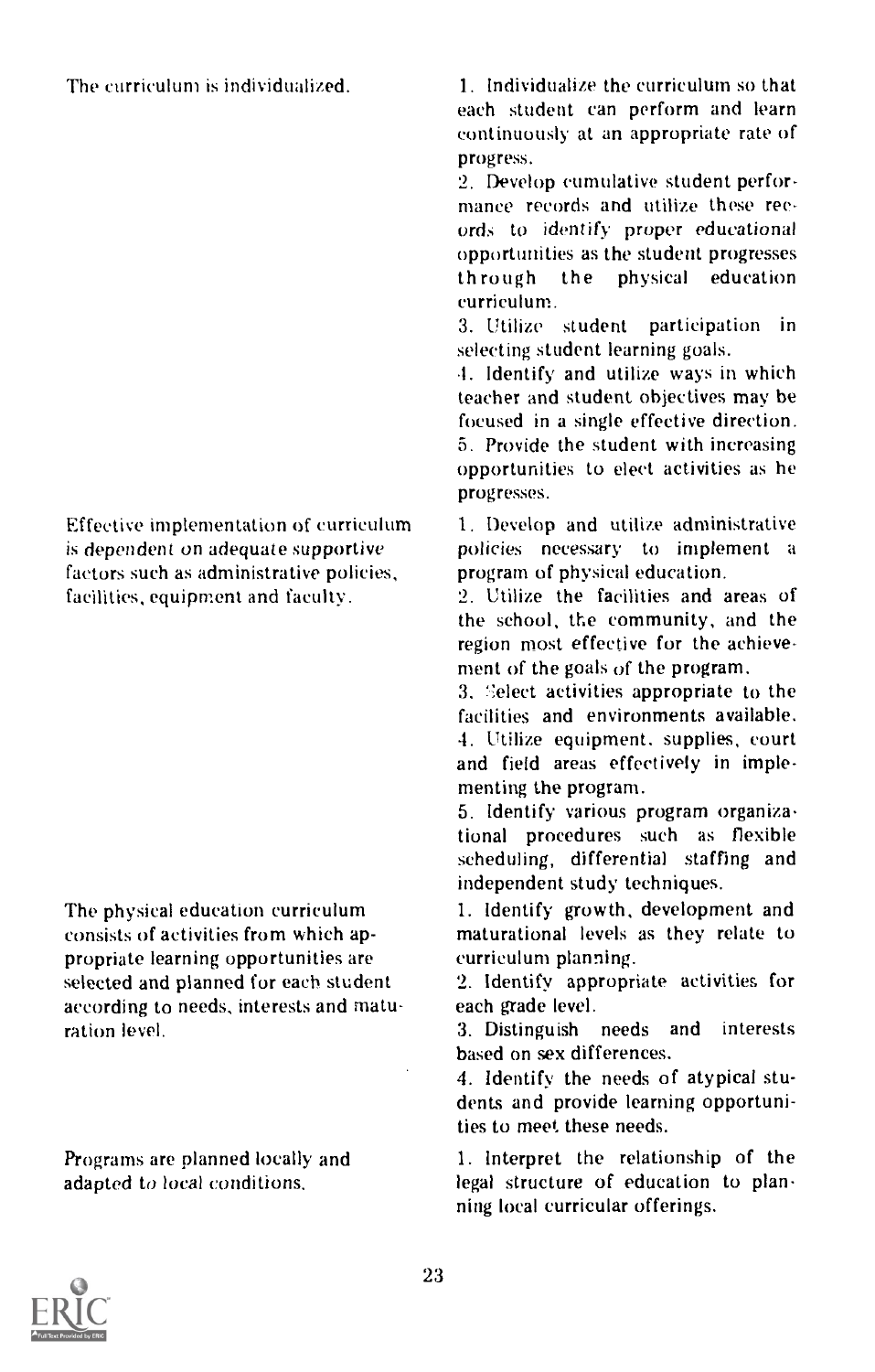| | |
|---|---|
| The curriculum is individualized. | 1. Individualize the curriculum so that each student can perform and learn continuously at an appropriate rate of progress.<br>2. Develop cumulative student performance records and utilize these records to identify proper educational opportunities as the student progresses through the physical education curriculum.<br>3. Utilize student participation in selecting student learning goals.<br>4. Identify and utilize ways in which teacher and student objectives may be focused in a single effective direction.<br>5. Provide the student with increasing opportunities to elect activities as he progresses. |
| Effective implementation of curriculum is dependent on adequate supportive factors such as administrative policies, facilities, equipment and faculty. | 1. Develop and utilize administrative policies necessary to implement a program of physical education.<br>2. Utilize the facilities and areas of the school, the community, and the region most effective for the achievement of the goals of the program.<br>3. Select activities appropriate to the facilities and environments available.<br>4. Utilize equipment, supplies, court and field areas effectively in implementing the program.<br>5. Identify various program organizational procedures such as flexible scheduling, differential staffing and independent study techniques. |
| The physical education curriculum consists of activities from which appropriate learning opportunities are selected and planned for each student according to needs, interests and maturation level. | 1. Identify growth, development and maturational levels as they relate to curriculum planning.<br>2. Identify appropriate activities for each grade level.<br>3. Distinguish needs and interests based on sex differences.<br>4. Identify the needs of atypical students and provide learning opportunities to meet these needs. |
| Programs are planned locally and adapted to local conditions. | 1. Interpret the relationship of the legal structure of education to planning local curricular offerings. |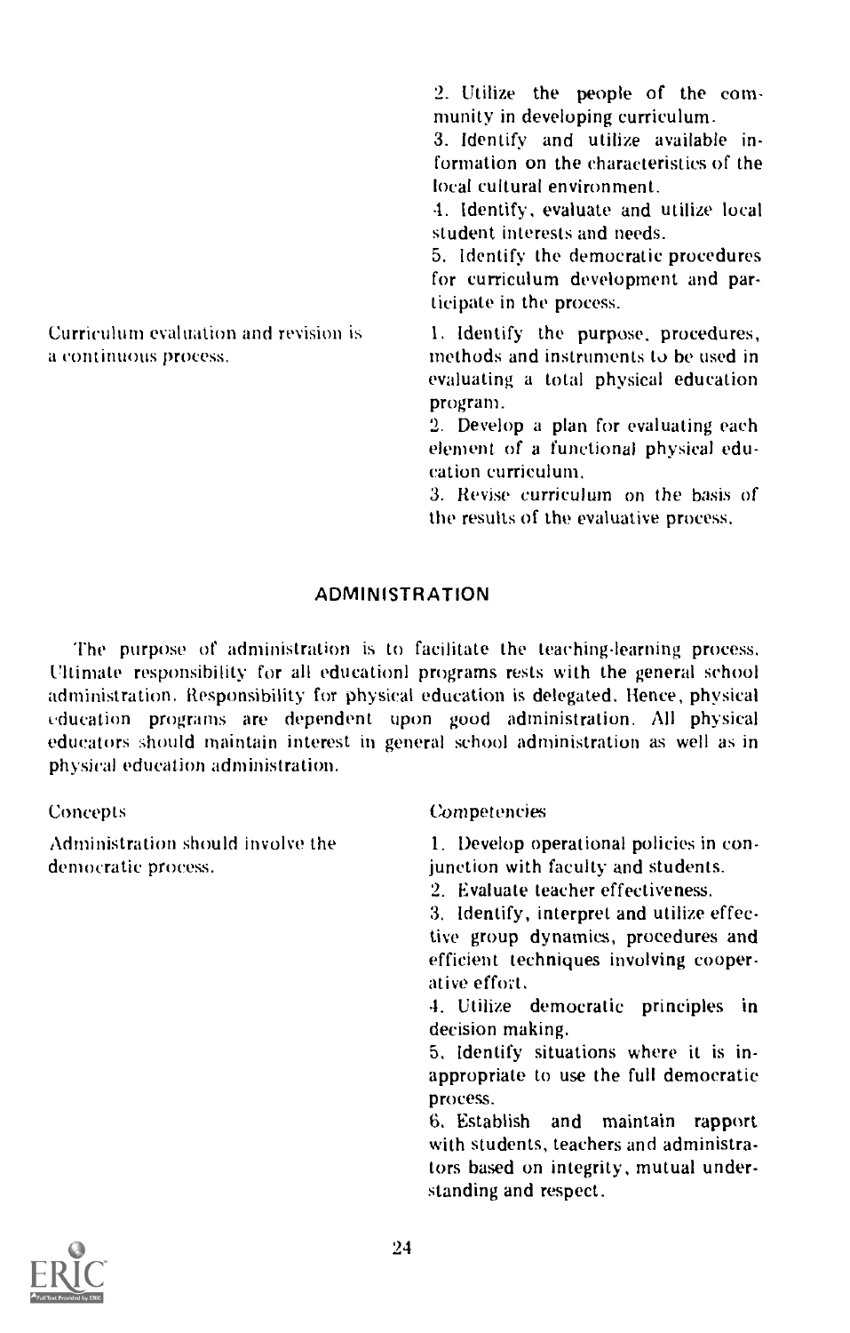| Concepts | Competencies |
|---|---|
| | 2. Utilize the people of the community in developing curriculum.<br>3. Identify and utilize available information on the characteristics of the local cultural environment.<br>4. Identify, evaluate and utilize local student interests and needs.<br>5. Identify the democratic procedures for curriculum development and participate in the process. |
| Curriculum evaluation and revision is a continuous process. | 1. Identify the purpose, procedures, methods and instruments to be used in evaluating a total physical education program.<br>2. Develop a plan for evaluating each element of a functional physical education curriculum.<br>3. Revise curriculum on the basis of the results of the evaluative process. |

## ADMINISTRATION

The purpose of administration is to facilitate the teaching-learning process. Ultimate responsibility for all educationl programs rests with the general school administration. Responsibility for physical education is delegated. Hence, physical education programs are dependent upon good administration. All physical educators should maintain interest in general school administration as well as in physical education administration.

| Concepts | Competencies |
|---|---|
| Administration should involve the democratic process. | 1. Develop operational policies in conjunction with faculty and students.<br>2. Evaluate teacher effectiveness.<br>3. Identify, interpret and utilize effective group dynamics, procedures and efficient techniques involving cooperative effort.<br>4. Utilize democratic principles in decision making.<br>5. Identify situations where it is inappropriate to use the full democratic process.<br>6. Establish and maintain rapport with students, teachers and administrators based on integrity, mutual understanding and respect. |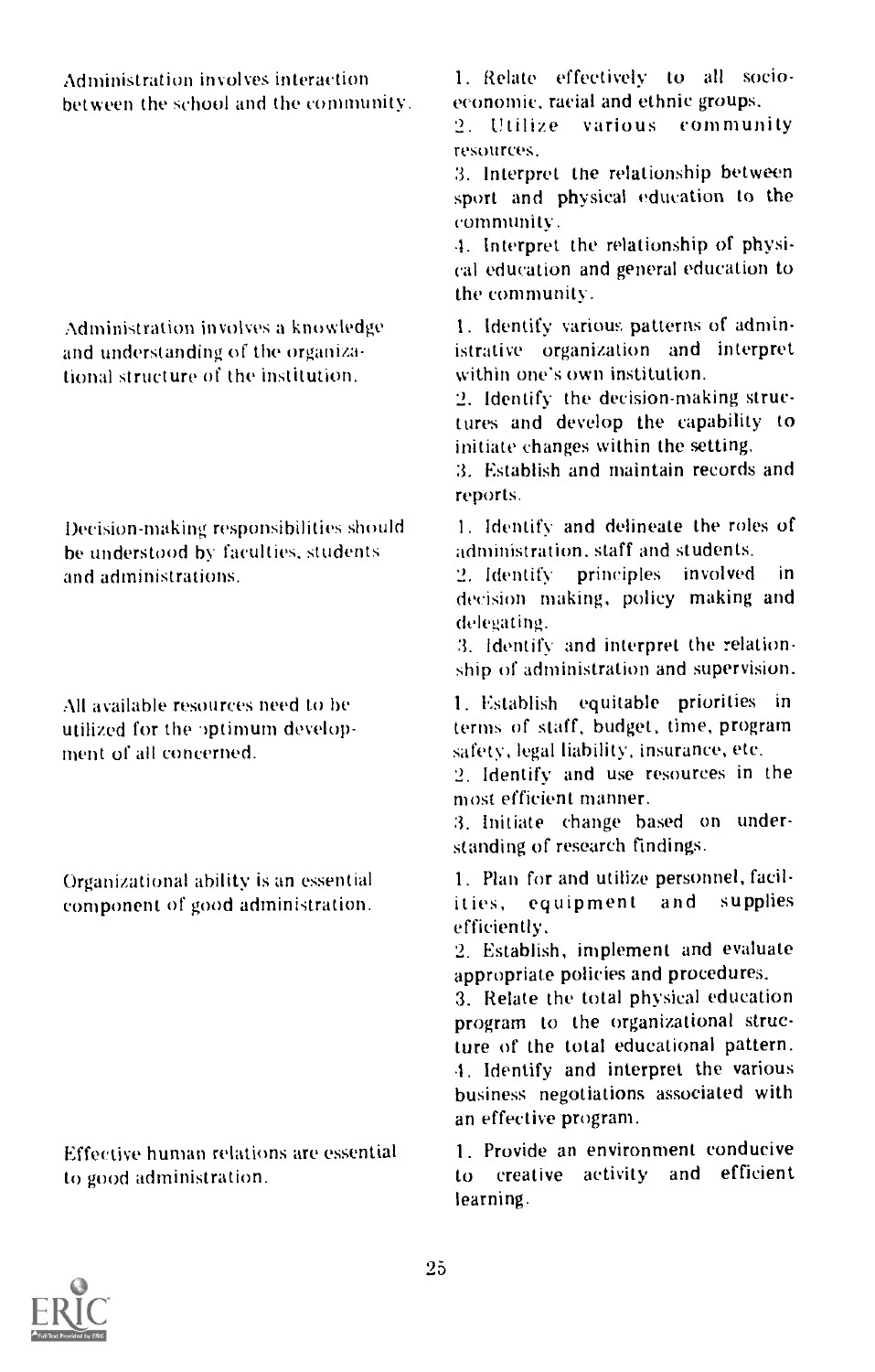| | |
|---|---|
| Administration involves interaction between the school and the community. | 1. Relate effectively to all socio-economic, racial and ethnic groups.<br>2. Utilize various community resources.<br>3. Interpret the relationship between sport and physical education to the community.<br>4. Interpret the relationship of physical education and general education to the community. |
| Administration involves a knowledge and understanding of the organizational structure of the institution. | 1. Identify various patterns of administrative organization and interpret within one's own institution.<br>2. Identify the decision-making structures and develop the capability to initiate changes within the setting.<br>3. Establish and maintain records and reports. |
| Decision-making responsibilities should be understood by faculties, students and administrations. | 1. Identify and delineate the roles of administration, staff and students.<br>2. Identify principles involved in decision making, policy making and delegating.<br>3. Identify and interpret the relationship of administration and supervision. |
| All available resources need to be utilized for the optimum development of all concerned. | 1. Establish equitable priorities in terms of staff, budget, time, program safety, legal liability, insurance, etc.<br>2. Identify and use resources in the most efficient manner.<br>3. Initiate change based on understanding of research findings. |
| Organizational ability is an essential component of good administration. | 1. Plan for and utilize personnel, facilities, equipment and supplies efficiently.<br>2. Establish, implement and evaluate appropriate policies and procedures.<br>3. Relate the total physical education program to the organizational structure of the total educational pattern.<br>4. Identify and interpret the various business negotiations associated with an effective program. |
| Effective human relations are essential to good administration. | 1. Provide an environment conducive to creative activity and efficient learning. |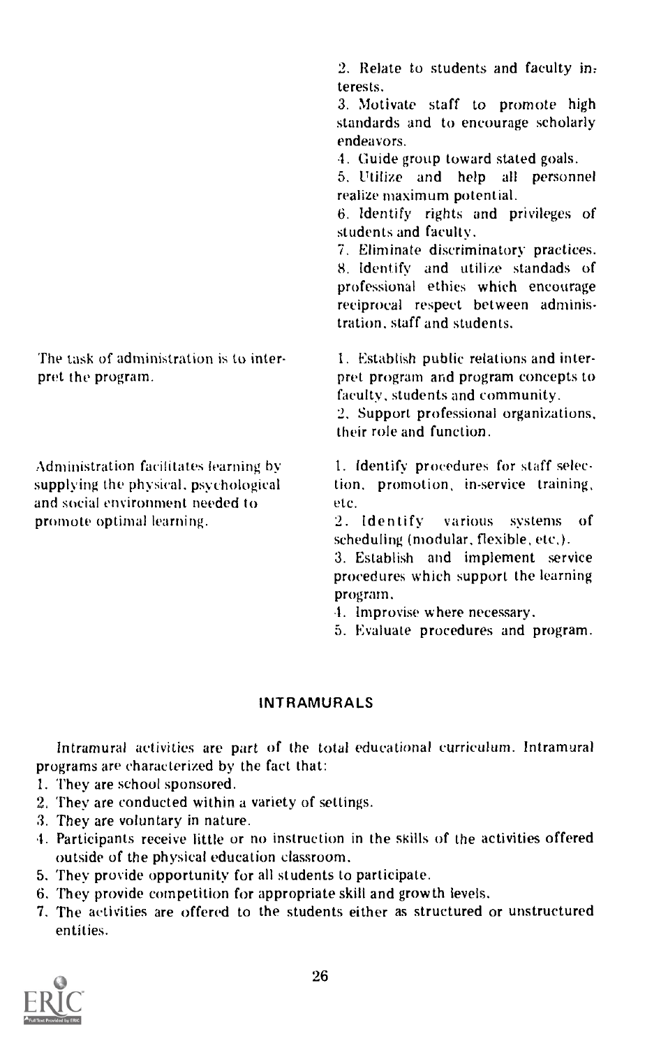| | |
|---|---|
| | 2. Relate to students and faculty interests.<br>3. Motivate staff to promote high standards and to encourage scholarly endeavors.<br>4. Guide group toward stated goals.<br>5. Utilize and help all personnel realize maximum potential.<br>6. Identify rights and privileges of students and faculty.<br>7. Eliminate discriminatory practices.<br>8. Identify and utilize standads of professional ethics which encourage reciprocal respect between administration, staff and students. |
| The task of administration is to interpret the program. | 1. Establish public relations and interpret program and program concepts to faculty, students and community.<br>2. Support professional organizations, their role and function. |
| Administration facilitates learning by supplying the physical, psychological and social environment needed to promote optimal learning. | 1. Identify procedures for staff selection, promotion, in-service training, etc.<br>2. Identify various systems of scheduling (modular, flexible, etc.).<br>3. Establish and implement service procedures which support the learning program.<br>4. Improvise where necessary.<br>5. Evaluate procedures and program. |

## INTRAMURALS

Intramural activities are part of the total educational curriculum. Intramural programs are characterized by the fact that:

1. They are school sponsored.
2. They are conducted within a variety of settings.
3. They are voluntary in nature.
4. Participants receive little or no instruction in the skills of the activities offered outside of the physical education classroom.
5. They provide opportunity for all students to participate.
6. They provide competition for appropriate skill and growth levels.
7. The activities are offered to the students either as structured or unstructured entities.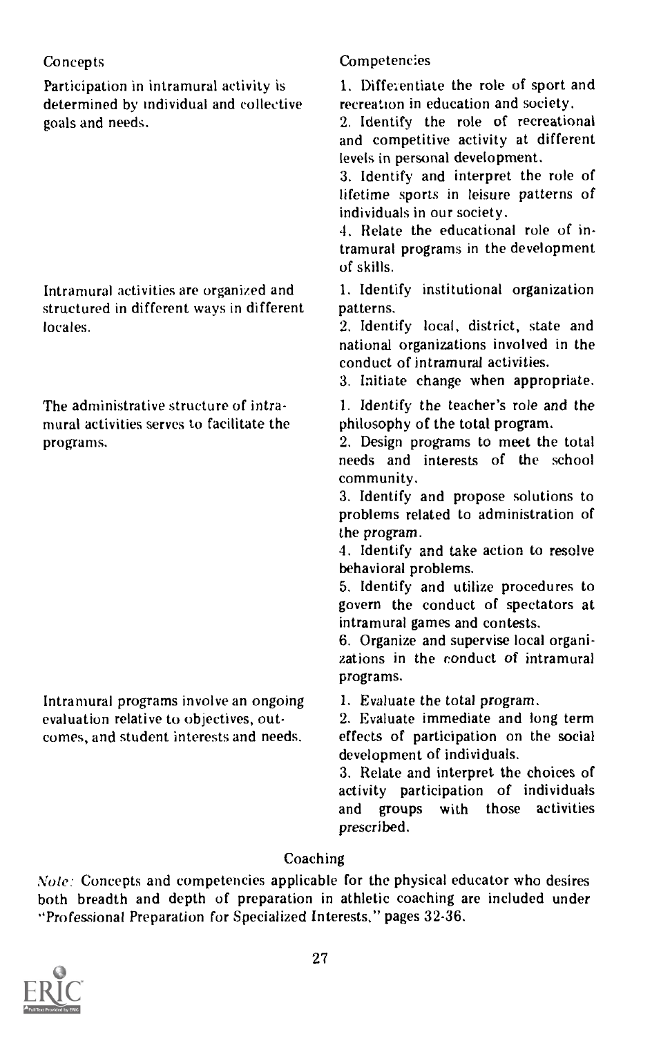| Concepts | Competencies |
| --- | --- |
| Participation in intramural activity is determined by individual and collective goals and needs. | 1. Differentiate the role of sport and recreation in education and society.<br>2. Identify the role of recreational and competitive activity at different levels in personal development.<br>3. Identify and interpret the role of lifetime sports in leisure patterns of individuals in our society.<br>4. Relate the educational role of intramural programs in the development of skills. |
| Intramural activities are organized and structured in different ways in different locales. | 1. Identify institutional organization patterns.<br>2. Identify local, district, state and national organizations involved in the conduct of intramural activities.<br>3. Initiate change when appropriate. |
| The administrative structure of intramural activities serves to facilitate the programs. | 1. Identify the teacher's role and the philosophy of the total program.<br>2. Design programs to meet the total needs and interests of the school community.<br>3. Identify and propose solutions to problems related to administration of the program.<br>4. Identify and take action to resolve behavioral problems.<br>5. Identify and utilize procedures to govern the conduct of spectators at intramural games and contests.<br>6. Organize and supervise local organizations in the conduct of intramural programs. |
| Intramural programs involve an ongoing evaluation relative to objectives, outcomes, and student interests and needs. | 1. Evaluate the total program.<br>2. Evaluate immediate and long term effects of participation on the social development of individuals.<br>3. Relate and interpret the choices of activity participation of individuals and groups with those activities prescribed. |

## Coaching

*Note:* Concepts and competencies applicable for the physical educator who desires both breadth and depth of preparation in athletic coaching are included under "Professional Preparation for Specialized Interests," pages 32-36.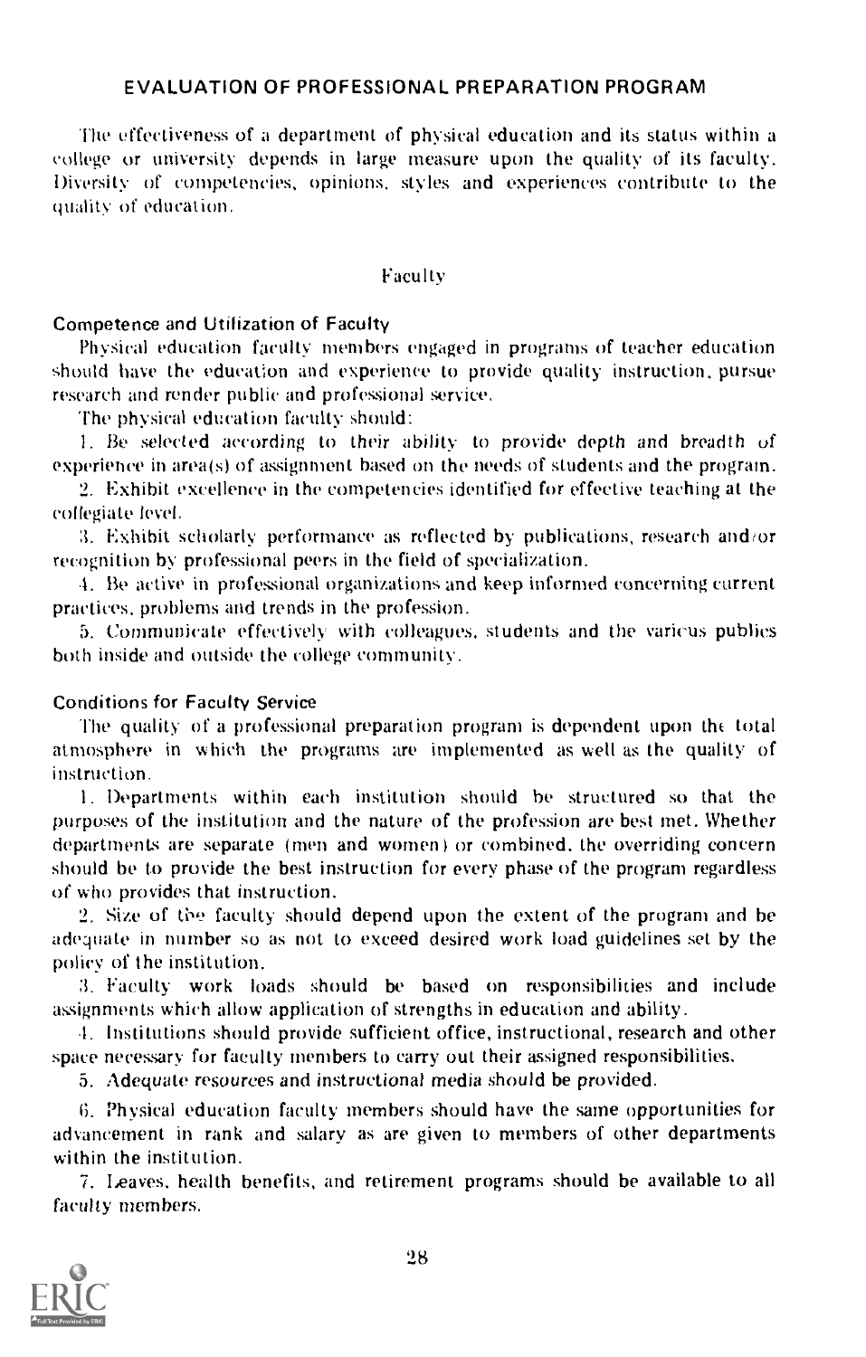## EVALUATION OF PROFESSIONAL PREPARATION PROGRAM

The effectiveness of a department of physical education and its status within a college or university depends in large measure upon the quality of its faculty. Diversity of competencies, opinions, styles and experiences contribute to the quality of education.

### Faculty

#### Competence and Utilization of Faculty

Physical education faculty members engaged in programs of teacher education should have the education and experience to provide quality instruction, pursue research and render public and professional service.

The physical education faculty should:

1. Be selected according to their ability to provide depth and breadth of experience in area(s) of assignment based on the needs of students and the program.
2. Exhibit excellence in the competencies identified for effective teaching at the collegiate level.
3. Exhibit scholarly performance as reflected by publications, research and/or recognition by professional peers in the field of specialization.
4. Be active in professional organizations and keep informed concerning current practices, problems and trends in the profession.
5. Communicate effectively with colleagues, students and the various publics both inside and outside the college community.

#### Conditions for Faculty Service

The quality of a professional preparation program is dependent upon the total atmosphere in which the programs are implemented as well as the quality of instruction.

1. Departments within each institution should be structured so that the purposes of the institution and the nature of the profession are best met. Whether departments are separate (men and women) or combined, the overriding concern should be to provide the best instruction for every phase of the program regardless of who provides that instruction.
2. Size of the faculty should depend upon the extent of the program and be adequate in number so as not to exceed desired work load guidelines set by the policy of the institution.
3. Faculty work loads should be based on responsibilities and include assignments which allow application of strengths in education and ability.
4. Institutions should provide sufficient office, instructional, research and other space necessary for faculty members to carry out their assigned responsibilities.
5. Adequate resources and instructional media should be provided.
6. Physical education faculty members should have the same opportunities for advancement in rank and salary as are given to members of other departments within the institution.
7. Leaves, health benefits, and retirement programs should be available to all faculty members.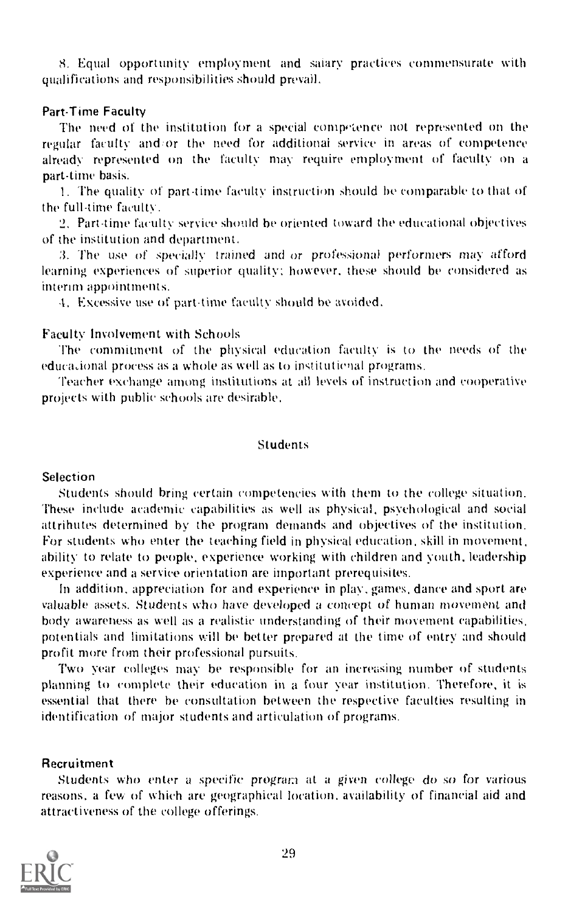8. Equal opportunity employment and salary practices commensurate with qualifications and responsibilities should prevail.

### Part-Time Faculty

The need of the institution for a special competence not represented on the regular faculty and/or the need for additional service in areas of competence already represented on the faculty may require employment of faculty on a part-time basis.

1. The quality of part-time faculty instruction should be comparable to that of the full-time faculty.
2. Part-time faculty service should be oriented toward the educational objectives of the institution and department.
3. The use of specially trained and/or professional performers may afford learning experiences of superior quality; however, these should be considered as interim appointments.
4. Excessive use of part-time faculty should be avoided.

### Faculty Involvement with Schools

The commitment of the physical education faculty is to the needs of the educational process as a whole as well as to institutional programs.

Teacher exchange among institutions at all levels of instruction and cooperative projects with public schools are desirable.

## Students

### Selection

Students should bring certain competencies with them to the college situation. These include academic capabilities as well as physical, psychological and social attributes determined by the program demands and objectives of the institution. For students who enter the teaching field in physical education, skill in movement, ability to relate to people, experience working with children and youth, leadership experience and a service orientation are important prerequisites.

In addition, appreciation for and experience in play, games, dance and sport are valuable assets. Students who have developed a concept of human movement and body awareness as well as a realistic understanding of their movement capabilities, potentials and limitations will be better prepared at the time of entry and should profit more from their professional pursuits.

Two year colleges may be responsible for an increasing number of students planning to complete their education in a four year institution. Therefore, it is essential that there be consultation between the respective faculties resulting in identification of major students and articulation of programs.

### Recruitment

Students who enter a specific program at a given college do so for various reasons, a few of which are geographical location, availability of financial aid and attractiveness of the college offerings.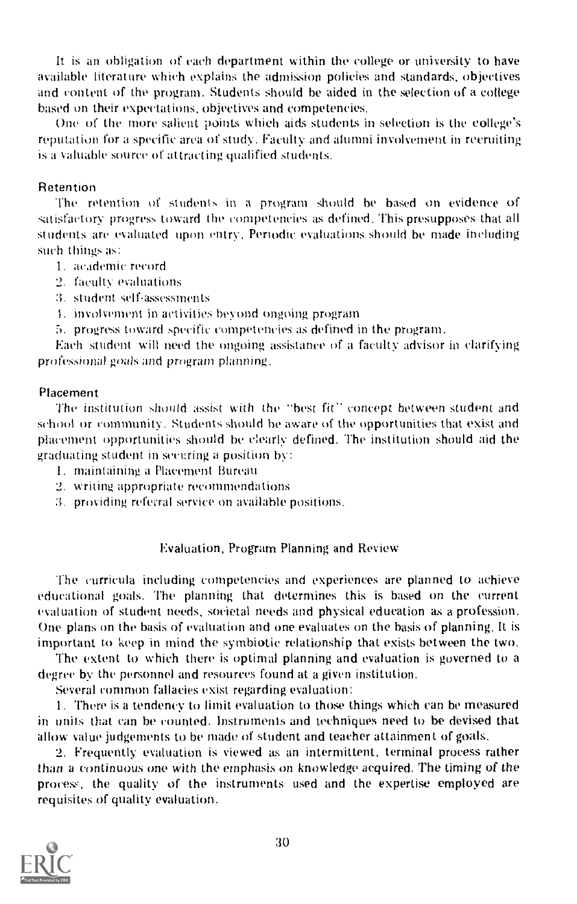It is an obligation of each department within the college or university to have available literature which explains the admission policies and standards, objectives and content of the program. Students should be aided in the selection of a college based on their expectations, objectives and competencies.

One of the more salient points which aids students in selection is the college's reputation for a specific area of study. Faculty and alumni involvement in recruiting is a valuable source of attracting qualified students.

### Retention

The retention of students in a program should be based on evidence of satisfactory progress toward the competencies as defined. This presupposes that all students are evaluated upon entry. Periodic evaluations should be made including such things as:

1. academic record
2. faculty evaluations
3. student self-assessments
4. involvement in activities beyond ongoing program
5. progress toward specific competencies as defined in the program.

Each student will need the ongoing assistance of a faculty advisor in clarifying professional goals and program planning.

### Placement

The institution should assist with the "best fit" concept between student and school or community. Students should be aware of the opportunities that exist and placement opportunities should be clearly defined. The institution should aid the graduating student in securing a position by:

1. maintaining a Placement Bureau
2. writing appropriate recommendations
3. providing referral service on available positions.

## Evaluation, Program Planning and Review

The curricula including competencies and experiences are planned to achieve educational goals. The planning that determines this is based on the current evaluation of student needs, societal needs and physical education as a profession. One plans on the basis of evaluation and one evaluates on the basis of planning. It is important to keep in mind the symbiotic relationship that exists between the two.

The extent to which there is optimal planning and evaluation is governed to a degree by the personnel and resources found at a given institution.

Several common fallacies exist regarding evaluation:

1. There is a tendency to limit evaluation to those things which can be measured in units that can be counted. Instruments and techniques need to be devised that allow value judgements to be made of student and teacher attainment of goals.

2. Frequently evaluation is viewed as an intermittent, terminal process rather than a continuous one with the emphasis on knowledge acquired. The timing of the process, the quality of the instruments used and the expertise employed are requisites of quality evaluation.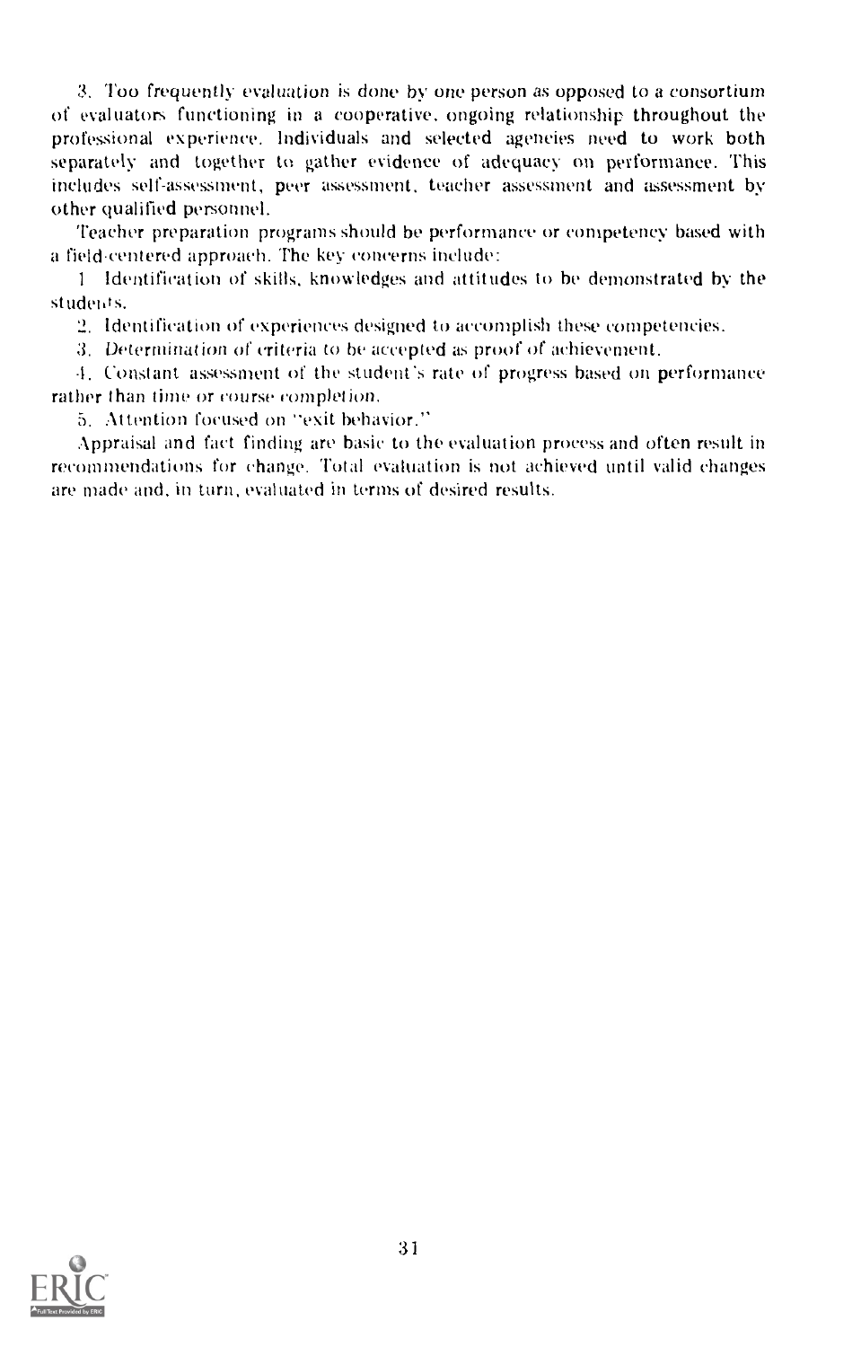3. Too frequently evaluation is done by one person as opposed to a consortium of evaluators functioning in a cooperative, ongoing relationship throughout the professional experience. Individuals and selected agencies need to work both separately and together to gather evidence of adequacy on performance. This includes self-assessment, peer assessment, teacher assessment and assessment by other qualified personnel.

Teacher preparation programs should be performance or competency based with a field-centered approach. The key concerns include:

1. Identification of skills, knowledges and attitudes to be demonstrated by the students.
2. Identification of experiences designed to accomplish these competencies.
3. Determination of criteria to be accepted as proof of achievement.
4. Constant assessment of the student's rate of progress based on performance rather than time or course completion.
5. Attention focused on "exit behavior."

Appraisal and fact finding are basic to the evaluation process and often result in recommendations for change. Total evaluation is not achieved until valid changes are made and, in turn, evaluated in terms of desired results.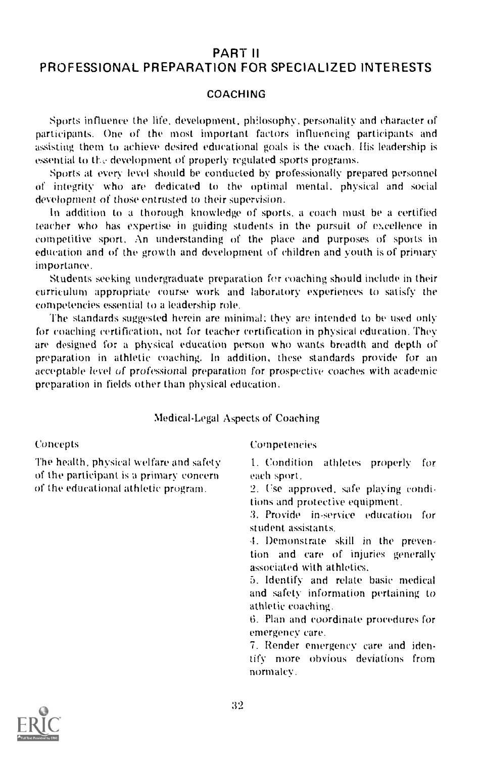# PART II
# PROFESSIONAL PREPARATION FOR SPECIALIZED INTERESTS

## COACHING

Sports influence the life, development, philosophy, personality and character of participants. One of the most important factors influencing participants and assisting them to achieve desired educational goals is the coach. His leadership is essential to the development of properly regulated sports programs.

Sports at every level should be conducted by professionally prepared personnel of integrity who are dedicated to the optimal mental, physical and social development of those entrusted to their supervision.

In addition to a thorough knowledge of sports, a coach must be a certified teacher who has expertise in guiding students in the pursuit of excellence in competitive sport. An understanding of the place and purposes of sports in education and of the growth and development of children and youth is of primary importance.

Students seeking undergraduate preparation for coaching should include in their curriculum appropriate course work and laboratory experiences to satisfy the competencies essential to a leadership role.

The standards suggested herein are minimal; they are intended to be used only for coaching certification, not for teacher certification in physical education. They are designed for a physical education person who wants breadth and depth of preparation in athletic coaching. In addition, these standards provide for an acceptable level of professional preparation for prospective coaches with academic preparation in fields other than physical education.

### Medical-Legal Aspects of Coaching

| Concepts | Competencies |
|---|---|
| The health, physical welfare and safety of the participant is a primary concern of the educational athletic program. | 1. Condition athletes properly for each sport.<br>2. Use approved, safe playing conditions and protective equipment.<br>3. Provide in-service education for student assistants.<br>4. Demonstrate skill in the prevention and care of injuries generally associated with athletics.<br>5. Identify and relate basic medical and safety information pertaining to athletic coaching.<br>6. Plan and coordinate procedures for emergency care.<br>7. Render emergency care and identify more obvious deviations from normalcy. |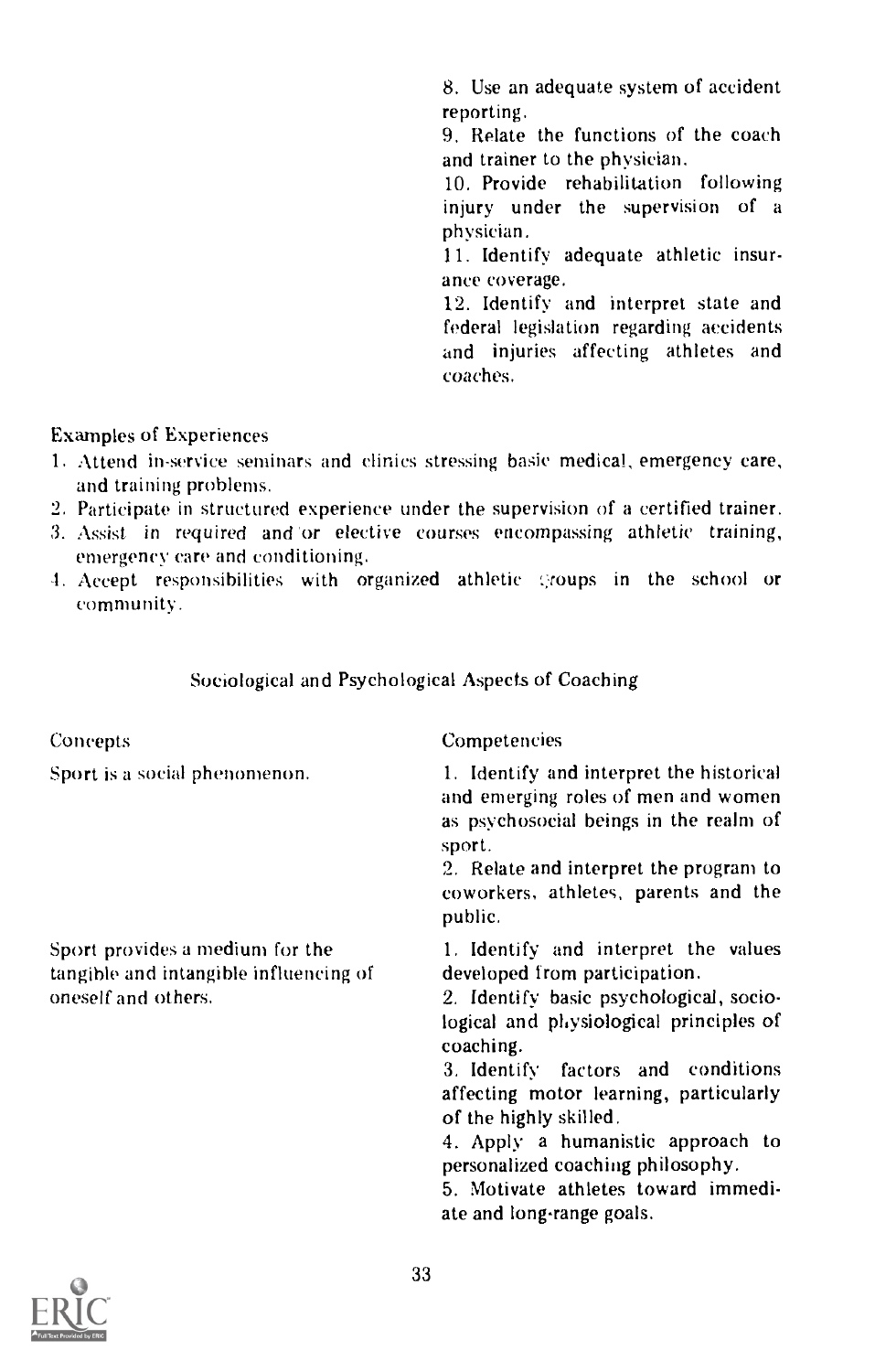8. Use an adequate system of accident reporting.
9. Relate the functions of the coach and trainer to the physician.
10. Provide rehabilitation following injury under the supervision of a physician.
11. Identify adequate athletic insurance coverage.
12. Identify and interpret state and federal legislation regarding accidents and injuries affecting athletes and coaches.

Examples of Experiences

1. Attend in-service seminars and clinics stressing basic medical, emergency care, and training problems.
2. Participate in structured experience under the supervision of a certified trainer.
3. Assist in required and/or elective courses encompassing athletic training, emergency care and conditioning.
4. Accept responsibilities with organized athletic groups in the school or community.

### Sociological and Psychological Aspects of Coaching

| Concepts | Competencies |
| --- | --- |
| Sport is a social phenomenon. | 1. Identify and interpret the historical and emerging roles of men and women as psychosocial beings in the realm of sport.<br>2. Relate and interpret the program to coworkers, athletes, parents and the public. |
| Sport provides a medium for the tangible and intangible influencing of oneself and others. | 1. Identify and interpret the values developed from participation.<br>2. Identify basic psychological, sociological and physiological principles of coaching.<br>3. Identify factors and conditions affecting motor learning, particularly of the highly skilled.<br>4. Apply a humanistic approach to personalized coaching philosophy.<br>5. Motivate athletes toward immediate and long-range goals. |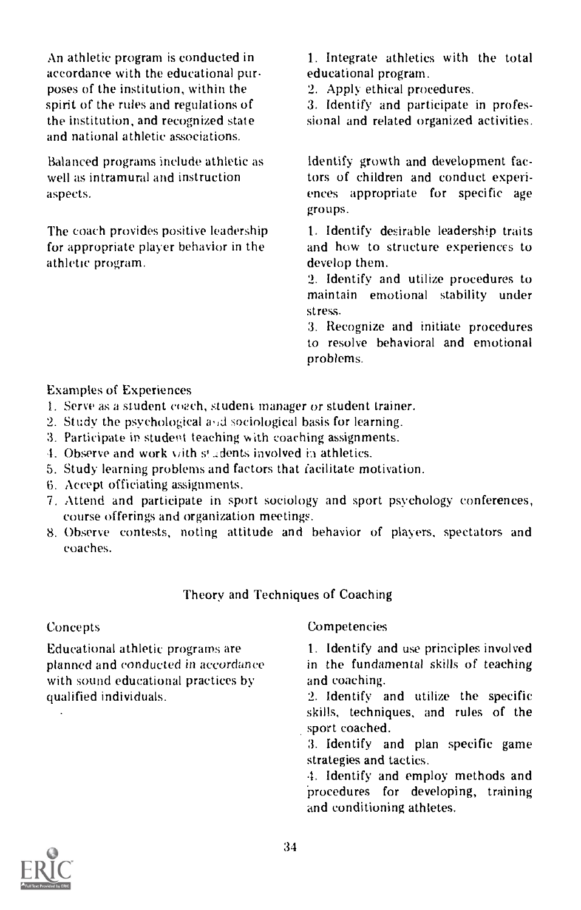| Concepts | Competencies |
|---|---|
| An athletic program is conducted in accordance with the educational purposes of the institution, within the spirit of the rules and regulations of the institution, and recognized state and national athletic associations. | 1. Integrate athletics with the total educational program.<br>2. Apply ethical procedures.<br>3. Identify and participate in professional and related organized activities. |
| Balanced programs include athletic as well as intramural and instruction aspects. | Identify growth and development factors of children and conduct experiences appropriate for specific age groups. |
| The coach provides positive leadership for appropriate player behavior in the athletic program. | 1. Identify desirable leadership traits and how to structure experiences to develop them.<br>2. Identify and utilize procedures to maintain emotional stability under stress.<br>3. Recognize and initiate procedures to resolve behavioral and emotional problems. |

Examples of Experiences

1. Serve as a student coach, student manager or student trainer.
2. Study the psychological and sociological basis for learning.
3. Participate in student teaching with coaching assignments.
4. Observe and work with students involved in athletics.
5. Study learning problems and factors that facilitate motivation.
6. Accept officiating assignments.
7. Attend and participate in sport sociology and sport psychology conferences, course offerings and organization meetings.
8. Observe contests, noting attitude and behavior of players, spectators and coaches.

## Theory and Techniques of Coaching

| Concepts | Competencies |
|---|---|
| Educational athletic programs are planned and conducted in accordance with sound educational practices by qualified individuals. | 1. Identify and use principles involved in the fundamental skills of teaching and coaching.<br>2. Identify and utilize the specific skills, techniques, and rules of the sport coached.<br>3. Identify and plan specific game strategies and tactics.<br>4. Identify and employ methods and procedures for developing, training and conditioning athletes. |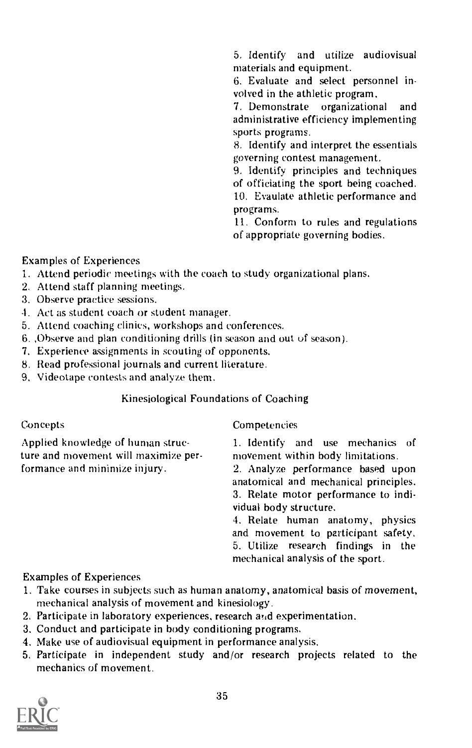5. Identify and utilize audiovisual materials and equipment.
6. Evaluate and select personnel involved in the athletic program.
7. Demonstrate organizational and administrative efficiency implementing sports programs.
8. Identify and interpret the essentials governing contest management.
9. Identify principles and techniques of officiating the sport being coached.
10. Evaulate athletic performance and programs.
11. Conform to rules and regulations of appropriate governing bodies.

Examples of Experiences

1. Attend periodic meetings with the coach to study organizational plans.
2. Attend staff planning meetings.
3. Observe practice sessions.
4. Act as student coach or student manager.
5. Attend coaching clinics, workshops and conferences.
6. ,Observe and plan conditioning drills (in season and out of season).
7. Experience assignments in scouting of opponents.
8. Read professional journals and current literature.
9. Videotape contests and analyze them.

## Kinesiological Foundations of Coaching

| Concepts | Competencies |
|---|---|
| Applied knowledge of human structure and movement will maximize performance and minimize injury. | 1. Identify and use mechanics of movement within body limitations.<br>2. Analyze performance based upon anatomical and mechanical principles.<br>3. Relate motor performance to individual body structure.<br>4. Relate human anatomy, physics and movement to participant safety.<br>5. Utilize research findings in the mechanical analysis of the sport. |

Examples of Experiences

1. Take courses in subjects such as human anatomy, anatomical basis of movement, mechanical analysis of movement and kinesiology.
2. Participate in laboratory experiences, research and experimentation.
3. Conduct and participate in body conditioning programs.
4. Make use of audiovisual equipment in performance analysis.
5. Participate in independent study and/or research projects related to the mechanics of movement.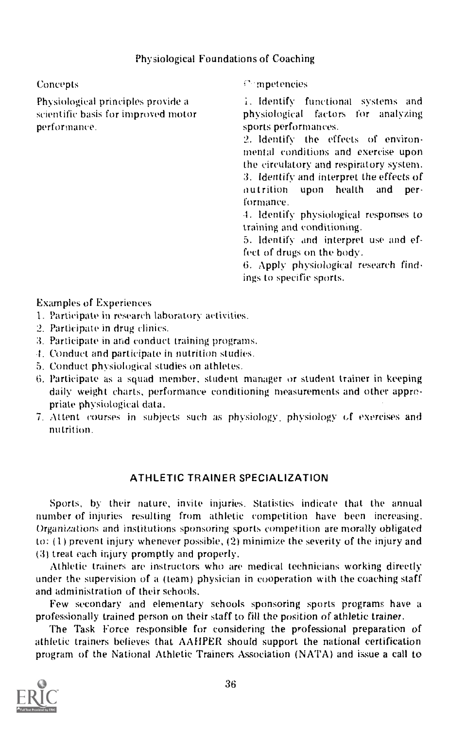### Physiological Foundations of Coaching

| Concepts | Competencies |
|---|---|
| Physiological principles provide a scientific basis for improved motor performance. | 1. Identify functional systems and physiological factors for analyzing sports performances.<br>2. Identify the effects of environmental conditions and exercise upon the circulatory and respiratory system.<br>3. Identify and interpret the effects of nutrition upon health and performance.<br>4. Identify physiological responses to training and conditioning.<br>5. Identify and interpret use and effect of drugs on the body.<br>6. Apply physiological research findings to specific sports. |

Examples of Experiences

1. Participate in research laboratory activities.
2. Participate in drug clinics.
3. Participate in and conduct training programs.
4. Conduct and participate in nutrition studies.
5. Conduct physiological studies on athletes.
6. Participate as a squad member, student manager or student trainer in keeping daily weight charts, performance conditioning measurements and other appropriate physiological data.
7. Attent courses in subjects such as physiology, physiology of exercises and nutrition.

## ATHLETIC TRAINER SPECIALIZATION

Sports, by their nature, invite injuries. Statistics indicate that the annual number of injuries resulting from athletic competition have been increasing. Organizations and institutions sponsoring sports competition are morally obligated to: (1) prevent injury whenever possible, (2) minimize the severity of the injury and (3) treat each injury promptly and properly.

Athletic trainers are instructors who are medical technicians working directly under the supervision of a (team) physician in cooperation with the coaching staff and administration of their schools.

Few secondary and elementary schools sponsoring sports programs have a professionally trained person on their staff to fill the position of athletic trainer.

The Task Force responsible for considering the professional preparation of athletic trainers believes that AAHPER should support the national certification program of the National Athletic Trainers Association (NATA) and issue a call to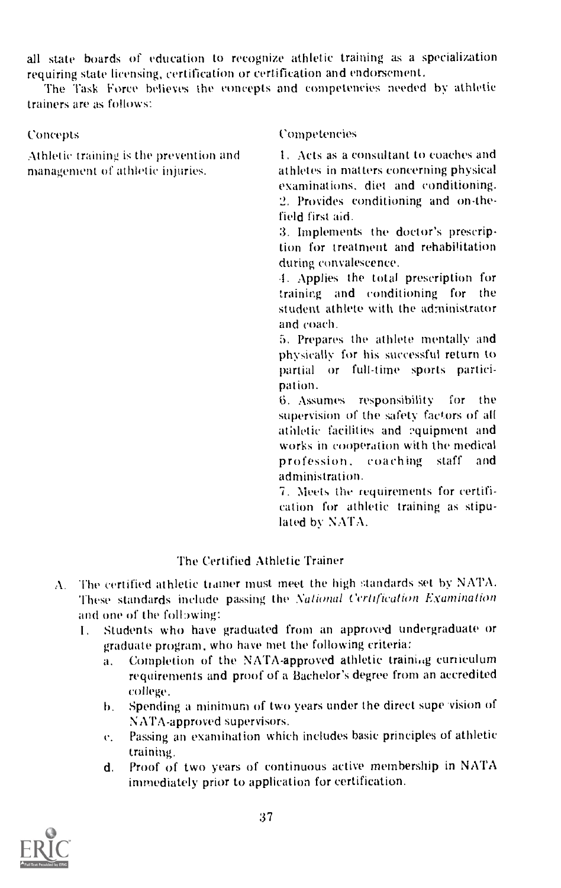all state boards of education to recognize athletic training as a specialization requiring state licensing, certification or certification and endorsement.

The Task Force believes the concepts and competencies needed by athletic trainers are as follows:

| Concepts | Competencies |
|---|---|
| Athletic training is the prevention and management of athletic injuries. | 1. Acts as a consultant to coaches and athletes in matters concerning physical examinations, diet and conditioning.<br>2. Provides conditioning and on-the-field first aid.<br>3. Implements the doctor's prescription for treatment and rehabilitation during convalescence.<br>4. Applies the total prescription for training and conditioning for the student athlete with the administrator and coach.<br>5. Prepares the athlete mentally and physically for his successful return to partial or full-time sports participation.<br>6. Assumes responsibility for the supervision of the safety factors of all athletic facilities and equipment and works in cooperation with the medical profession, coaching staff and administration.<br>7. Meets the requirements for certification for athletic training as stipulated by NATA. |

## The Certified Athletic Trainer

A. The certified athletic trainer must meet the high standards set by NATA. These standards include passing the *National Certification Examination* and one of the following:

1. Students who have graduated from an approved undergraduate or graduate program, who have met the following criteria:
   a. Completion of the NATA-approved athletic training curriculum requirements and proof of a Bachelor's degree from an accredited college.
   b. Spending a minimum of two years under the direct supervision of NATA-approved supervisors.
   c. Passing an examination which includes basic principles of athletic training.
   d. Proof of two years of continuous active membership in NATA immediately prior to application for certification.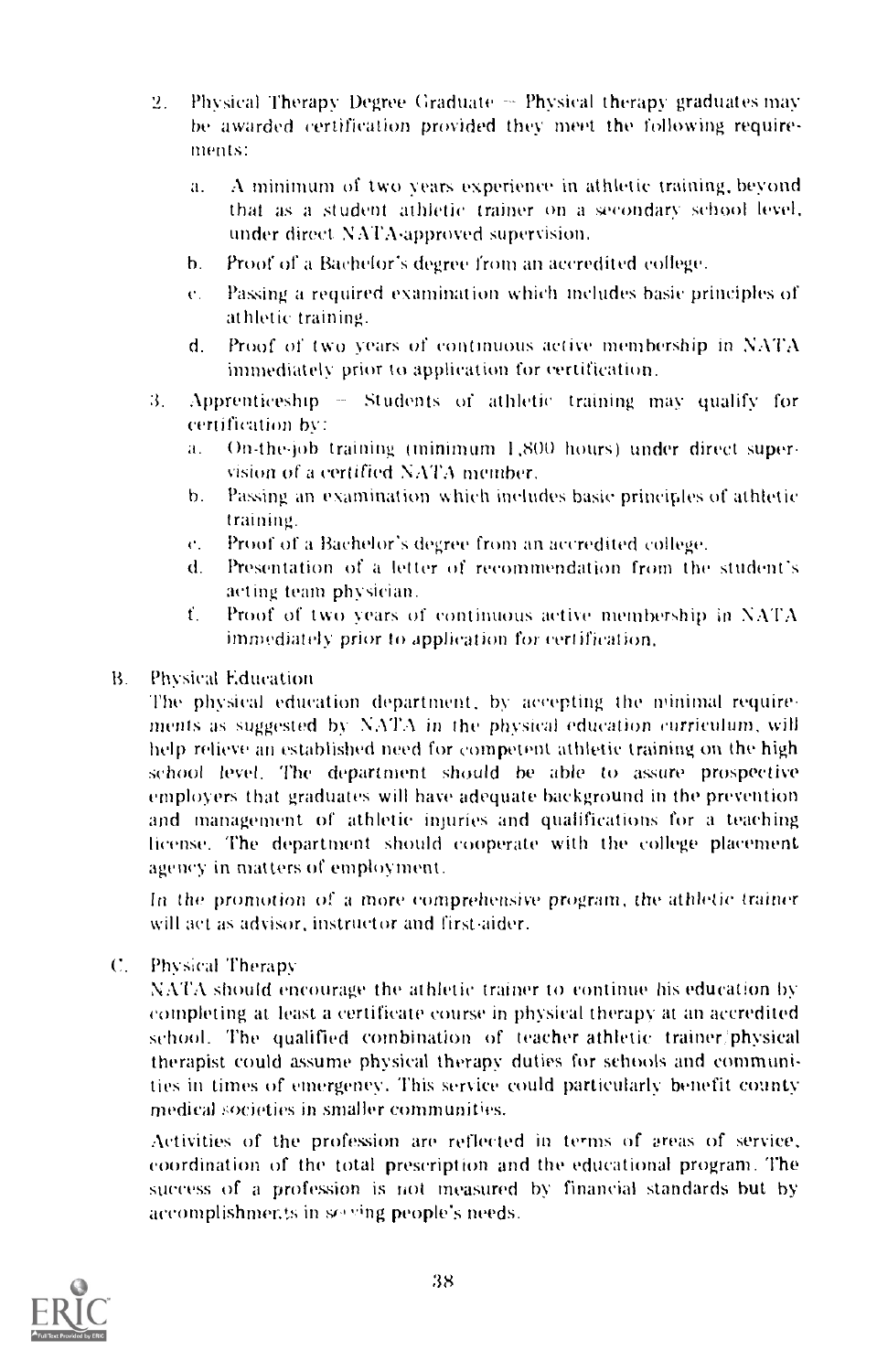2. Physical Therapy Degree Graduate — Physical therapy graduates may be awarded certification provided they meet the following requirements:

   a. A minimum of two years experience in athletic training, beyond that as a student athletic trainer on a secondary school level, under direct NATA-approved supervision.
   b. Proof of a Bachelor's degree from an accredited college.
   c. Passing a required examination which includes basic principles of athletic training.
   d. Proof of two years of continuous active membership in NATA immediately prior to application for certification.

3. Apprenticeship — Students of athletic training may qualify for certification by:

   a. On-the-job training (minimum 1,800 hours) under direct supervision of a certified NATA member.
   b. Passing an examination which includes basic principles of athletic training.
   c. Proof of a Bachelor's degree from an accredited college.
   d. Presentation of a letter of recommendation from the student's acting team physician.
   f. Proof of two years of continuous active membership in NATA immediately prior to application for certification.

B. Physical Education

The physical education department, by accepting the minimal requirements as suggested by NATA in the physical education curriculum, will help relieve an established need for competent athletic training on the high school level. The department should be able to assure prospective employers that graduates will have adequate background in the prevention and management of athletic injuries and qualifications for a teaching license. The department should cooperate with the college placement agency in matters of employment.

In the promotion of a more comprehensive program, the athletic trainer will act as advisor, instructor and first-aider.

C. Physical Therapy

NATA should encourage the athletic trainer to continue his education by completing at least a certificate course in physical therapy at an accredited school. The qualified combination of teacher athletic trainer/physical therapist could assume physical therapy duties for schools and communities in times of emergency. This service could particularly benefit county medical societies in smaller communities.

Activities of the profession are reflected in terms of areas of service, coordination of the total prescription and the educational program. The success of a profession is not measured by financial standards but by accomplishments in serving people's needs.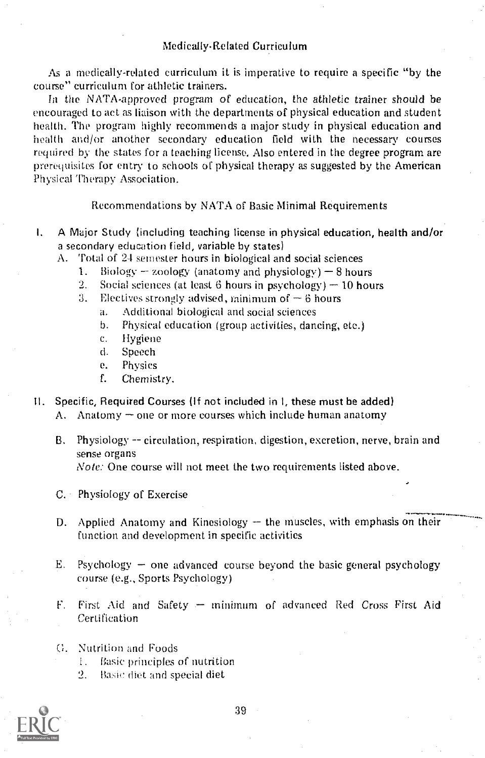## Medically-Related Curriculum

As a medically-related curriculum it is imperative to require a specific "by the course" curriculum for athletic trainers.

In the NATA-approved program of education, the athletic trainer should be encouraged to act as liaison with the departments of physical education and student health. The program highly recommends a major study in physical education and health and/or another secondary education field with the necessary courses required by the states for a teaching license. Also entered in the degree program are prerequisites for entry to schools of physical therapy as suggested by the American Physical Therapy Association.

### Recommendations by NATA of Basic Minimal Requirements

I. A Major Study (including teaching license in physical education, health and/or a secondary education field, variable by states)
   - A. Total of 24 semester hours in biological and social sciences
     1. Biology – zoology (anatomy and physiology) – 8 hours
     2. Social sciences (at least 6 hours in psychology) – 10 hours
     3. Electives strongly advised, minimum of – 6 hours
        - a. Additional biological and social sciences
        - b. Physical education (group activities, dancing, etc.)
        - c. Hygiene
        - d. Speech
        - e. Physics
        - f. Chemistry.

II. Specific, Required Courses (If not included in I, these must be added)
   - A. Anatomy – one or more courses which include human anatomy
   - B. Physiology -- circulation, respiration, digestion, excretion, nerve, brain and sense organs

     *Note:* One course will not meet the two requirements listed above.
   - C. Physiology of Exercise
   - D. Applied Anatomy and Kinesiology – the muscles, with emphasis on their function and development in specific activities
   - E. Psychology – one advanced course beyond the basic general psychology course (e.g., Sports Psychology)
   - F. First Aid and Safety – minimum of advanced Red Cross First Aid Certification
   - G. Nutrition and Foods
     1. Basic principles of nutrition
     2. Basic diet and special diet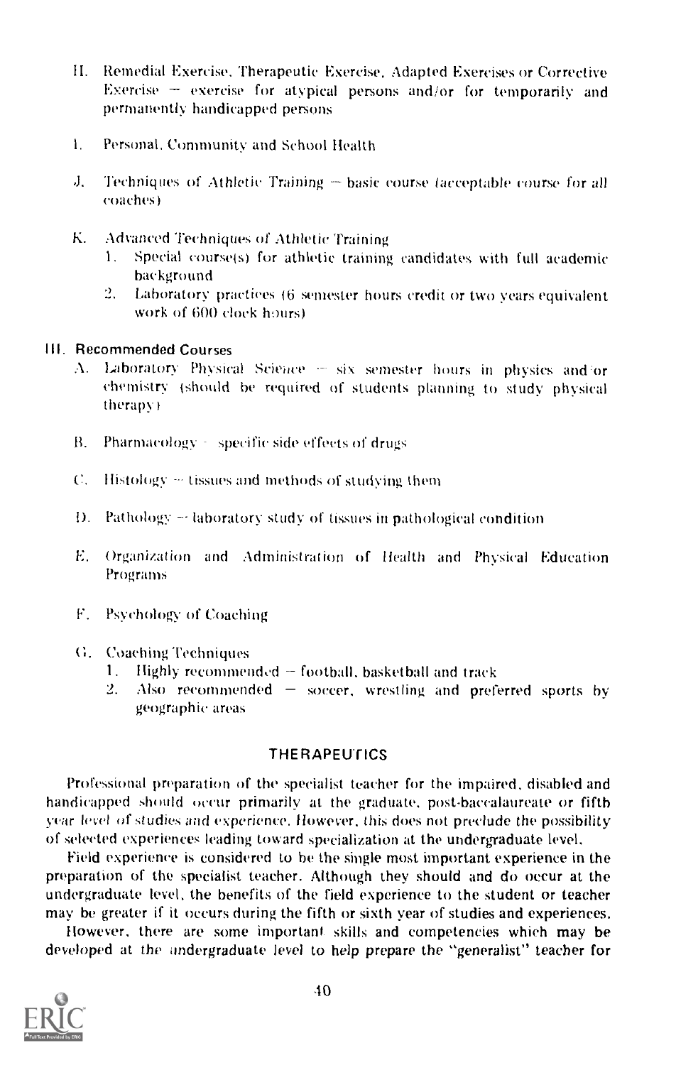H. Remedial Exercise, Therapeutic Exercise, Adapted Exercises or Corrective Exercise — exercise for atypical persons and/or for temporarily and permanently handicapped persons

I. Personal, Community and School Health

J. Techniques of Athletic Training — basic course (acceptable course for all coaches)

K. Advanced Techniques of Athletic Training
   1. Special course(s) for athletic training candidates with full academic background
   2. Laboratory practices (6 semester hours credit or two years equivalent work of 600 clock hours)

### III. Recommended Courses

A. Laboratory Physical Science — six semester hours in physics and/or chemistry (should be required of students planning to study physical therapy)

B. Pharmacology — specific side effects of drugs

C. Histology — tissues and methods of studying them

D. Pathology — laboratory study of tissues in pathological condition

E. Organization and Administration of Health and Physical Education Programs

F. Psychology of Coaching

G. Coaching Techniques
   1. Highly recommended — football, basketball and track
   2. Also recommended — soccer, wrestling and preferred sports by geographic areas

## THERAPEUTICS

Professional preparation of the specialist teacher for the impaired, disabled and handicapped should occur primarily at the graduate, post-baccalaureate or fifth year level of studies and experience. However, this does not preclude the possibility of selected experiences leading toward specialization at the undergraduate level.

Field experience is considered to be the single most important experience in the preparation of the specialist teacher. Although they should and do occur at the undergraduate level, the benefits of the field experience to the student or teacher may be greater if it occurs during the fifth or sixth year of studies and experiences.

However, there are some important skills and competencies which may be developed at the undergraduate level to help prepare the "generalist" teacher for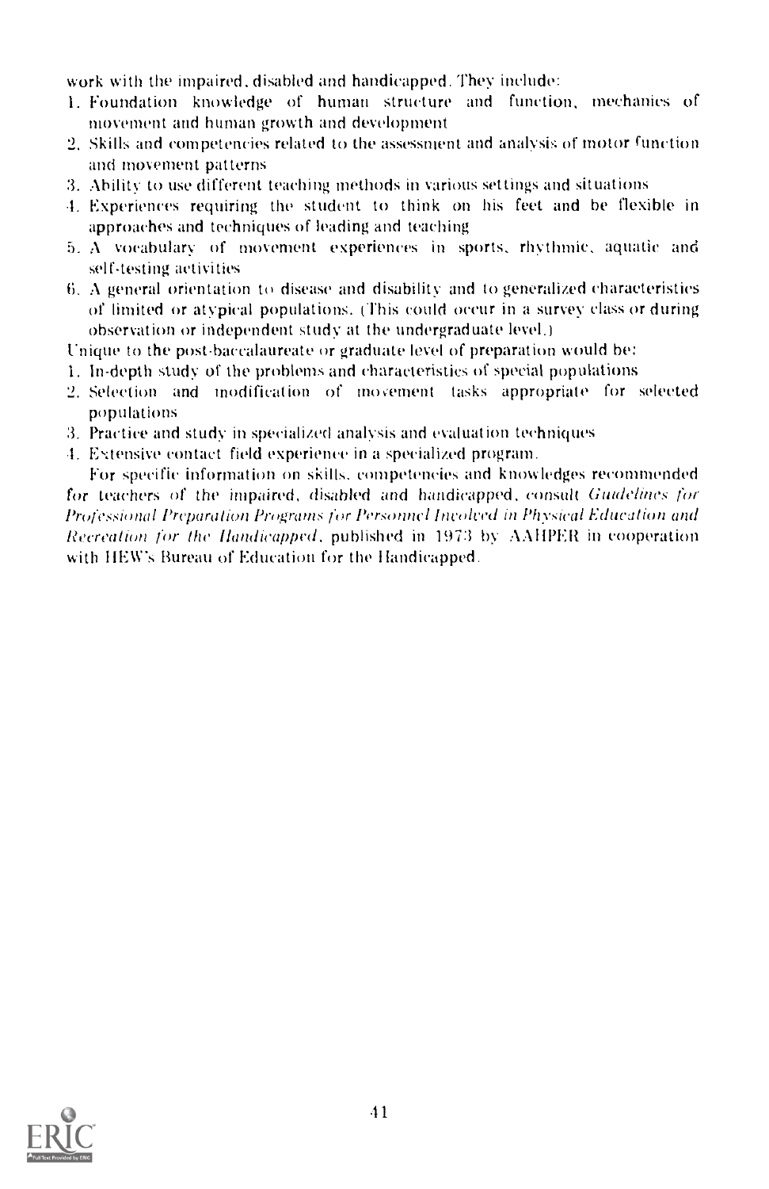work with the impaired, disabled and handicapped. They include:

1. Foundation knowledge of human structure and function, mechanics of movement and human growth and development
2. Skills and competencies related to the assessment and analysis of motor function and movement patterns
3. Ability to use different teaching methods in various settings and situations
4. Experiences requiring the student to think on his feet and be flexible in approaches and techniques of leading and teaching
5. A vocabulary of movement experiences in sports, rhythmic, aquatic and self-testing activities
6. A general orientation to disease and disability and to generalized characteristics of limited or atypical populations. (This could occur in a survey class or during observation or independent study at the undergraduate level.)

Unique to the post-baccalaureate or graduate level of preparation would be:

1. In-depth study of the problems and characteristics of special populations
2. Selection and modification of movement tasks appropriate for selected populations
3. Practice and study in specialized analysis and evaluation techniques
4. Extensive contact field experience in a specialized program.

For specific information on skills, competencies and knowledges recommended for teachers of the impaired, disabled and handicapped, consult *Guidelines for Professional Preparation Programs for Personnel Involved in Physical Education and Recreation for the Handicapped*, published in 1973 by AAHPER in cooperation with HEW's Bureau of Education for the Handicapped.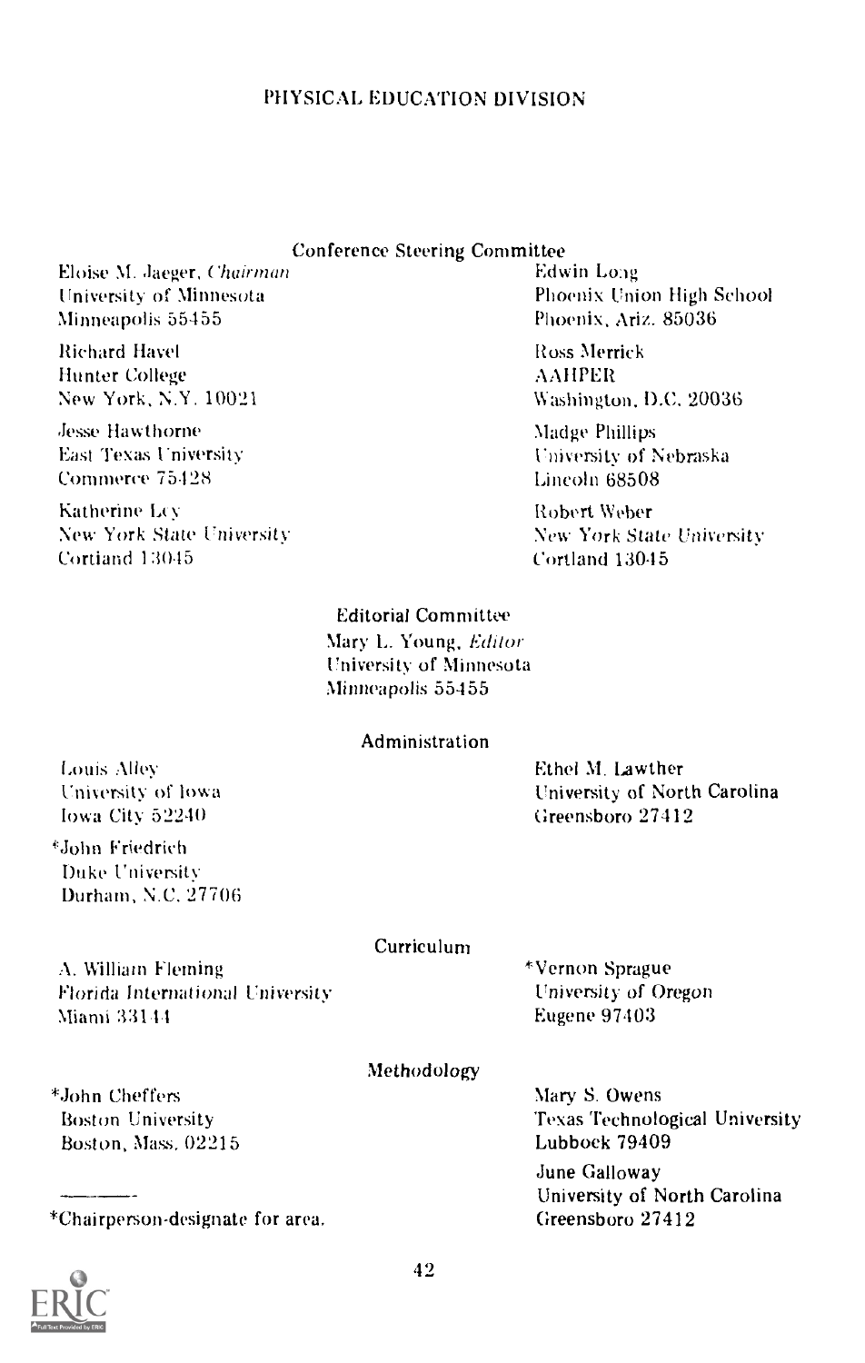# PHYSICAL EDUCATION DIVISION

## Conference Steering Committee

Eloise M. Jaeger, *Chairman*
University of Minnesota
Minneapolis 55455

Richard Havel
Hunter College
New York, N.Y. 10021

Jesse Hawthorne
East Texas University
Commerce 75428

Katherine Ley
New York State University
Cortland 13045

Edwin Long
Phoenix Union High School
Phoenix, Ariz. 85036

Ross Merrick
AAHPER
Washington, D.C. 20036

Madge Phillips
University of Nebraska
Lincoln 68508

Robert Weber
New York State University
Cortland 13045

## Editorial Committee

Mary L. Young, *Editor*
University of Minnesota
Minneapolis 55455

## Administration

Louis Alley
University of Iowa
Iowa City 52240

*John Friedrich
Duke University
Durham, N.C. 27706

Ethel M. Lawther
University of North Carolina
Greensboro 27412

## Curriculum

A. William Fleming
Florida International University
Miami 33144

*Vernon Sprague
University of Oregon
Eugene 97403

## Methodology

*John Cheffers
Boston University
Boston, Mass. 02215

Mary S. Owens
Texas Technological University
Lubbock 79409

June Galloway
University of North Carolina
Greensboro 27412

---

*Chairperson-designate for area.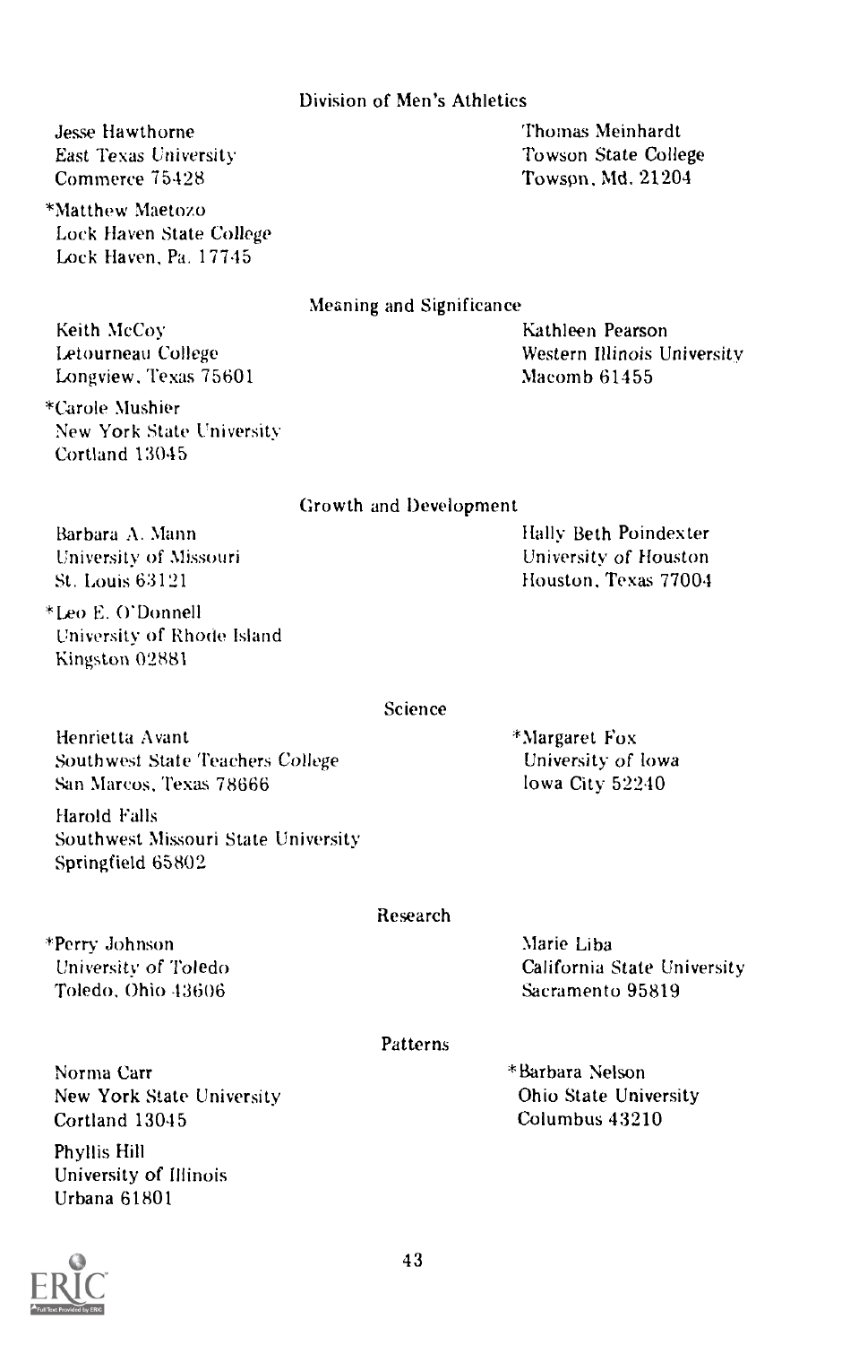## Division of Men's Athletics

Jesse Hawthorne
East Texas University
Commerce 75428

*Matthew Maetozo
Lock Haven State College
Lock Haven, Pa. 17745

Thomas Meinhardt
Towson State College
Towson, Md. 21204

## Meaning and Significance

Keith McCoy
Letourneau College
Longview, Texas 75601

*Carole Mushier
New York State University
Cortland 13045

Kathleen Pearson
Western Illinois University
Macomb 61455

## Growth and Development

Barbara A. Mann
University of Missouri
St. Louis 63121

*Leo E. O'Donnell
University of Rhode Island
Kingston 02881

Hally Beth Poindexter
University of Houston
Houston, Texas 77004

## Science

Henrietta Avant
Southwest State Teachers College
San Marcos, Texas 78666

Harold Falls
Southwest Missouri State University
Springfield 65802

*Margaret Fox
University of Iowa
Iowa City 52240

## Research

*Perry Johnson
University of Toledo
Toledo, Ohio 43606

Marie Liba
California State University
Sacramento 95819

## Patterns

Norma Carr
New York State University
Cortland 13045

Phyllis Hill
University of Illinois
Urbana 61801

*Barbara Nelson
Ohio State University
Columbus 43210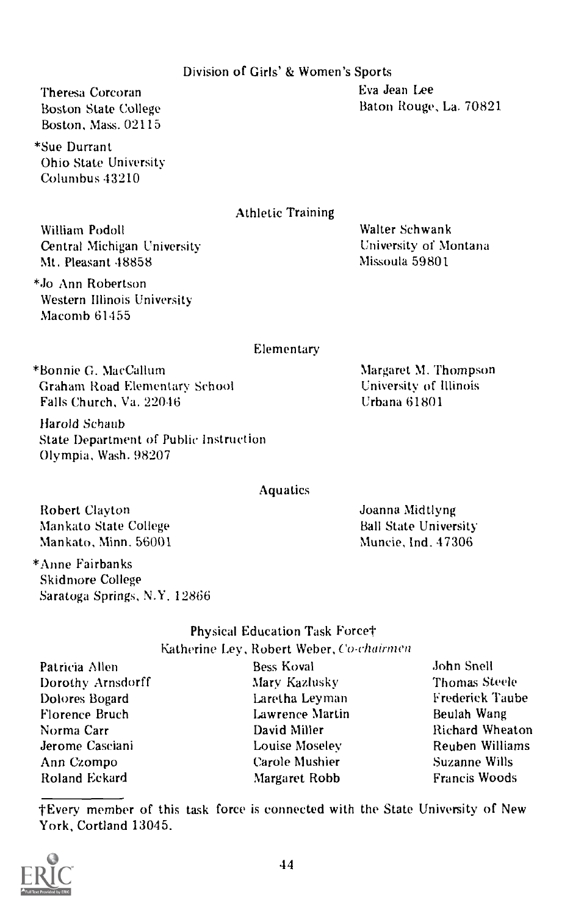### Division of Girls' & Women's Sports

Theresa Corcoran
Boston State College
Boston, Mass. 02115

*Sue Durrant
Ohio State University
Columbus 43210

Eva Jean Lee
Baton Rouge, La. 70821

### Athletic Training

William Podoll
Central Michigan University
Mt. Pleasant 48858

*Jo Ann Robertson
Western Illinois University
Macomb 61455

Walter Schwank
University of Montana
Missoula 59801

### Elementary

*Bonnie G. MacCallum
Graham Road Elementary School
Falls Church, Va. 22046

Harold Schaub
State Department of Public Instruction
Olympia, Wash. 98207

Margaret M. Thompson
University of Illinois
Urbana 61801

### Aquatics

Robert Clayton
Mankato State College
Mankato, Minn. 56001

*Anne Fairbanks
Skidmore College
Saratoga Springs, N.Y. 12866

Joanna Midtlyng
Ball State University
Muncie, Ind. 47306

### Physical Education Task Force†

Katherine Ley, Robert Weber, *Co-chairmen*

Patricia Allen
Dorothy Arnsdorff
Dolores Bogard
Florence Bruch
Norma Carr
Jerome Casciani
Ann Czompo
Roland Eckard
Bess Koval
Mary Kazlusky
Laretha Leyman
Lawrence Martin
David Miller
Louise Moseley
Carole Mushier
Margaret Robb
John Snell
Thomas Steele
Frederick Taube
Beulah Wang
Richard Wheaton
Reuben Williams
Suzanne Wills
Francis Woods

†Every member of this task force is connected with the State University of New York, Cortland 13045.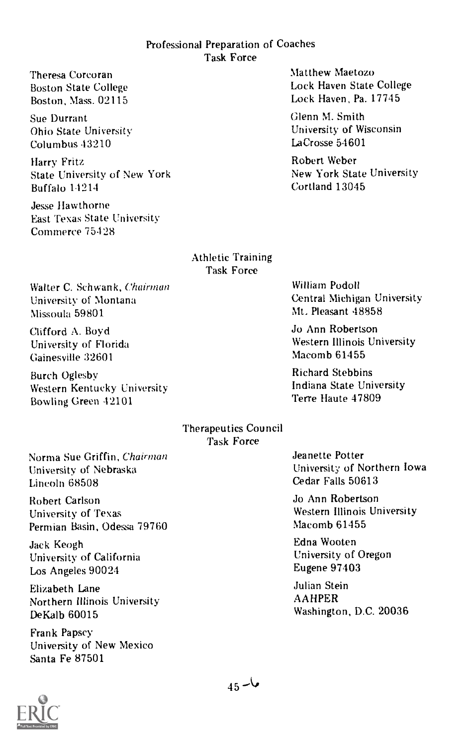## Professional Preparation of Coaches Task Force

Theresa Corcoran
Boston State College
Boston, Mass. 02115

Sue Durrant
Ohio State University
Columbus 43210

Harry Fritz
State University of New York
Buffalo 14214

Jesse Hawthorne
East Texas State University
Commerce 75428

Matthew Maetozo
Lock Haven State College
Lock Haven, Pa. 17745

Glenn M. Smith
University of Wisconsin
LaCrosse 54601

Robert Weber
New York State University
Cortland 13045

## Athletic Training Task Force

Walter C. Schwank, *Chairman*
University of Montana
Missoula 59801

Clifford A. Boyd
University of Florida
Gainesville 32601

Burch Oglesby
Western Kentucky University
Bowling Green 42101

William Podoll
Central Michigan University
Mt. Pleasant 48858

Jo Ann Robertson
Western Illinois University
Macomb 61455

Richard Stebbins
Indiana State University
Terre Haute 47809

## Therapeutics Council Task Force

Norma Sue Griffin, *Chairman*
University of Nebraska
Lincoln 68508

Robert Carlson
University of Texas
Permian Basin, Odessa 79760

Jack Keogh
University of California
Los Angeles 90024

Elizabeth Lane
Northern Illinois University
DeKalb 60015

Frank Papscy
University of New Mexico
Santa Fe 87501

Jeanette Potter
University of Northern Iowa
Cedar Falls 50613

Jo Ann Robertson
Western Illinois University
Macomb 61455

Edna Wooten
University of Oregon
Eugene 97403

Julian Stein
AAHPER
Washington, D.C. 20036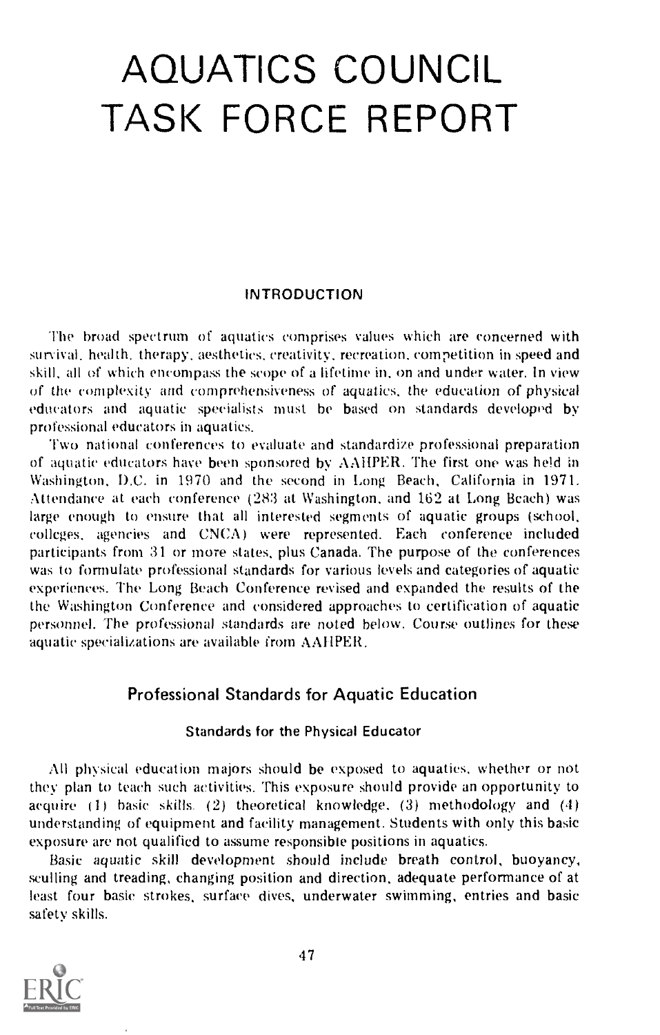# AQUATICS COUNCIL TASK FORCE REPORT

## INTRODUCTION

The broad spectrum of aquatics comprises values which are concerned with survival, health, therapy, aesthetics, creativity, recreation, competition in speed and skill, all of which encompass the scope of a lifetime in, on and under water. In view of the complexity and comprehensiveness of aquatics, the education of physical educators and aquatic specialists must be based on standards developed by professional educators in aquatics.

Two national conferences to evaluate and standardize professional preparation of aquatic educators have been sponsored by AAHPER. The first one was held in Washington, D.C. in 1970 and the second in Long Beach, California in 1971. Attendance at each conference (283 at Washington, and 162 at Long Beach) was large enough to ensure that all interested segments of aquatic groups (school, colleges, agencies and CNCA) were represented. Each conference included participants from 31 or more states, plus Canada. The purpose of the conferences was to formulate professional standards for various levels and categories of aquatic experiences. The Long Beach Conference revised and expanded the results of the the Washington Conference and considered approaches to certification of aquatic personnel. The professional standards are noted below. Course outlines for these aquatic specializations are available from AAHPER.

## Professional Standards for Aquatic Education

### Standards for the Physical Educator

All physical education majors should be exposed to aquatics, whether or not they plan to teach such activities. This exposure should provide an opportunity to acquire (1) basic skills, (2) theoretical knowledge, (3) methodology and (4) understanding of equipment and facility management. Students with only this basic exposure are not qualified to assume responsible positions in aquatics.

Basic aquatic skill development should include breath control, buoyancy, sculling and treading, changing position and direction, adequate performance of at least four basic strokes, surface dives, underwater swimming, entries and basic safety skills.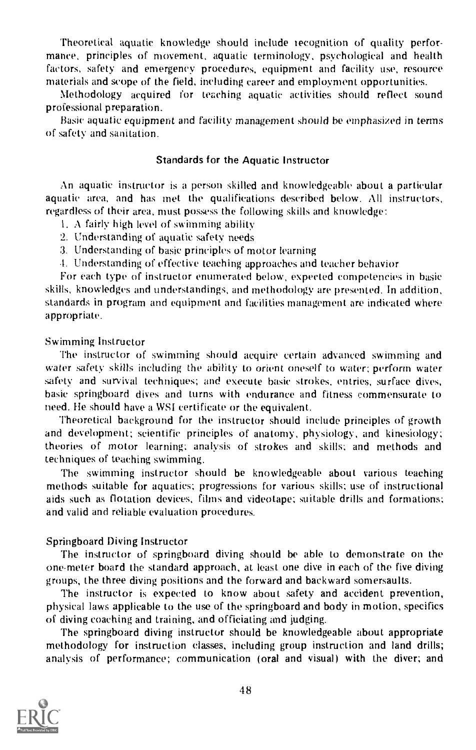Theoretical aquatic knowledge should include recognition of quality performance, principles of movement, aquatic terminology, psychological and health factors, safety and emergency procedures, equipment and facility use, resource materials and scope of the field, including career and employment opportunities.

Methodology acquired for teaching aquatic activities should reflect sound professional preparation.

Basic aquatic equipment and facility management should be emphasized in terms of safety and sanitation.

### Standards for the Aquatic Instructor

An aquatic instructor is a person skilled and knowledgeable about a particular aquatic area, and has met the qualifications described below. All instructors, regardless of their area, must possess the following skills and knowledge:

1. A fairly high level of swimming ability
2. Understanding of aquatic safety needs
3. Understanding of basic principles of motor learning
4. Understanding of effective teaching approaches and teacher behavior

For each type of instructor enumerated below, expected competencies in basic skills, knowledges and understandings, and methodology are presented. In addition, standards in program and equipment and facilities management are indicated where appropriate.

#### Swimming Instructor

The instructor of swimming should acquire certain advanced swimming and water safety skills including the ability to orient oneself to water; perform water safety and survival techniques; and execute basic strokes, entries, surface dives, basic springboard dives and turns with endurance and fitness commensurate to need. He should have a WSI certificate or the equivalent.

Theoretical background for the instructor should include principles of growth and development; scientific principles of anatomy, physiology, and kinesiology; theories of motor learning; analysis of strokes and skills; and methods and techniques of teaching swimming.

The swimming instructor should be knowledgeable about various teaching methods suitable for aquatics; progressions for various skills; use of instructional aids such as flotation devices, films and videotape; suitable drills and formations; and valid and reliable evaluation procedures.

#### Springboard Diving Instructor

The instructor of springboard diving should be able to demonstrate on the one-meter board the standard approach, at least one dive in each of the five diving groups, the three diving positions and the forward and backward somersaults.

The instructor is expected to know about safety and accident prevention, physical laws applicable to the use of the springboard and body in motion, specifics of diving coaching and training, and officiating and judging.

The springboard diving instructor should be knowledgeable about appropriate methodology for instruction classes, including group instruction and land drills; analysis of performance; communication (oral and visual) with the diver; and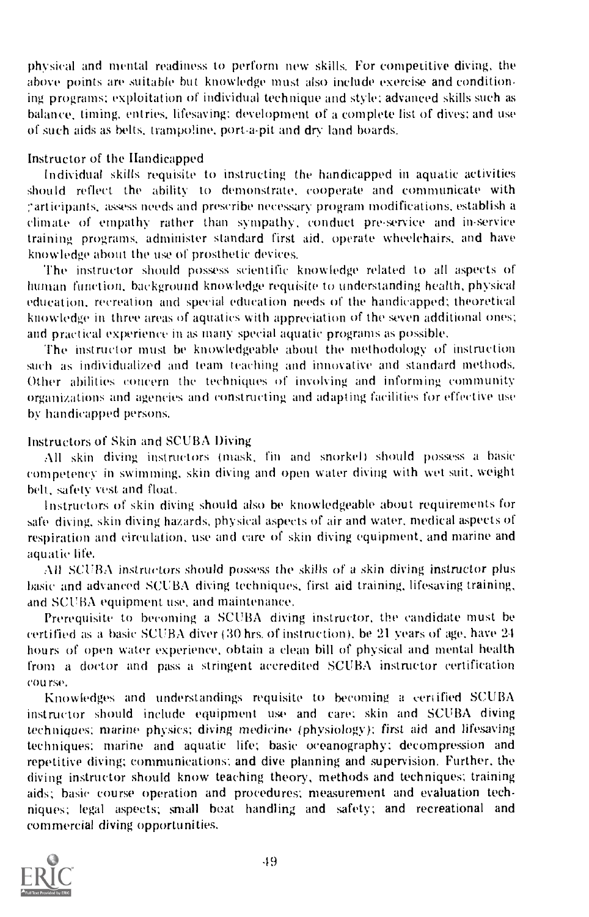physical and mental readiness to perform new skills. For competitive diving, the above points are suitable but knowledge must also include exercise and conditioning programs; exploitation of individual technique and style; advanced skills such as balance, timing, entries, lifesaving; development of a complete list of dives; and use of such aids as belts, trampoline, port-a-pit and dry land boards.

### Instructor of the Handicapped

Individual skills requisite to instructing the handicapped in aquatic activities should reflect the ability to demonstrate, cooperate and communicate with participants, assess needs and prescribe necessary program modifications, establish a climate of empathy rather than sympathy, conduct pre-service and in-service training programs, administer standard first aid, operate wheelchairs, and have knowledge about the use of prosthetic devices.

The instructor should possess scientific knowledge related to all aspects of human function, background knowledge requisite to understanding health, physical education, recreation and special education needs of the handicapped; theoretical knowledge in three areas of aquatics with appreciation of the seven additional ones; and practical experience in as many special aquatic programs as possible.

The instructor must be knowledgeable about the methodology of instruction such as individualized and team teaching and innovative and standard methods. Other abilities concern the techniques of involving and informing community organizations and agencies and constructing and adapting facilities for effective use by handicapped persons.

### Instructors of Skin and SCUBA Diving

All skin diving instructors (mask, fin and snorkel) should possess a basic competency in swimming, skin diving and open water diving with wet suit, weight belt, safety vest and float.

Instructors of skin diving should also be knowledgeable about requirements for safe diving, skin diving hazards, physical aspects of air and water, medical aspects of respiration and circulation, use and care of skin diving equipment, and marine and aquatic life.

All SCUBA instructors should possess the skills of a skin diving instructor plus basic and advanced SCUBA diving techniques, first aid training, lifesaving training, and SCUBA equipment use, and maintenance.

Prerequisite to becoming a SCUBA diving instructor, the candidate must be certified as a basic SCUBA diver (30 hrs. of instruction), be 21 years of age, have 24 hours of open water experience, obtain a clean bill of physical and mental health from a doctor and pass a stringent accredited SCUBA instructor certification course.

Knowledges and understandings requisite to becoming a certified SCUBA instructor should include equipment use and care; skin and SCUBA diving techniques; marine physics; diving medicine (physiology); first aid and lifesaving techniques; marine and aquatic life; basic oceanography; decompression and repetitive diving; communications; and dive planning and supervision. Further, the diving instructor should know teaching theory, methods and techniques; training aids; basic course operation and procedures; measurement and evaluation techniques; legal aspects; small boat handling and safety; and recreational and commercial diving opportunities.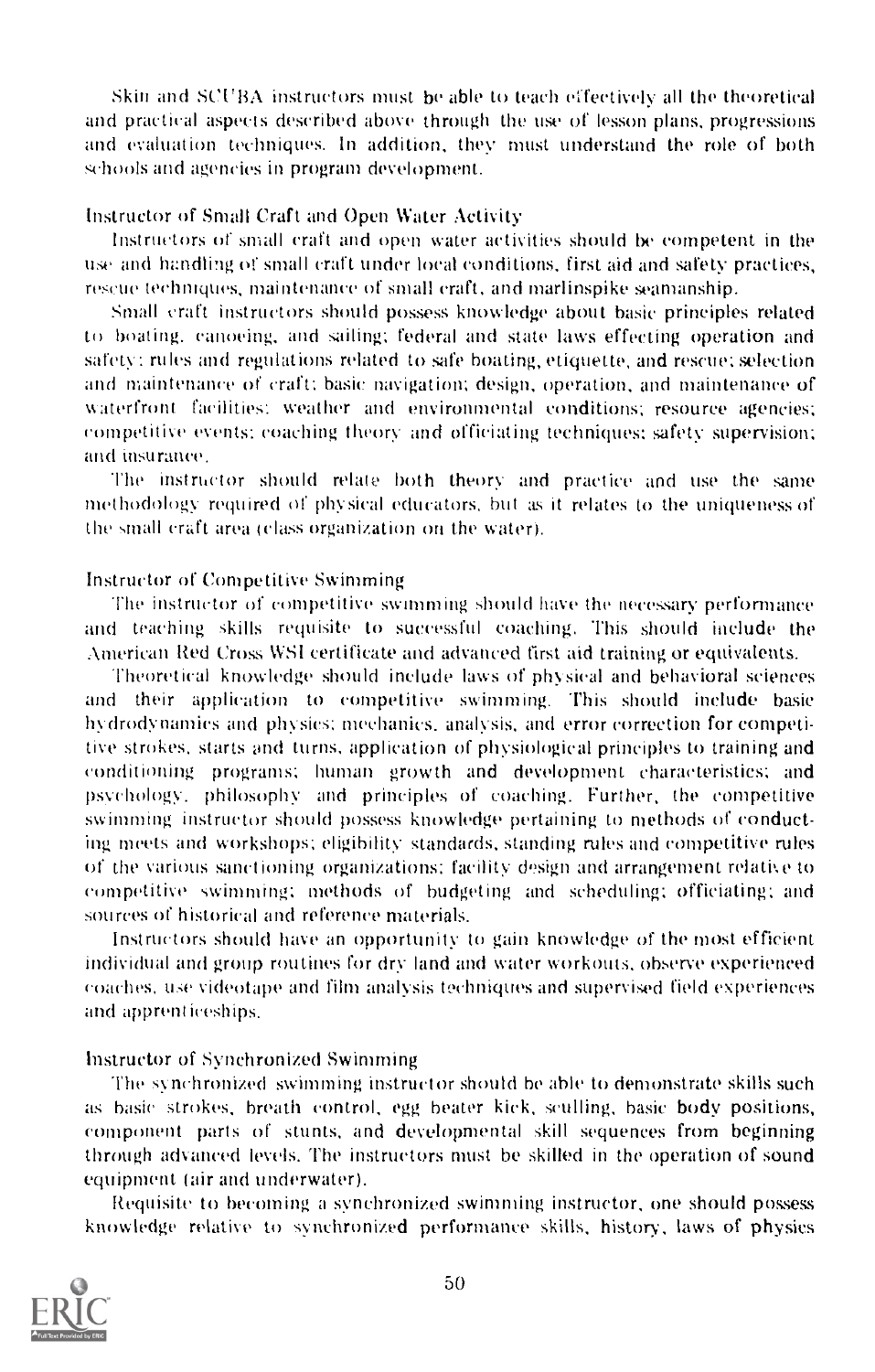Skin and SCUBA instructors must be able to teach effectively all the theoretical and practical aspects described above through the use of lesson plans, progressions and evaluation techniques. In addition, they must understand the role of both schools and agencies in program development.

### Instructor of Small Craft and Open Water Activity

Instructors of small craft and open water activities should be competent in the use and handling of small craft under local conditions, first aid and safety practices, rescue techniques, maintenance of small craft, and marlinspike seamanship.

Small craft instructors should possess knowledge about basic principles related to boating, canoeing, and sailing; federal and state laws effecting operation and safety; rules and regulations related to safe boating, etiquette, and rescue; selection and maintenance of craft; basic navigation; design, operation, and maintenance of waterfront facilities; weather and environmental conditions; resource agencies; competitive events; coaching theory and officiating techniques; safety supervision; and insurance.

The instructor should relate both theory and practice and use the same methodology required of physical educators, but as it relates to the uniqueness of the small craft area (class organization on the water).

### Instructor of Competitive Swimming

The instructor of competitive swimming should have the necessary performance and teaching skills requisite to successful coaching. This should include the American Red Cross WSI certificate and advanced first aid training or equivalents.

Theoretical knowledge should include laws of physical and behavioral sciences and their application to competitive swimming. This should include basic hydrodynamics and physics; mechanics, analysis, and error correction for competitive strokes, starts and turns, application of physiological principles to training and conditioning programs; human growth and development characteristics; and psychology, philosophy and principles of coaching. Further, the competitive swimming instructor should possess knowledge pertaining to methods of conducting meets and workshops; eligibility standards, standing rules and competitive rules of the various sanctioning organizations; facility design and arrangement relative to competitive swimming; methods of budgeting and scheduling; officiating; and sources of historical and reference materials.

Instructors should have an opportunity to gain knowledge of the most efficient individual and group routines for dry land and water workouts, observe experienced coaches, use videotape and film analysis techniques and supervised field experiences and apprenticeships.

### Instructor of Synchronized Swimming

The synchronized swimming instructor should be able to demonstrate skills such as basic strokes, breath control, egg beater kick, sculling, basic body positions, component parts of stunts, and developmental skill sequences from beginning through advanced levels. The instructors must be skilled in the operation of sound equipment (air and underwater).

Requisite to becoming a synchronized swimming instructor, one should possess knowledge relative to synchronized performance skills, history, laws of physics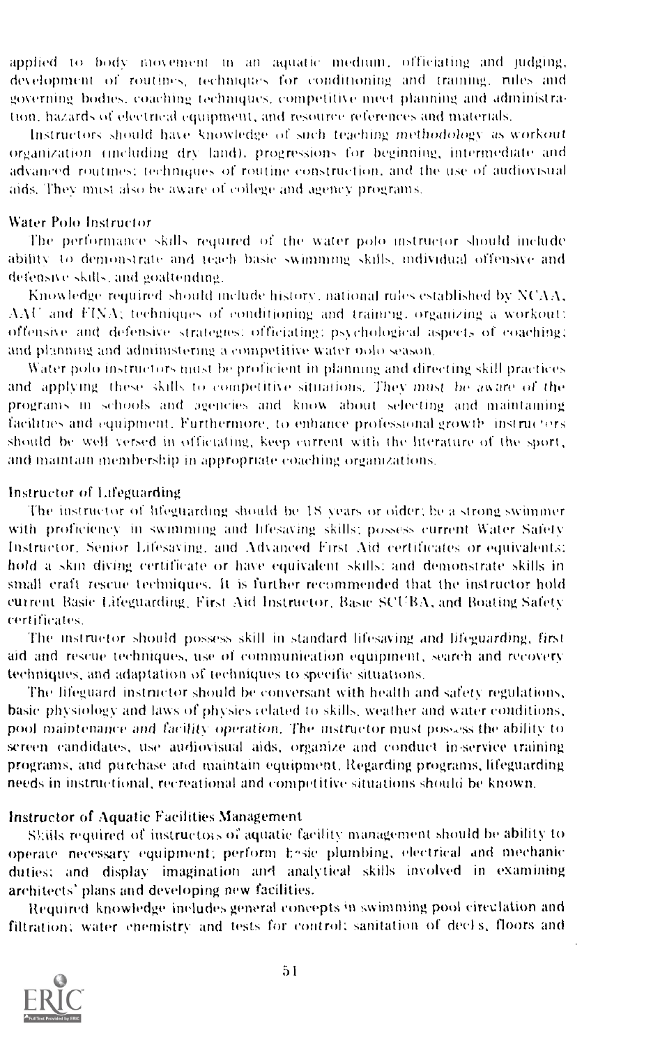applied to body movement in an aquatic medium, officiating and judging, development of routines, techniques for conditioning and training, rules and governing bodies, coaching techniques, competitive meet planning and administration, hazards of electrical equipment, and resource references and materials.

Instructors should have knowledge of such teaching *methodology* as workout organization (including dry land), progressions for beginning, intermediate and advanced routines; techniques of routine construction, and the use of audiovisual aids. They must also be aware of college and agency programs.

### Water Polo Instructor

The performance skills required of the water polo instructor should include ability to demonstrate and teach basic swimming skills, individual offensive and defensive skills, and goaltending.

Knowledge required should include history, national rules established by NCAA, AAU and FINA; techniques of conditioning and training, organizing a workout; offensive and defensive strategies; officiating; psychological aspects of coaching; and planning and administering a competitive water polo season.

Water polo instructors must be proficient in planning and directing skill practices and applying these skills to competitive situations. *They must be aware of the* programs in schools and agencies and know about selecting and maintaining facilities and equipment. Furthermore, to enhance professional growth instructors should be well versed in officiating, keep current with the literature of the sport, and maintain membership in appropriate coaching organizations.

### Instructor of Lifeguarding

The instructor of lifeguarding should be 18 years or older; be a strong swimmer with proficiency in swimming and lifesaving skills; possess current Water Safety Instructor, Senior Lifesaving, and Advanced First Aid certificates or equivalents; hold a skin diving certificate or have equivalent skills; and demonstrate skills in small craft rescue techniques. It is further recommended that the instructor hold current Basic Lifeguarding, First Aid Instructor, Basic SCUBA, and Boating Safety certificates.

The instructor should possess skill in standard lifesaving and lifeguarding, first aid and rescue techniques, use of communication equipment, search and recovery techniques, and adaptation of techniques to specific situations.

The lifeguard instructor should be conversant with health and safety regulations, basic physiology and laws of physics related to skills, weather and water conditions, pool maintenance *and facility operation*. The instructor must possess the ability to screen candidates, use audiovisual aids, organize and conduct in-service training programs, and purchase and maintain equipment. Regarding programs, lifeguarding needs in instructional, recreational and competitive situations should be known.

### Instructor of Aquatic Facilities Management

Skills required of instructors of aquatic facility management should be ability to operate necessary equipment; perform basic plumbing, electrical and mechanic duties; and display imagination and analytical skills involved in examining architects' plans and developing new facilities.

Required knowledge includes general concepts in swimming pool circulation and filtration; water chemistry and tests for control; sanitation of decks, floors and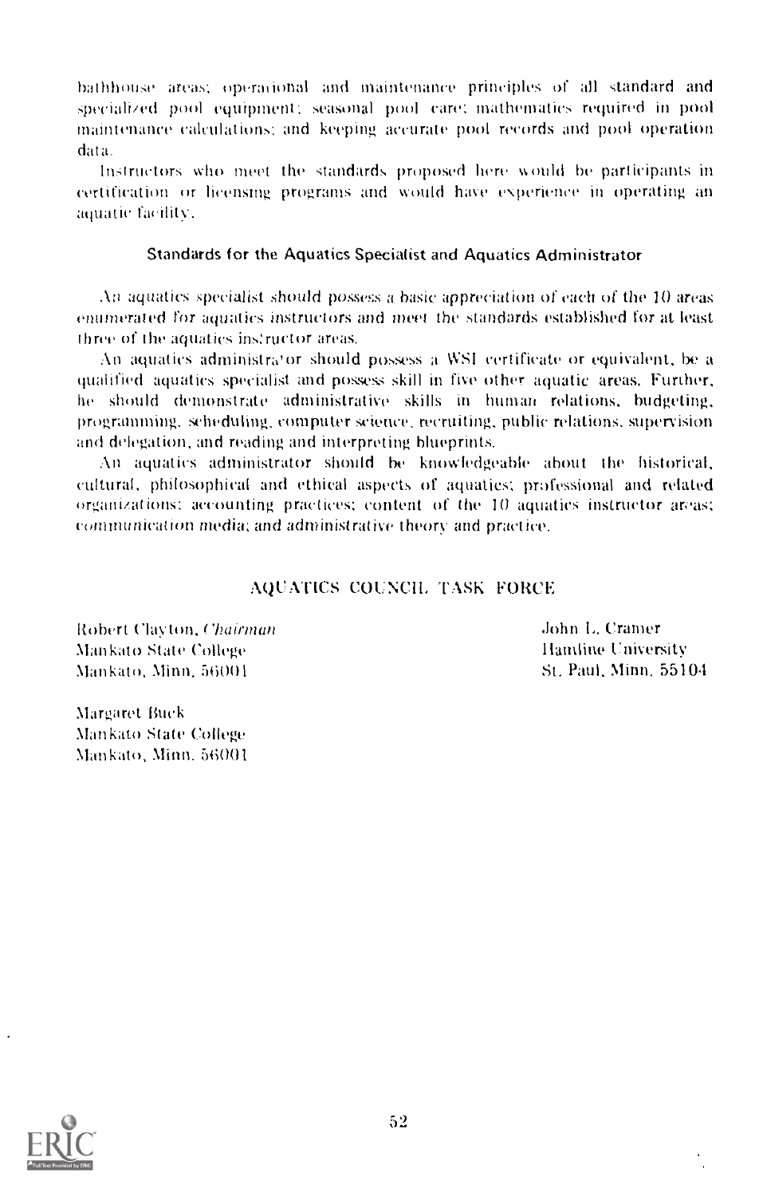bathhouse areas; operational and maintenance principles of all standard and specialized pool equipment; seasonal pool care; mathematics required in pool maintenance calculations; and keeping accurate pool records and pool operation data.

Instructors who meet the standards proposed here would be participants in certification or licensing programs and would have experience in operating an aquatic facility.

### Standards for the Aquatics Specialist and Aquatics Administrator

An aquatics specialist should possess a basic appreciation of each of the 10 areas enumerated for aquatics instructors and meet the standards established for at least three of the aquatics instructor areas.

An aquatics administrator should possess a WSI certificate or equivalent, be a qualified aquatics specialist and possess skill in five other aquatic areas. Further, he should demonstrate administrative skills in human relations, budgeting, programming, scheduling, computer science, recruiting, public relations, supervision and delegation, and reading and interpreting blueprints.

An aquatics administrator should be knowledgeable about the historical, cultural, philosophical and ethical aspects of aquatics; professional and related organizations; accounting practices; content of the 10 aquatics instructor areas; communication media; and administrative theory and practice.

## AQUATICS COUNCIL TASK FORCE

Robert Clayton, *Chairman*
Mankato State College
Mankato, Minn. 56001

John L. Cramer
Hamline University
St. Paul, Minn. 55104

Margaret Buck
Mankato State College
Mankato, Minn. 56001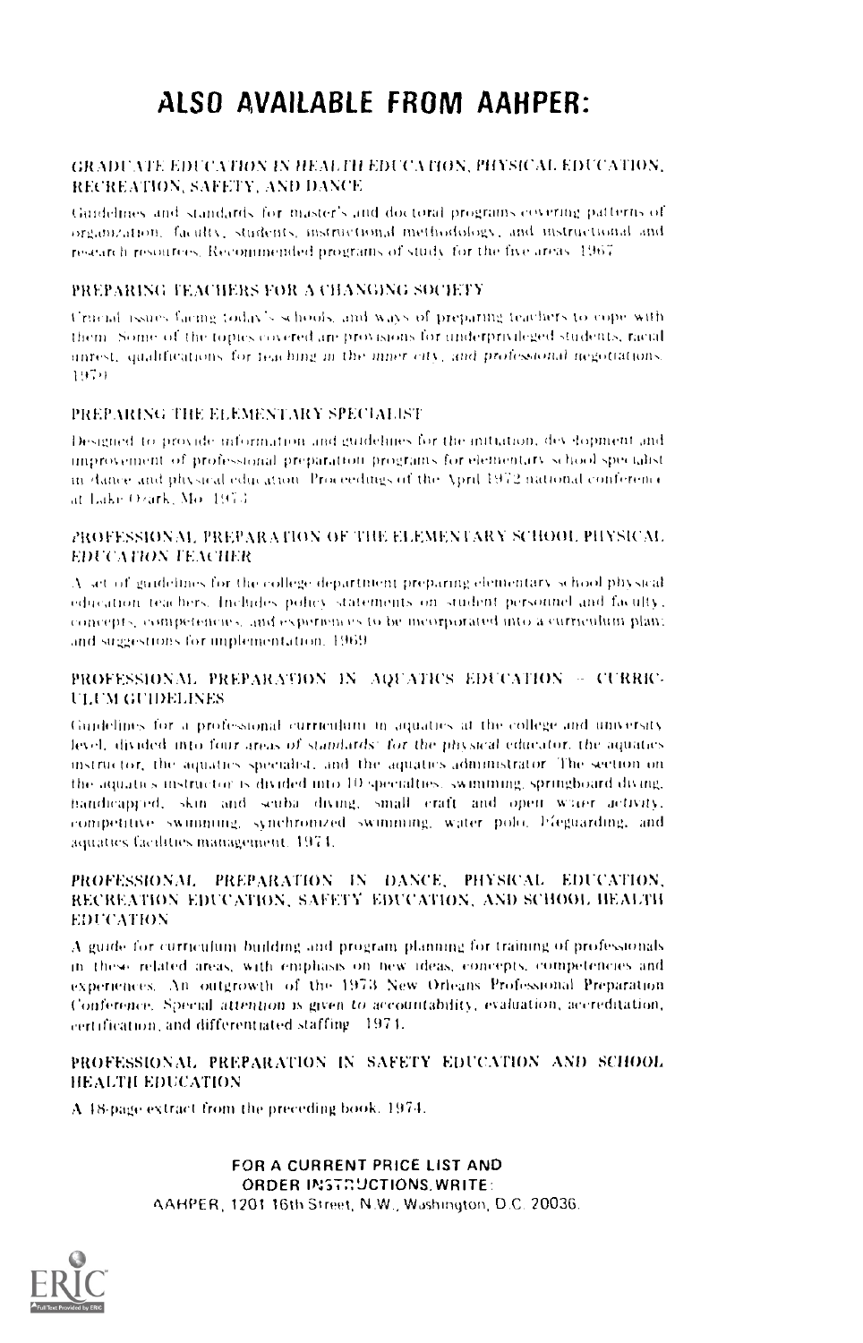# ALSO AVAILABLE FROM AAHPER:

**GRADUATE EDUCATION IN *HEALTH* EDUCATION, *PHYSICAL* EDUCATION, RECREATION, SAFETY, AND DANCE**

Guidelines and standards for master's and doctoral programs covering patterns of organization, faculty, students, instructional methodology, and instructional and research resources. Recommended programs of study for the five areas. 1967.

**PREPARING TEACHERS FOR A CHANGING SOCIETY**

Crucial issues facing today's schools, and ways of preparing teachers to cope with them. Some of the topics covered are provisions for underprivileged students, racial unrest, qualifications for teaching *in the inner city*, and *professional* negotiations. 1970.

**PREPARING THE ELEMENTARY SPECIALIST**

Designed to provide information and guidelines for the initiation, development and improvement of professional preparation programs for elementary school specialist in dance and physical education. Proceedings of the April 1972 national conference at Lake Ozark, Mo. 1973.

**PROFESSIONAL PREPARATION OF THE ELEMENTARY SCHOOL PHYSICAL EDUCATION TEACHER**

A set of guidelines for the college department preparing elementary school physical education teachers. Includes policy statements on student personnel and faculty, concepts, competencies, and experiences to be incorporated into a curriculum plan; and suggestions for implementation. 1969.

**PROFESSIONAL PREPARATION IN AQUATICS EDUCATION — CURRICULUM GUIDELINES**

Guidelines for a professional curriculum in aquatics at the college and university level, divided into four areas *of standards: for the physical educator*, the aquatics instructor, the aquatics specialist, and the aquatics administrator. The section on the aquatics instructor is divided into 10 specialties: swimming, springboard diving, handicapped, skin and scuba diving, small craft and open water activity, competitive swimming, synchronized swimming, water polo, lifeguarding, and aquatics facilities management. 1974.

**PROFESSIONAL PREPARATION IN DANCE, PHYSICAL EDUCATION, RECREATION EDUCATION, SAFETY EDUCATION, AND SCHOOL HEALTH EDUCATION**

A guide for curriculum building and program planning for training of professionals in these related areas, with emphasis on new ideas, concepts, competencies and experiences. An outgrowth of the 1973 New Orleans Professional Preparation Conference. Special *attention* is given *to* accountability, evaluation, accreditation, certification, and differentiated staffing. 1974.

**PROFESSIONAL PREPARATION IN SAFETY EDUCATION AND SCHOOL HEALTH EDUCATION**

A 48-page extract from the preceding book. 1974.

**FOR A CURRENT PRICE LIST AND ORDER INSTRUCTIONS, WRITE:**
AAHPER, 1201 16th Street, N.W., Washington, D.C. 20036.